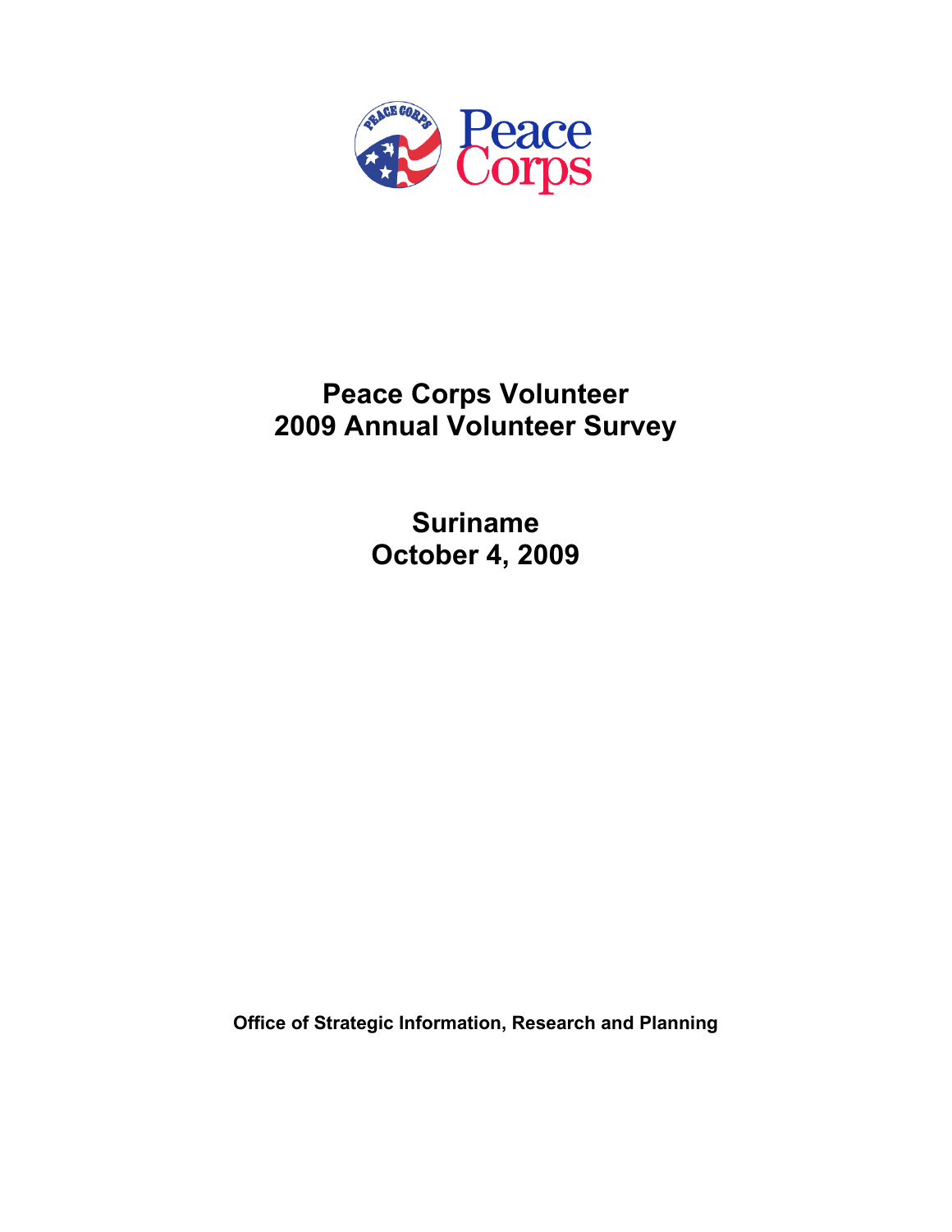Peace Corps

# Peace Corps Volunteer
# 2009 Annual Volunteer Survey

## Suriname
## October 4, 2009

**Office of Strategic Information, Research and Planning**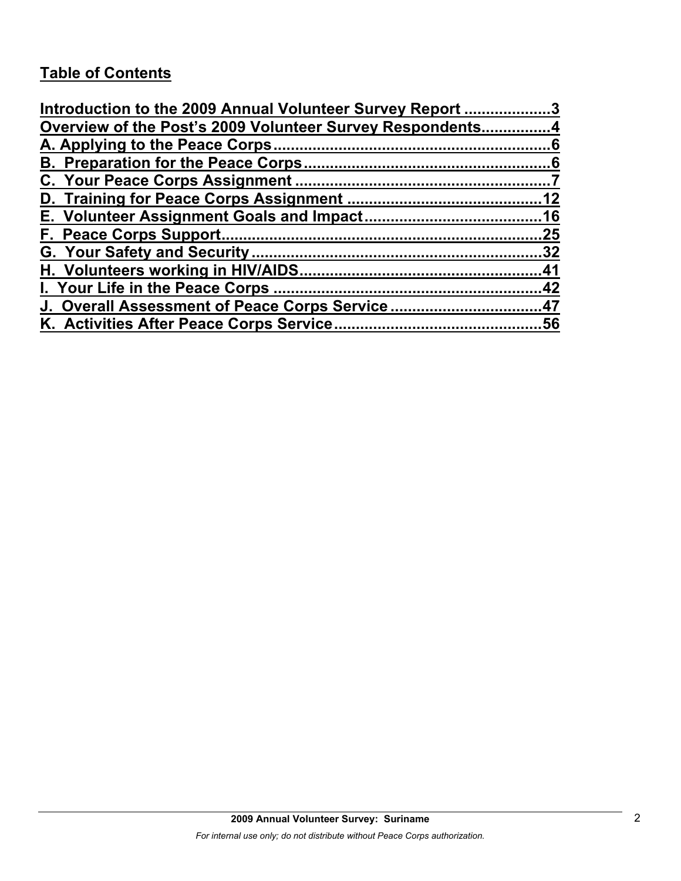## Table of Contents

Introduction to the 2009 Annual Volunteer Survey Report ....................3
Overview of the Post's 2009 Volunteer Survey Respondents................4
A. Applying to the Peace Corps................................................................6
B. Preparation for the Peace Corps.........................................................6
C. Your Peace Corps Assignment ...........................................................7
D. Training for Peace Corps Assignment ............................................12
E. Volunteer Assignment Goals and Impact........................................16
F. Peace Corps Support..........................................................................25
G. Your Safety and Security...................................................................32
H. Volunteers working in HIV/AIDS.......................................................41
I. Your Life in the Peace Corps .............................................................42
J. Overall Assessment of Peace Corps Service ...................................47
K. Activities After Peace Corps Service................................................56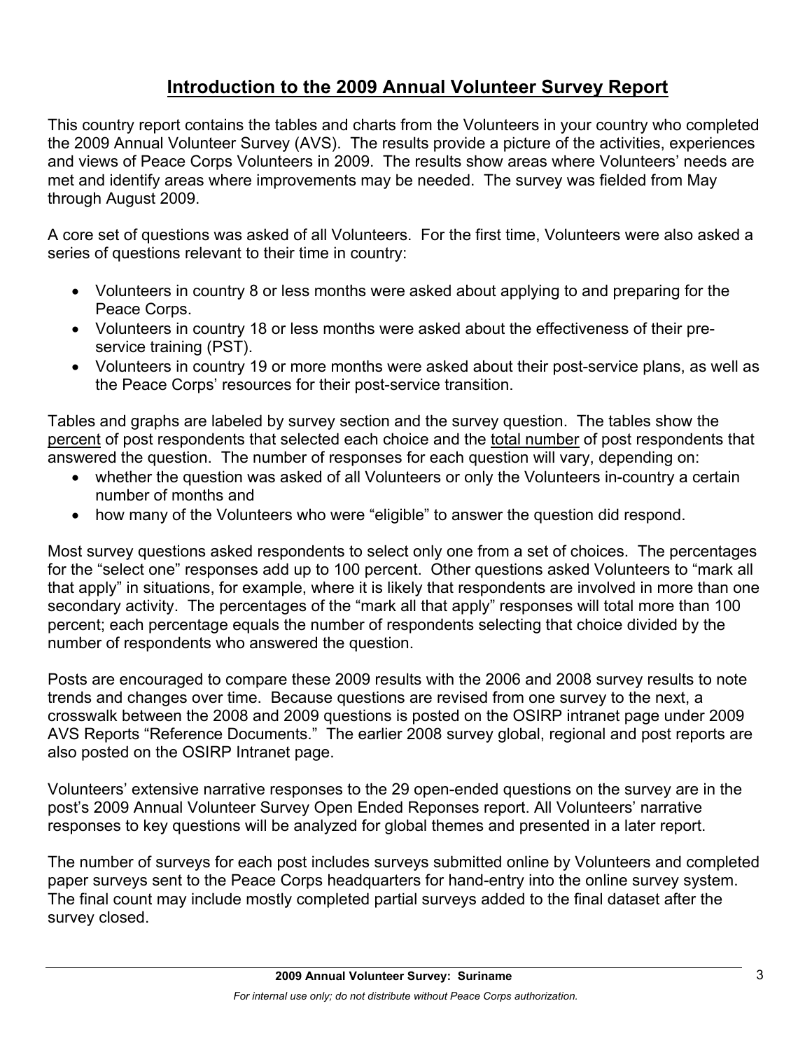# Introduction to the 2009 Annual Volunteer Survey Report

This country report contains the tables and charts from the Volunteers in your country who completed the 2009 Annual Volunteer Survey (AVS). The results provide a picture of the activities, experiences and views of Peace Corps Volunteers in 2009. The results show areas where Volunteers' needs are met and identify areas where improvements may be needed. The survey was fielded from May through August 2009.

A core set of questions was asked of all Volunteers. For the first time, Volunteers were also asked a series of questions relevant to their time in country:

- Volunteers in country 8 or less months were asked about applying to and preparing for the Peace Corps.
- Volunteers in country 18 or less months were asked about the effectiveness of their pre-service training (PST).
- Volunteers in country 19 or more months were asked about their post-service plans, as well as the Peace Corps' resources for their post-service transition.

Tables and graphs are labeled by survey section and the survey question. The tables show the percent of post respondents that selected each choice and the total number of post respondents that answered the question. The number of responses for each question will vary, depending on:

- whether the question was asked of all Volunteers or only the Volunteers in-country a certain number of months and
- how many of the Volunteers who were "eligible" to answer the question did respond.

Most survey questions asked respondents to select only one from a set of choices. The percentages for the "select one" responses add up to 100 percent. Other questions asked Volunteers to "mark all that apply" in situations, for example, where it is likely that respondents are involved in more than one secondary activity. The percentages of the "mark all that apply" responses will total more than 100 percent; each percentage equals the number of respondents selecting that choice divided by the number of respondents who answered the question.

Posts are encouraged to compare these 2009 results with the 2006 and 2008 survey results to note trends and changes over time. Because questions are revised from one survey to the next, a crosswalk between the 2008 and 2009 questions is posted on the OSIRP intranet page under 2009 AVS Reports "Reference Documents." The earlier 2008 survey global, regional and post reports are also posted on the OSIRP Intranet page.

Volunteers' extensive narrative responses to the 29 open-ended questions on the survey are in the post's 2009 Annual Volunteer Survey Open Ended Reponses report. All Volunteers' narrative responses to key questions will be analyzed for global themes and presented in a later report.

The number of surveys for each post includes surveys submitted online by Volunteers and completed paper surveys sent to the Peace Corps headquarters for hand-entry into the online survey system. The final count may include mostly completed partial surveys added to the final dataset after the survey closed.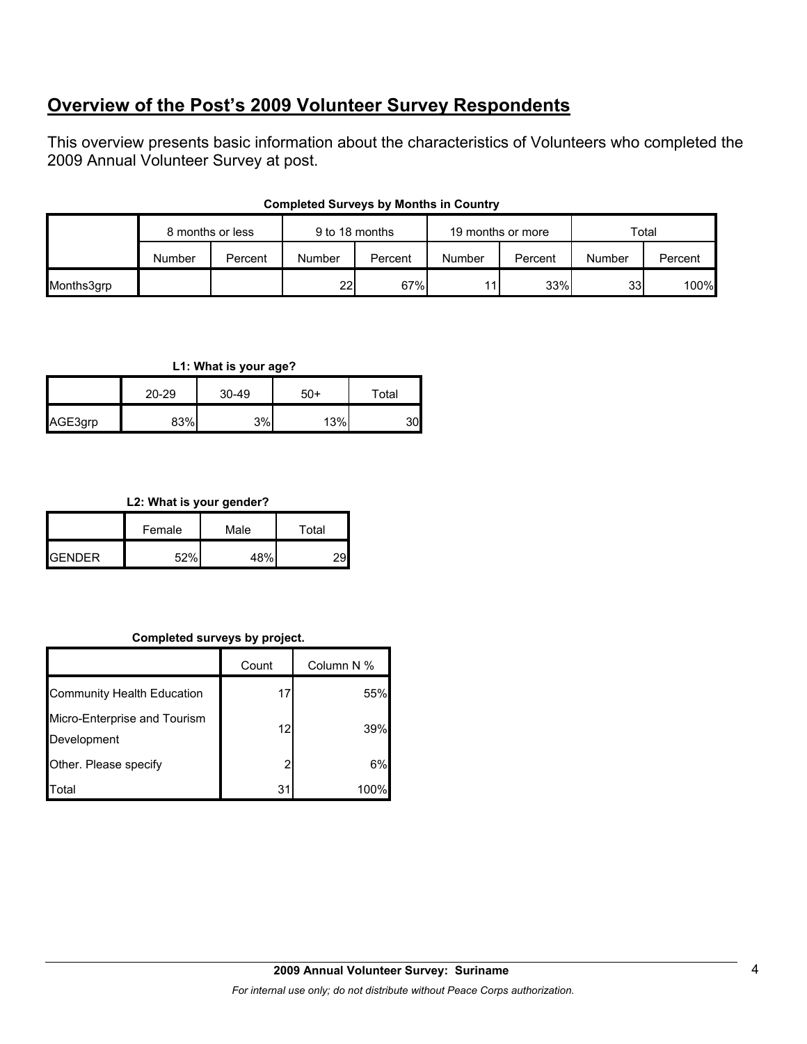## Overview of the Post's 2009 Volunteer Survey Respondents

This overview presents basic information about the characteristics of Volunteers who completed the 2009 Annual Volunteer Survey at post.

**Completed Surveys by Months in Country**

| | 8 months or less | | 9 to 18 months | | 19 months or more | | Total | |
|---|---|---|---|---|---|---|---|---|
| | Number | Percent | Number | Percent | Number | Percent | Number | Percent |
| Months3grp | | | 22 | 67% | 11 | 33% | 33 | 100% |

**L1: What is your age?**

| | 20-29 | 30-49 | 50+ | Total |
|---|---|---|---|---|
| AGE3grp | 83% | 3% | 13% | 30 |

**L2: What is your gender?**

| | Female | Male | Total |
|---|---|---|---|
| GENDER | 52% | 48% | 29 |

**Completed surveys by project.**

| | Count | Column N % |
|---|---|---|
| Community Health Education | 17 | 55% |
| Micro-Enterprise and Tourism Development | 12 | 39% |
| Other. Please specify | 2 | 6% |
| Total | 31 | 100% |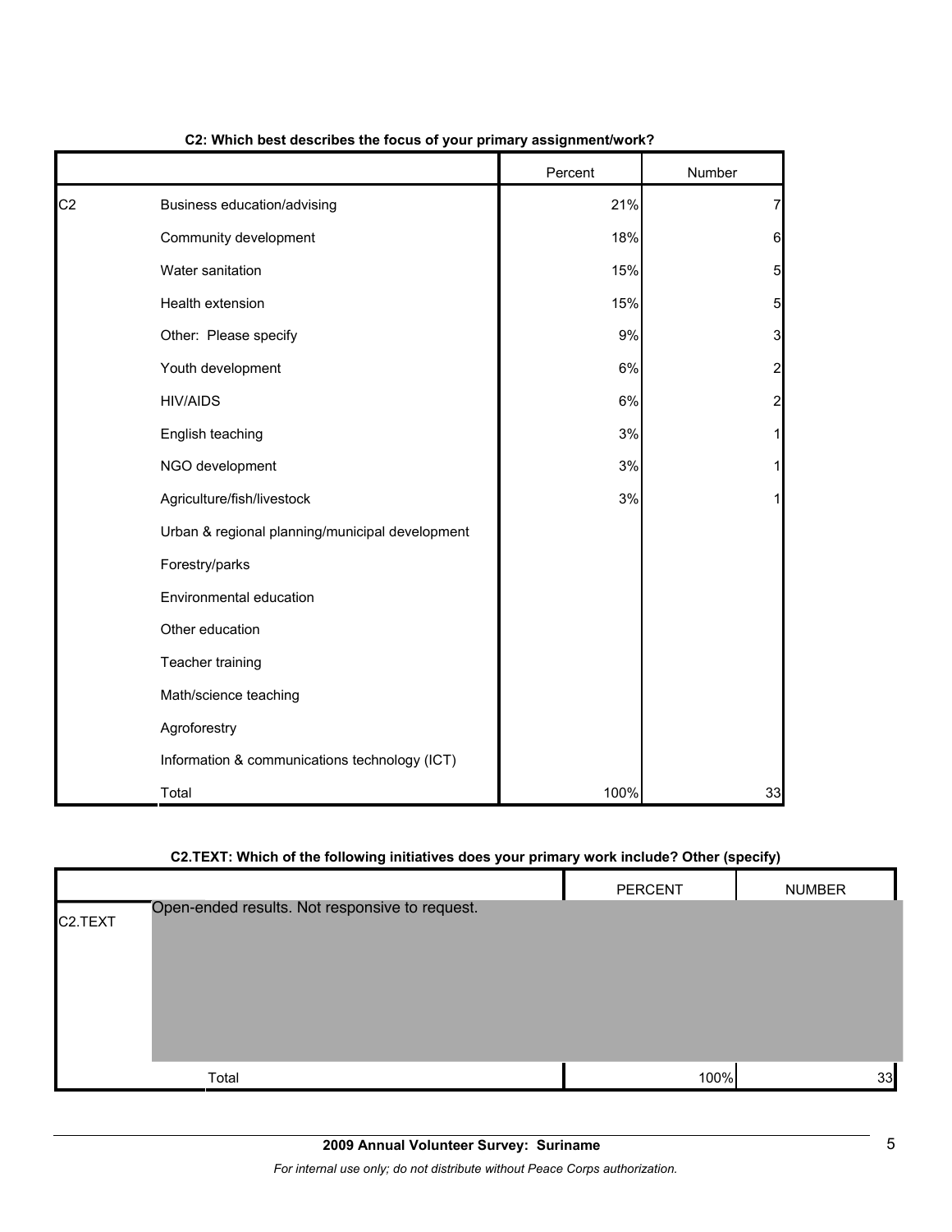**C2: Which best describes the focus of your primary assignment/work?**

| | | Percent | Number |
|---|---|---|---|
| C2 | Business education/advising | 21% | 7 |
| | Community development | 18% | 6 |
| | Water sanitation | 15% | 5 |
| | Health extension | 15% | 5 |
| | Other: Please specify | 9% | 3 |
| | Youth development | 6% | 2 |
| | HIV/AIDS | 6% | 2 |
| | English teaching | 3% | 1 |
| | NGO development | 3% | 1 |
| | Agriculture/fish/livestock | 3% | 1 |
| | Urban & regional planning/municipal development | | |
| | Forestry/parks | | |
| | Environmental education | | |
| | Other education | | |
| | Teacher training | | |
| | Math/science teaching | | |
| | Agroforestry | | |
| | Information & communications technology (ICT) | | |
| | Total | 100% | 33 |

**C2.TEXT: Which of the following initiatives does your primary work include? Other (specify)**

| | | PERCENT | NUMBER |
|---|---|---|---|
| C2.TEXT | Open-ended results. Not responsive to request. | | |
| | Total | 100% | 33 |

**2009 Annual Volunteer Survey: Suriname**

*For internal use only; do not distribute without Peace Corps authorization.*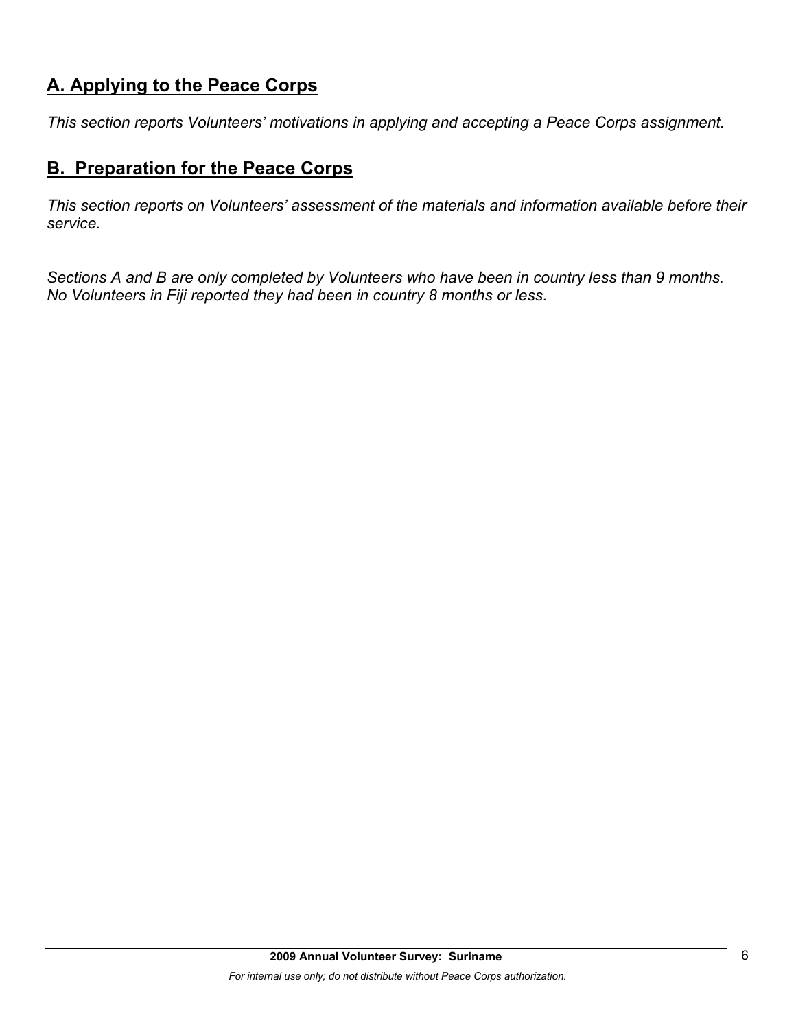## A. Applying to the Peace Corps

*This section reports Volunteers' motivations in applying and accepting a Peace Corps assignment.*

## B. Preparation for the Peace Corps

*This section reports on Volunteers' assessment of the materials and information available before their service.*

*Sections A and B are only completed by Volunteers who have been in country less than 9 months. No Volunteers in Fiji reported they had been in country 8 months or less.*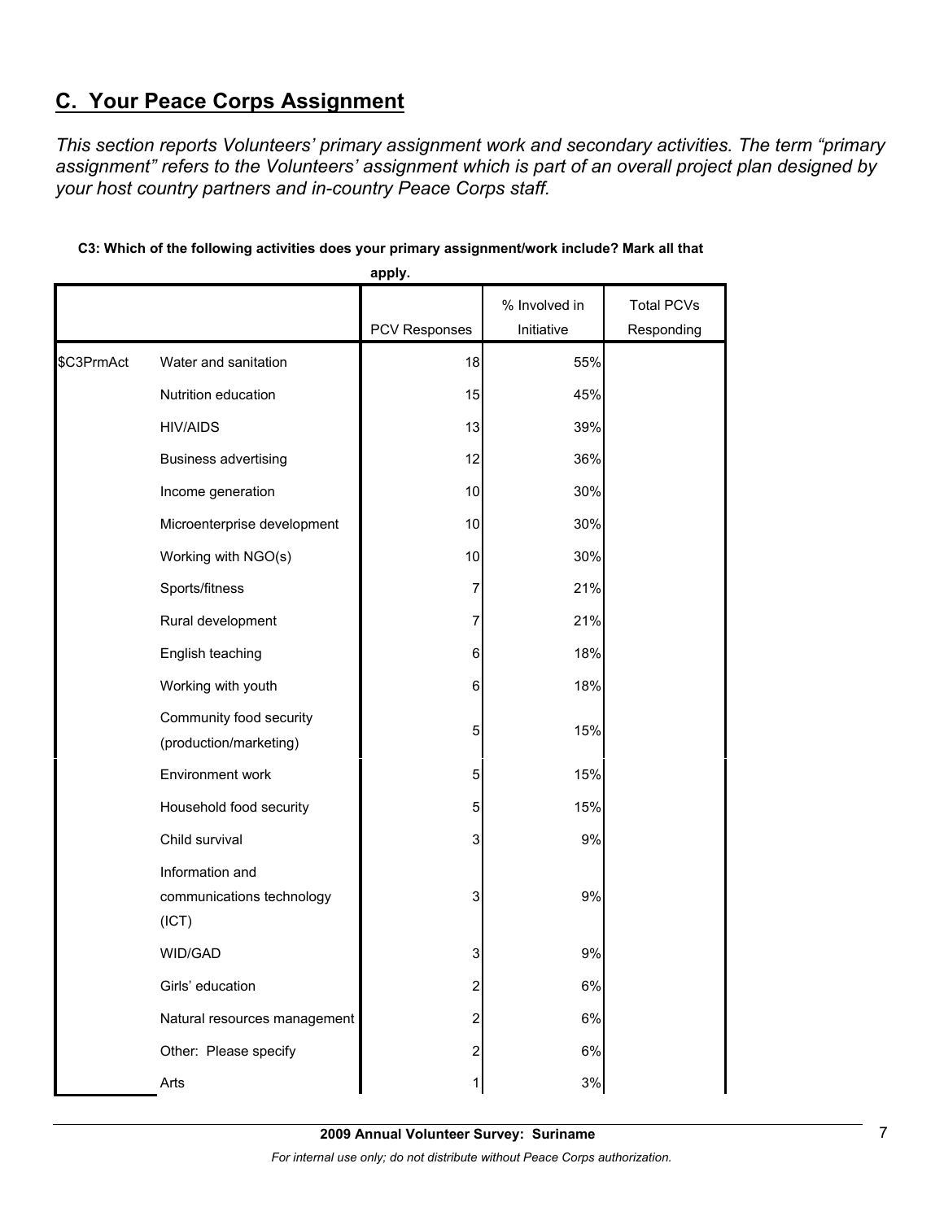## C. Your Peace Corps Assignment

*This section reports Volunteers' primary assignment work and secondary activities. The term "primary assignment" refers to the Volunteers' assignment which is part of an overall project plan designed by your host country partners and in-country Peace Corps staff.*

**C3: Which of the following activities does your primary assignment/work include? Mark all that apply.**

| | | PCV Responses | % Involved in Initiative | Total PCVs Responding |
|---|---|---|---|---|
| $C3PrmAct | Water and sanitation | 18 | 55% | |
| | Nutrition education | 15 | 45% | |
| | HIV/AIDS | 13 | 39% | |
| | Business advertising | 12 | 36% | |
| | Income generation | 10 | 30% | |
| | Microenterprise development | 10 | 30% | |
| | Working with NGO(s) | 10 | 30% | |
| | Sports/fitness | 7 | 21% | |
| | Rural development | 7 | 21% | |
| | English teaching | 6 | 18% | |
| | Working with youth | 6 | 18% | |
| | Community food security (production/marketing) | 5 | 15% | |
| | Environment work | 5 | 15% | |
| | Household food security | 5 | 15% | |
| | Child survival | 3 | 9% | |
| | Information and communications technology (ICT) | 3 | 9% | |
| | WID/GAD | 3 | 9% | |
| | Girls' education | 2 | 6% | |
| | Natural resources management | 2 | 6% | |
| | Other: Please specify | 2 | 6% | |
| | Arts | 1 | 3% | |

**2009 Annual Volunteer Survey: Suriname**

*For internal use only; do not distribute without Peace Corps authorization.*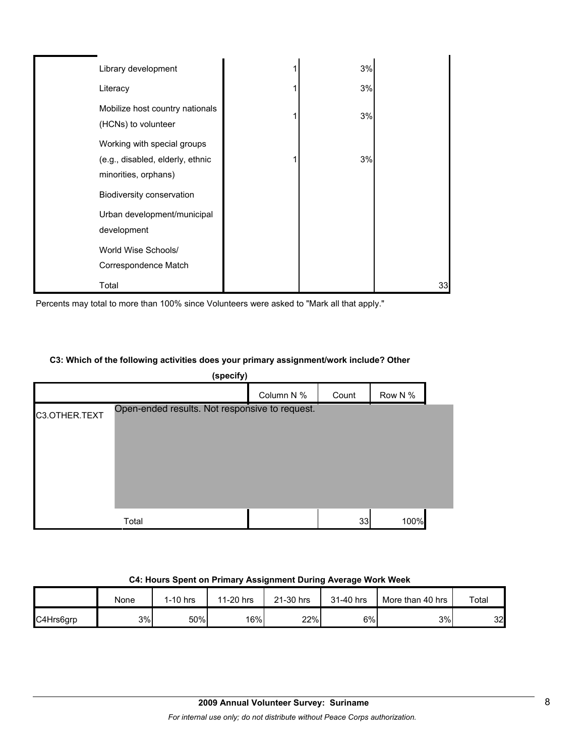| | | | |
|---|---|---|---|
| Library development | 1 | 3% | |
| Literacy | 1 | 3% | |
| Mobilize host country nationals (HCNs) to volunteer | 1 | 3% | |
| Working with special groups (e.g., disabled, elderly, ethnic minorities, orphans) | 1 | 3% | |
| Biodiversity conservation | | | |
| Urban development/municipal development | | | |
| World Wise Schools/ Correspondence Match | | | |
| Total | | | 33 |

Percents may total to more than 100% since Volunteers were asked to "Mark all that apply."

**C3: Which of the following activities does your primary assignment/work include? Other (specify)**

| | | Column N % | Count | Row N % |
|---|---|---|---|---|
| C3.OTHER.TEXT | Open-ended results. Not responsive to request. | | | |
| | Total | | 33 | 100% |

**C4: Hours Spent on Primary Assignment During Average Work Week**

| | None | 1-10 hrs | 11-20 hrs | 21-30 hrs | 31-40 hrs | More than 40 hrs | Total |
|---|---|---|---|---|---|---|---|
| C4Hrs6grp | 3% | 50% | 16% | 22% | 6% | 3% | 32 |

**2009 Annual Volunteer Survey: Suriname**

*For internal use only; do not distribute without Peace Corps authorization.*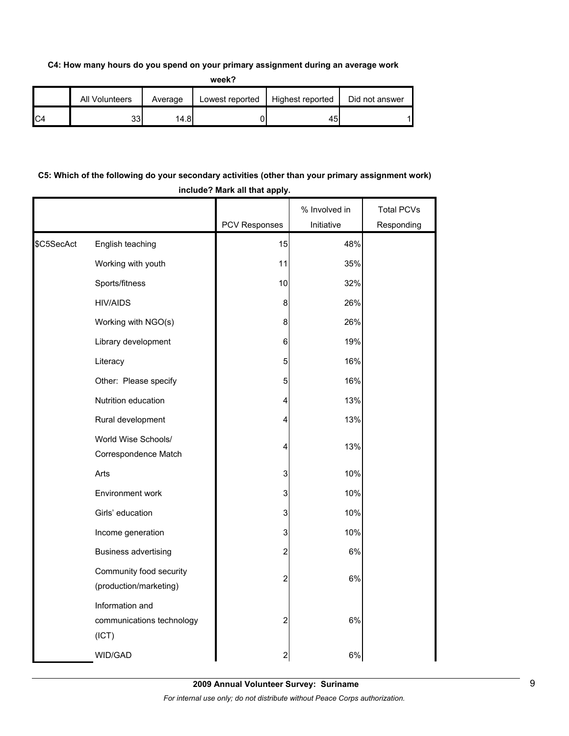**C4: How many hours do you spend on your primary assignment during an average work week?**

| | All Volunteers | Average | Lowest reported | Highest reported | Did not answer |
|---|---|---|---|---|---|
| C4 | 33 | 14.8 | 0 | 45 | 1 |

**C5: Which of the following do your secondary activities (other than your primary assignment work) include? Mark all that apply.**

| | | PCV Responses | % Involved in Initiative | Total PCVs Responding |
|---|---|---|---|---|
| $C5SecAct | English teaching | 15 | 48% | |
| | Working with youth | 11 | 35% | |
| | Sports/fitness | 10 | 32% | |
| | HIV/AIDS | 8 | 26% | |
| | Working with NGO(s) | 8 | 26% | |
| | Library development | 6 | 19% | |
| | Literacy | 5 | 16% | |
| | Other: Please specify | 5 | 16% | |
| | Nutrition education | 4 | 13% | |
| | Rural development | 4 | 13% | |
| | World Wise Schools/ Correspondence Match | 4 | 13% | |
| | Arts | 3 | 10% | |
| | Environment work | 3 | 10% | |
| | Girls' education | 3 | 10% | |
| | Income generation | 3 | 10% | |
| | Business advertising | 2 | 6% | |
| | Community food security (production/marketing) | 2 | 6% | |
| | Information and communications technology (ICT) | 2 | 6% | |
| | WID/GAD | 2 | 6% | |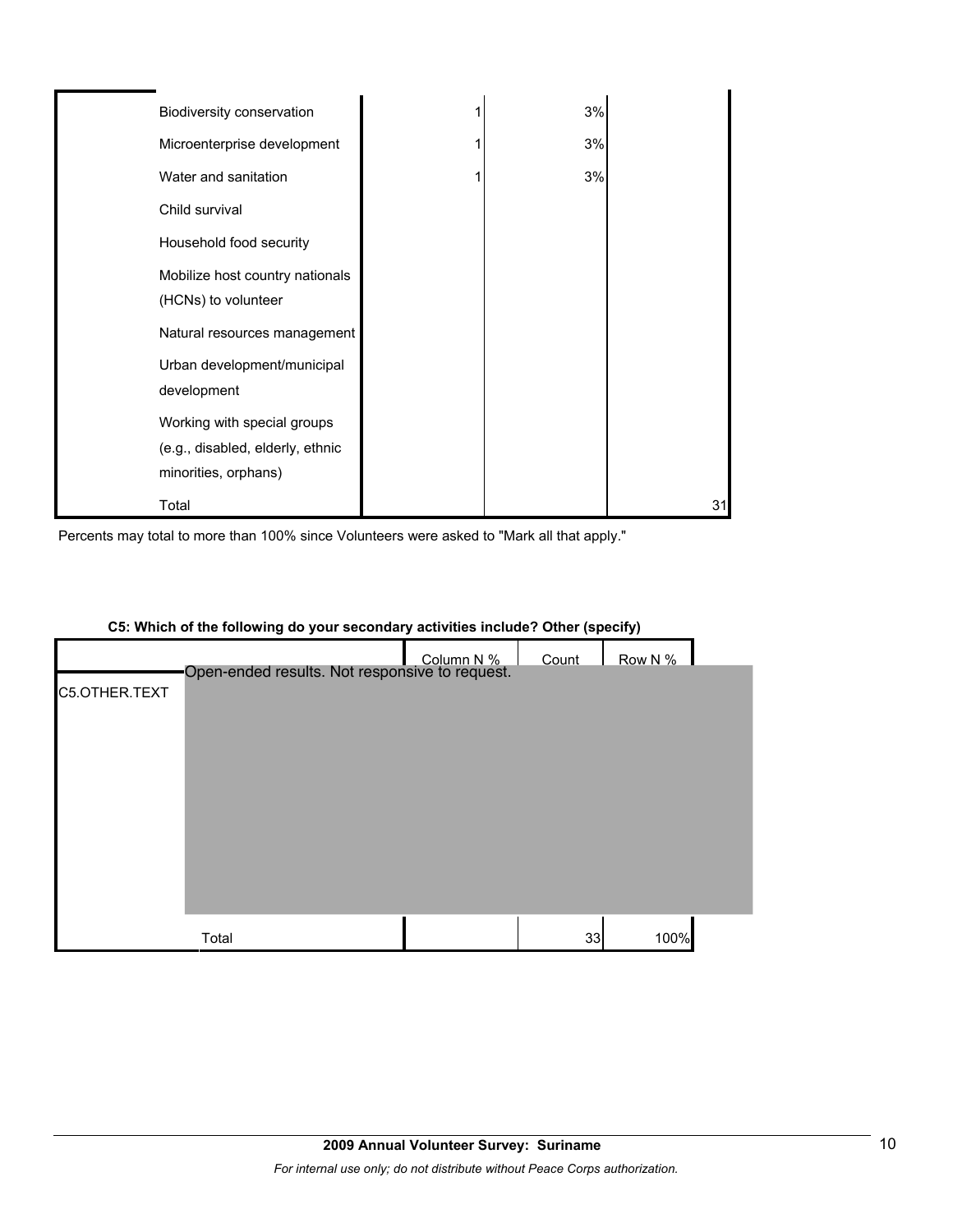| | | | | |
|---|---|---|---|---|
| | Biodiversity conservation | 1 | 3% | |
| | Microenterprise development | 1 | 3% | |
| | Water and sanitation | 1 | 3% | |
| | Child survival | | | |
| | Household food security | | | |
| | Mobilize host country nationals (HCNs) to volunteer | | | |
| | Natural resources management | | | |
| | Urban development/municipal development | | | |
| | Working with special groups (e.g., disabled, elderly, ethnic minorities, orphans) | | | |
| | Total | | | 31 |

Percents may total to more than 100% since Volunteers were asked to "Mark all that apply."

**C5: Which of the following do your secondary activities include? Other (specify)**

| | | Column N % | Count | Row N % |
|---|---|---|---|---|
| C5.OTHER.TEXT | Open-ended results. Not responsive to request. | | | |
| | Total | | 33 | 100% |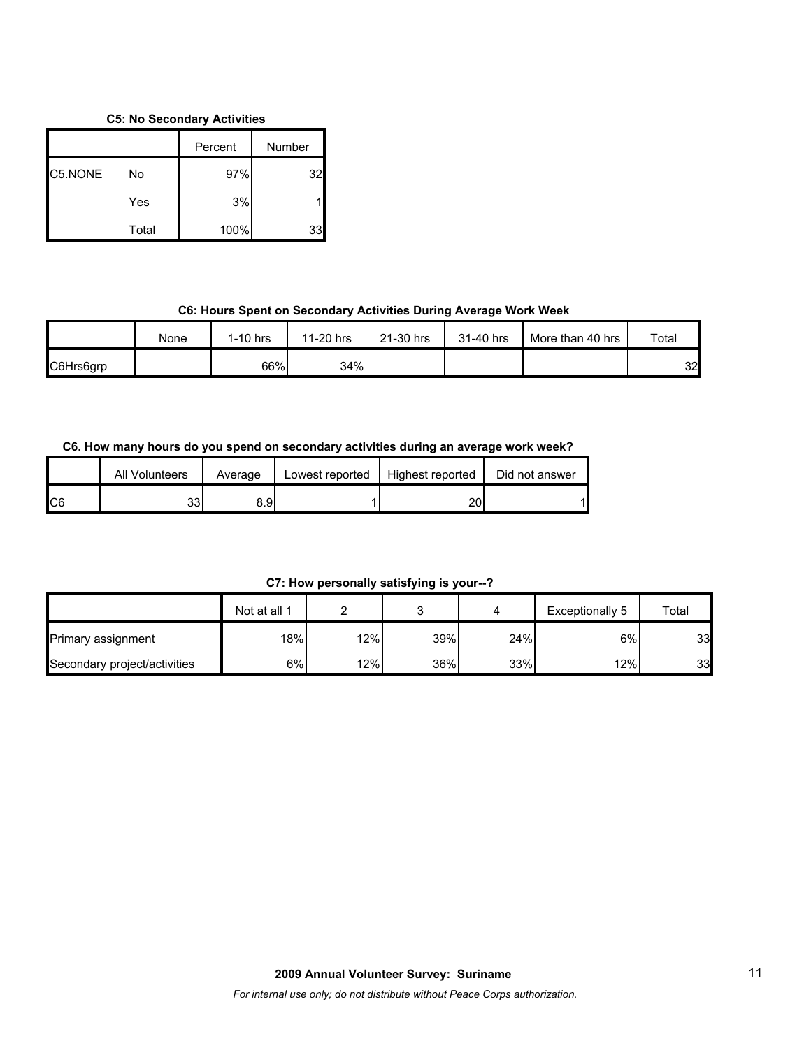**C5: No Secondary Activities**

| | | Percent | Number |
|---|---|---|---|
| C5.NONE | No | 97% | 32 |
| | Yes | 3% | 1 |
| | Total | 100% | 33 |

**C6: Hours Spent on Secondary Activities During Average Work Week**

| | None | 1-10 hrs | 11-20 hrs | 21-30 hrs | 31-40 hrs | More than 40 hrs | Total |
|---|---|---|---|---|---|---|---|
| C6Hrs6grp | | 66% | 34% | | | | 32 |

**C6. How many hours do you spend on secondary activities during an average work week?**

| | All Volunteers | Average | Lowest reported | Highest reported | Did not answer |
|---|---|---|---|---|---|
| C6 | 33 | 8.9 | 1 | 20 | 1 |

**C7: How personally satisfying is your--?**

| | Not at all 1 | 2 | 3 | 4 | Exceptionally 5 | Total |
|---|---|---|---|---|---|---|
| Primary assignment | 18% | 12% | 39% | 24% | 6% | 33 |
| Secondary project/activities | 6% | 12% | 36% | 33% | 12% | 33 |

**2009 Annual Volunteer Survey: Suriname**

*For internal use only; do not distribute without Peace Corps authorization.*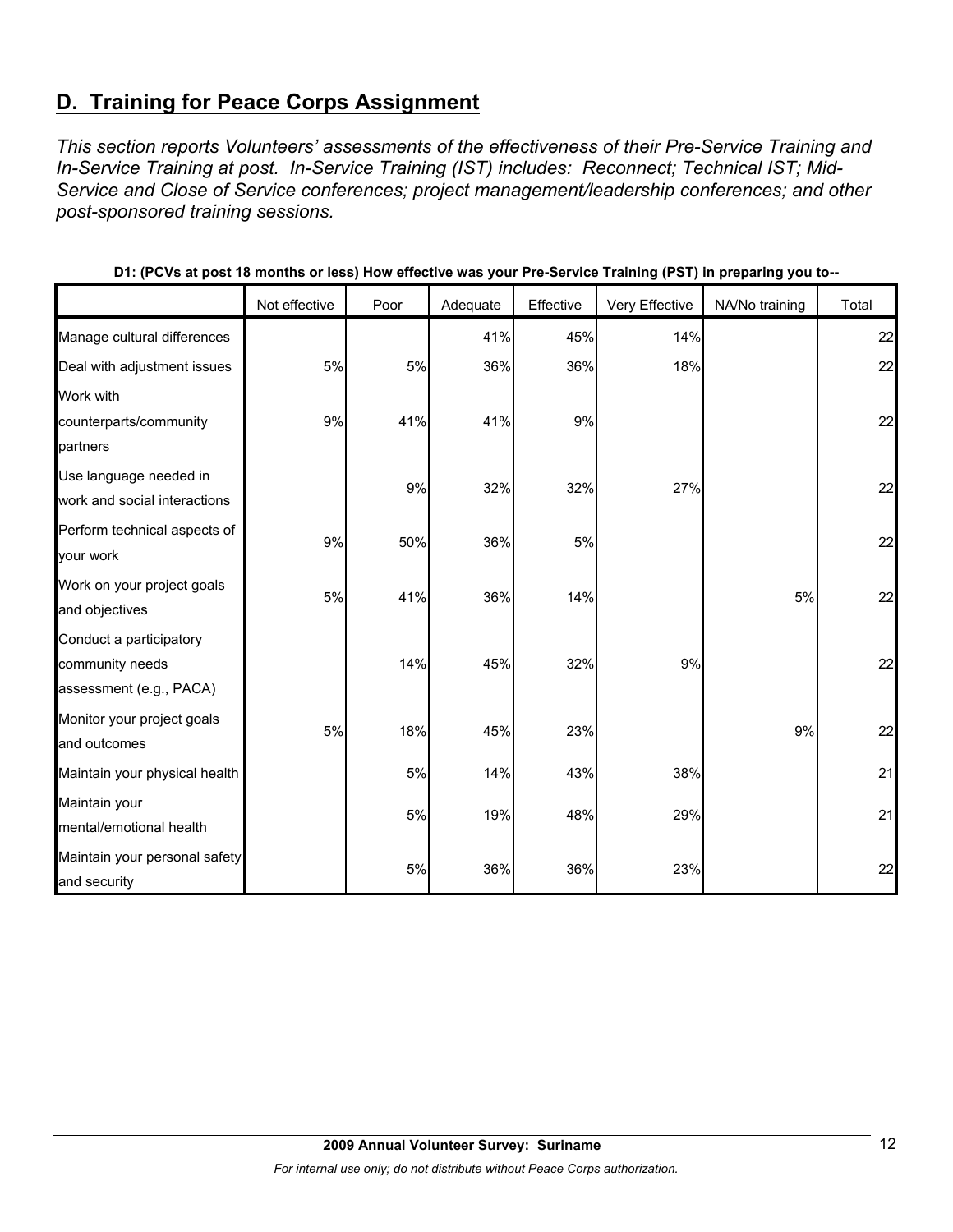## D. Training for Peace Corps Assignment

*This section reports Volunteers' assessments of the effectiveness of their Pre-Service Training and In-Service Training at post. In-Service Training (IST) includes: Reconnect; Technical IST; Mid-Service and Close of Service conferences; project management/leadership conferences; and other post-sponsored training sessions.*

**D1: (PCVs at post 18 months or less) How effective was your Pre-Service Training (PST) in preparing you to--**

| | Not effective | Poor | Adequate | Effective | Very Effective | NA/No training | Total |
|---|---|---|---|---|---|---|---|
| Manage cultural differences | | | 41% | 45% | 14% | | 22 |
| Deal with adjustment issues | 5% | 5% | 36% | 36% | 18% | | 22 |
| Work with counterparts/community partners | 9% | 41% | 41% | 9% | | | 22 |
| Use language needed in work and social interactions | | 9% | 32% | 32% | 27% | | 22 |
| Perform technical aspects of your work | 9% | 50% | 36% | 5% | | | 22 |
| Work on your project goals and objectives | 5% | 41% | 36% | 14% | | 5% | 22 |
| Conduct a participatory community needs assessment (e.g., PACA) | | 14% | 45% | 32% | 9% | | 22 |
| Monitor your project goals and outcomes | 5% | 18% | 45% | 23% | | 9% | 22 |
| Maintain your physical health | | 5% | 14% | 43% | 38% | | 21 |
| Maintain your mental/emotional health | | 5% | 19% | 48% | 29% | | 21 |
| Maintain your personal safety and security | | 5% | 36% | 36% | 23% | | 22 |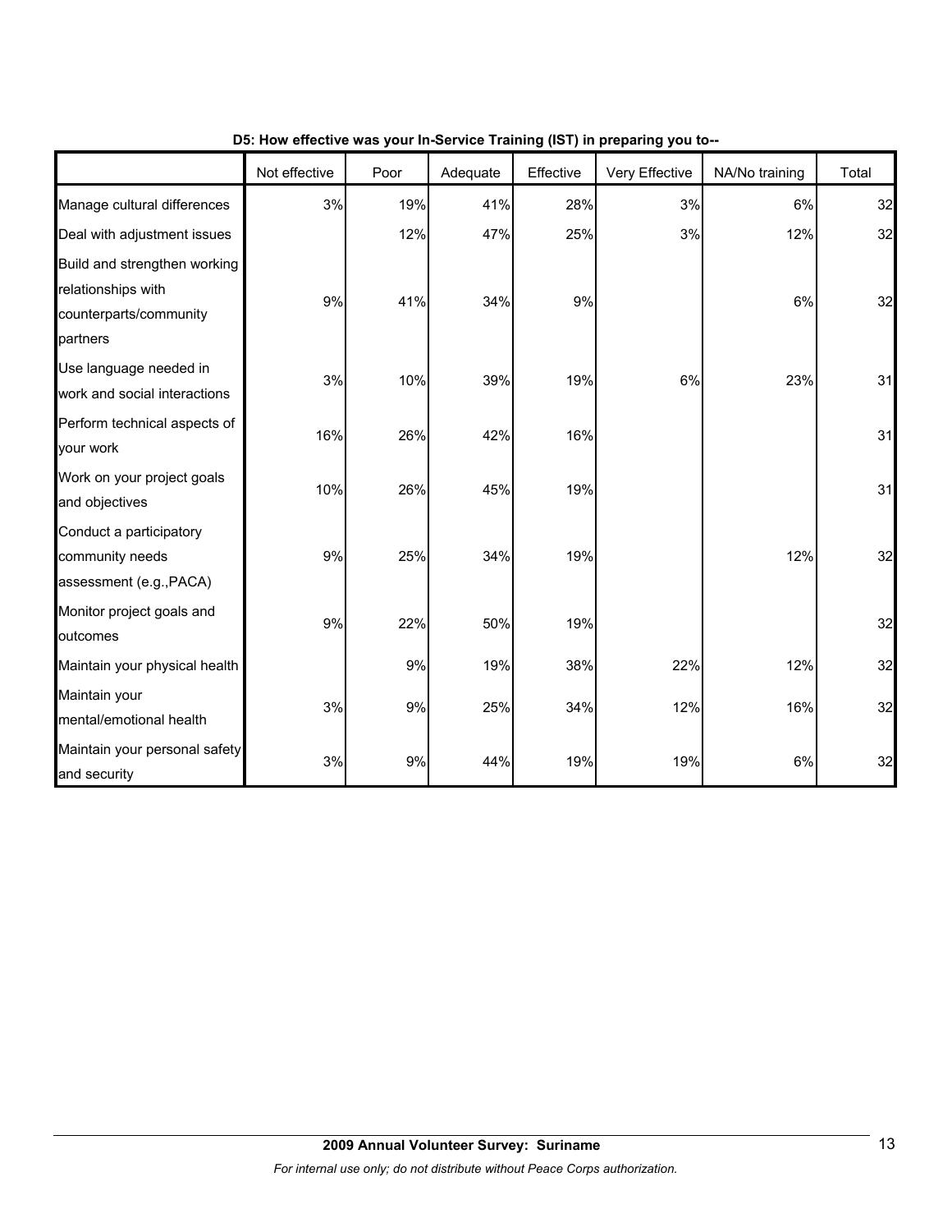**D5: How effective was your In-Service Training (IST) in preparing you to--**

| | Not effective | Poor | Adequate | Effective | Very Effective | NA/No training | Total |
|---|---|---|---|---|---|---|---|
| Manage cultural differences | 3% | 19% | 41% | 28% | 3% | 6% | 32 |
| Deal with adjustment issues | | 12% | 47% | 25% | 3% | 12% | 32 |
| Build and strengthen working relationships with counterparts/community partners | 9% | 41% | 34% | 9% | | 6% | 32 |
| Use language needed in work and social interactions | 3% | 10% | 39% | 19% | 6% | 23% | 31 |
| Perform technical aspects of your work | 16% | 26% | 42% | 16% | | | 31 |
| Work on your project goals and objectives | 10% | 26% | 45% | 19% | | | 31 |
| Conduct a participatory community needs assessment (e.g.,PACA) | 9% | 25% | 34% | 19% | | 12% | 32 |
| Monitor project goals and outcomes | 9% | 22% | 50% | 19% | | | 32 |
| Maintain your physical health | | 9% | 19% | 38% | 22% | 12% | 32 |
| Maintain your mental/emotional health | 3% | 9% | 25% | 34% | 12% | 16% | 32 |
| Maintain your personal safety and security | 3% | 9% | 44% | 19% | 19% | 6% | 32 |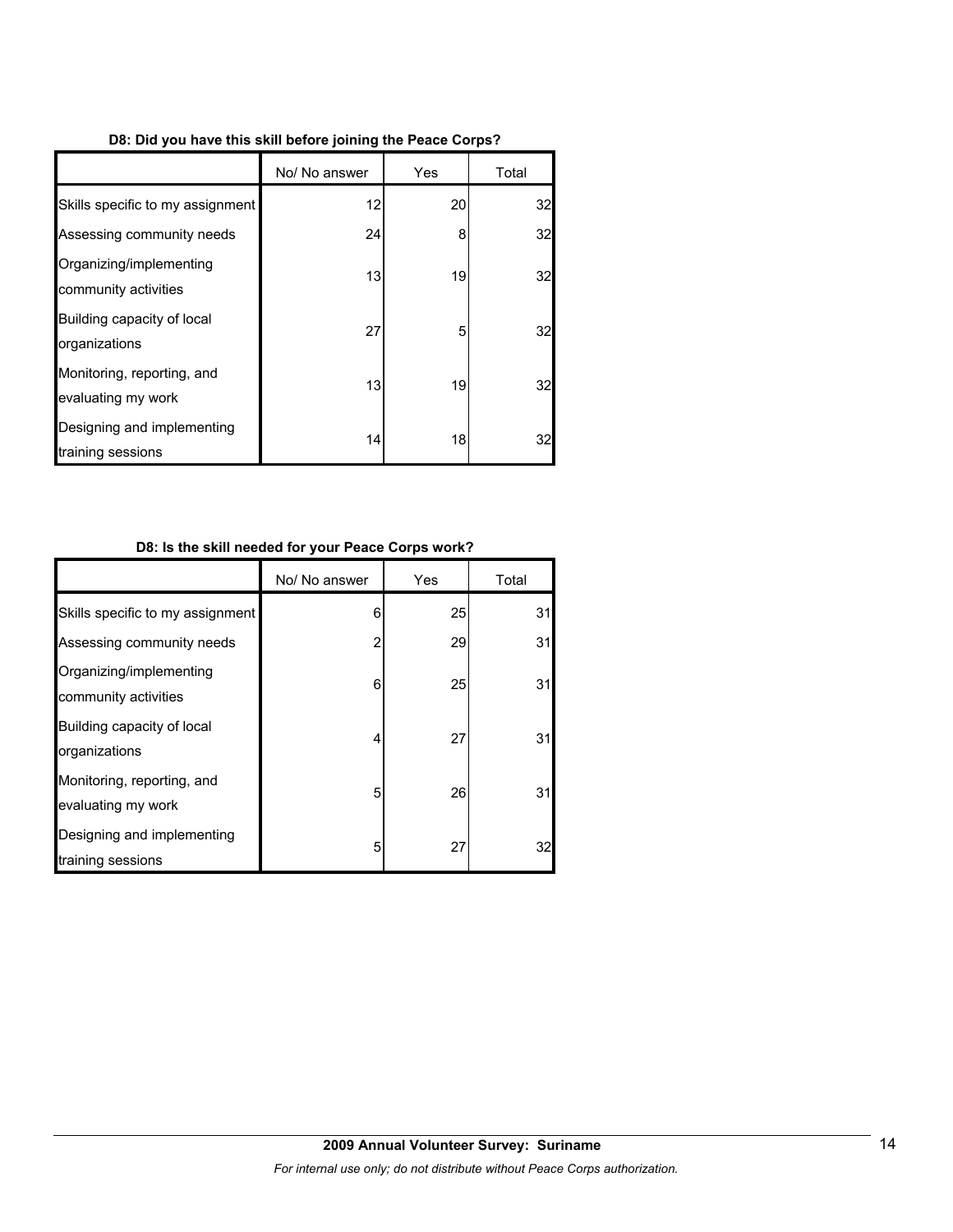**D8: Did you have this skill before joining the Peace Corps?**

| | No/ No answer | Yes | Total |
|---|---|---|---|
| Skills specific to my assignment | 12 | 20 | 32 |
| Assessing community needs | 24 | 8 | 32 |
| Organizing/implementing community activities | 13 | 19 | 32 |
| Building capacity of local organizations | 27 | 5 | 32 |
| Monitoring, reporting, and evaluating my work | 13 | 19 | 32 |
| Designing and implementing training sessions | 14 | 18 | 32 |

**D8: Is the skill needed for your Peace Corps work?**

| | No/ No answer | Yes | Total |
|---|---|---|---|
| Skills specific to my assignment | 6 | 25 | 31 |
| Assessing community needs | 2 | 29 | 31 |
| Organizing/implementing community activities | 6 | 25 | 31 |
| Building capacity of local organizations | 4 | 27 | 31 |
| Monitoring, reporting, and evaluating my work | 5 | 26 | 31 |
| Designing and implementing training sessions | 5 | 27 | 32 |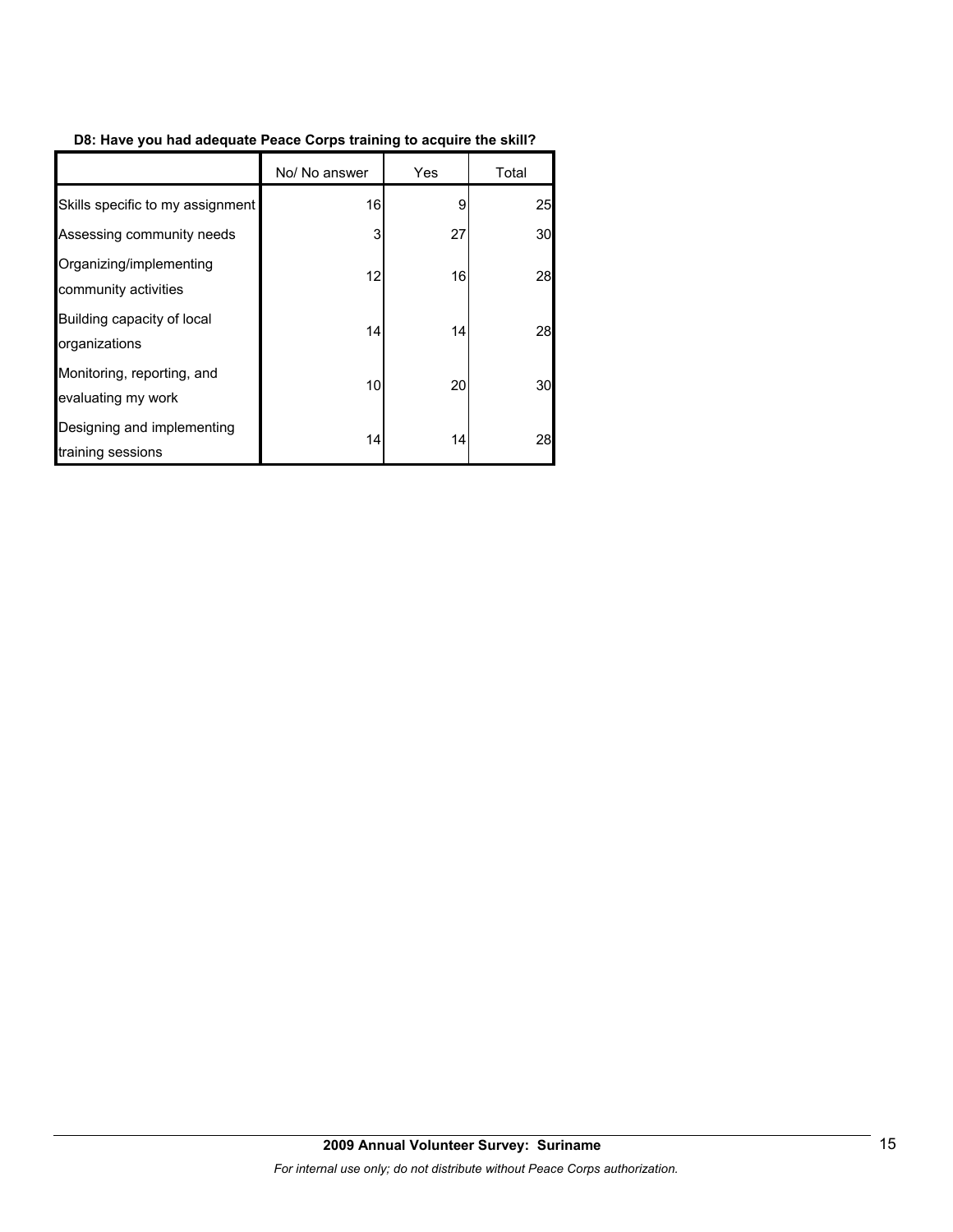**D8: Have you had adequate Peace Corps training to acquire the skill?**

| | No/ No answer | Yes | Total |
|---|---|---|---|
| Skills specific to my assignment | 16 | 9 | 25 |
| Assessing community needs | 3 | 27 | 30 |
| Organizing/implementing community activities | 12 | 16 | 28 |
| Building capacity of local organizations | 14 | 14 | 28 |
| Monitoring, reporting, and evaluating my work | 10 | 20 | 30 |
| Designing and implementing training sessions | 14 | 14 | 28 |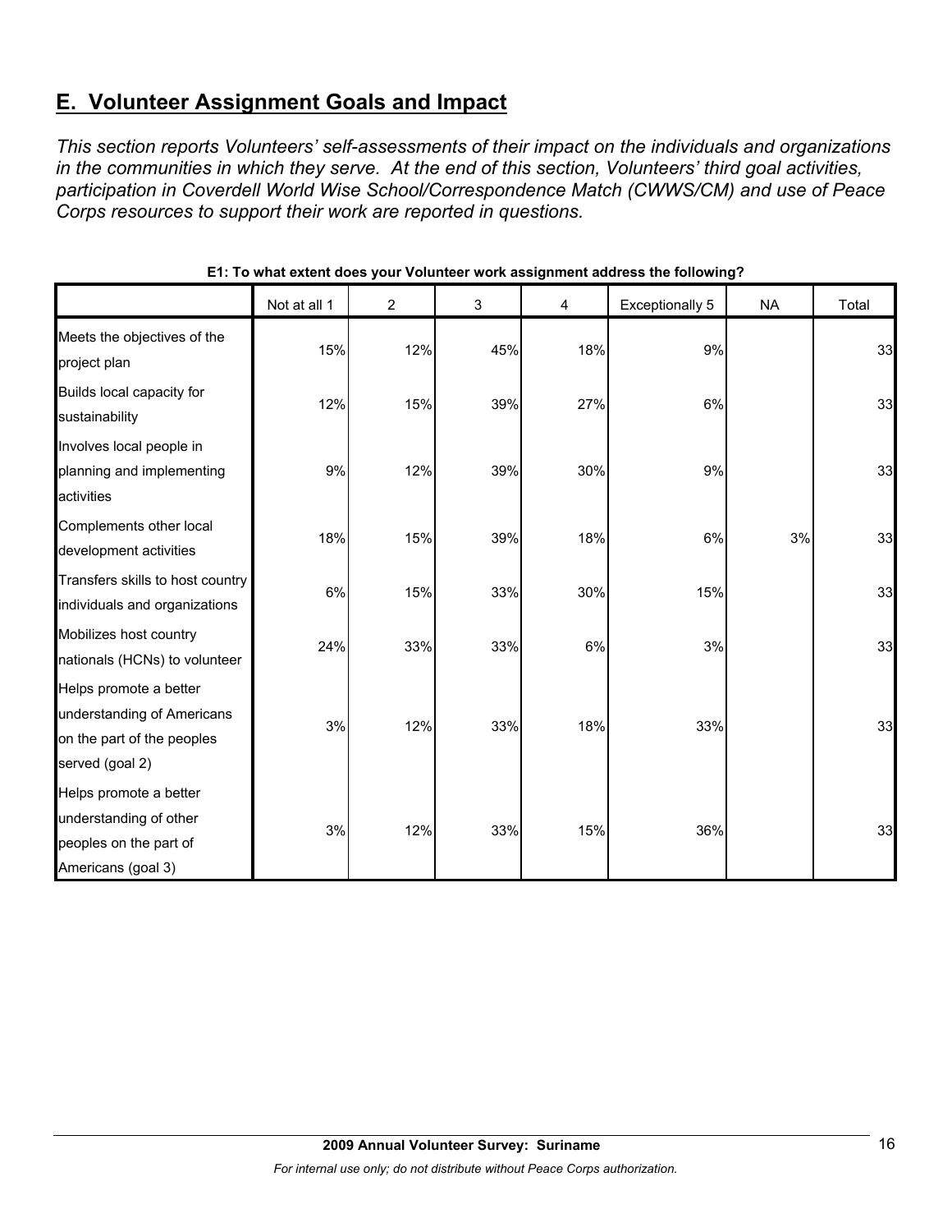## E. Volunteer Assignment Goals and Impact

*This section reports Volunteers' self-assessments of their impact on the individuals and organizations in the communities in which they serve. At the end of this section, Volunteers' third goal activities, participation in Coverdell World Wise School/Correspondence Match (CWWS/CM) and use of Peace Corps resources to support their work are reported in questions.*

**E1: To what extent does your Volunteer work assignment address the following?**

| | Not at all 1 | 2 | 3 | 4 | Exceptionally 5 | NA | Total |
|---|---|---|---|---|---|---|---|
| Meets the objectives of the project plan | 15% | 12% | 45% | 18% | 9% | | 33 |
| Builds local capacity for sustainability | 12% | 15% | 39% | 27% | 6% | | 33 |
| Involves local people in planning and implementing activities | 9% | 12% | 39% | 30% | 9% | | 33 |
| Complements other local development activities | 18% | 15% | 39% | 18% | 6% | 3% | 33 |
| Transfers skills to host country individuals and organizations | 6% | 15% | 33% | 30% | 15% | | 33 |
| Mobilizes host country nationals (HCNs) to volunteer | 24% | 33% | 33% | 6% | 3% | | 33 |
| Helps promote a better understanding of Americans on the part of the peoples served (goal 2) | 3% | 12% | 33% | 18% | 33% | | 33 |
| Helps promote a better understanding of other peoples on the part of Americans (goal 3) | 3% | 12% | 33% | 15% | 36% | | 33 |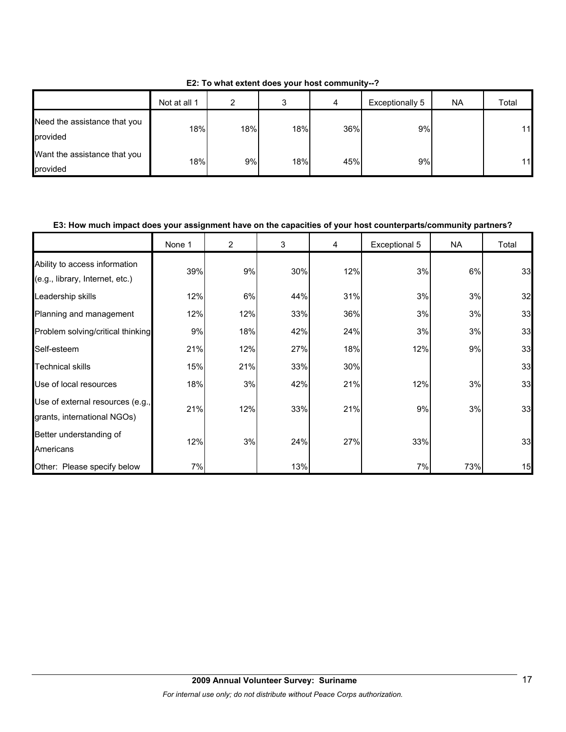**E2: To what extent does your host community--?**

| | Not at all 1 | 2 | 3 | 4 | Exceptionally 5 | NA | Total |
|---|---|---|---|---|---|---|---|
| Need the assistance that you provided | 18% | 18% | 18% | 36% | 9% | | 11 |
| Want the assistance that you provided | 18% | 9% | 18% | 45% | 9% | | 11 |

**E3: How much impact does your assignment have on the capacities of your host counterparts/community partners?**

| | None 1 | 2 | 3 | 4 | Exceptional 5 | NA | Total |
|---|---|---|---|---|---|---|---|
| Ability to access information (e.g., library, Internet, etc.) | 39% | 9% | 30% | 12% | 3% | 6% | 33 |
| Leadership skills | 12% | 6% | 44% | 31% | 3% | 3% | 32 |
| Planning and management | 12% | 12% | 33% | 36% | 3% | 3% | 33 |
| Problem solving/critical thinking | 9% | 18% | 42% | 24% | 3% | 3% | 33 |
| Self-esteem | 21% | 12% | 27% | 18% | 12% | 9% | 33 |
| Technical skills | 15% | 21% | 33% | 30% | | | 33 |
| Use of local resources | 18% | 3% | 42% | 21% | 12% | 3% | 33 |
| Use of external resources (e.g., grants, international NGOs) | 21% | 12% | 33% | 21% | 9% | 3% | 33 |
| Better understanding of Americans | 12% | 3% | 24% | 27% | 33% | | 33 |
| Other: Please specify below | 7% | | 13% | | 7% | 73% | 15 |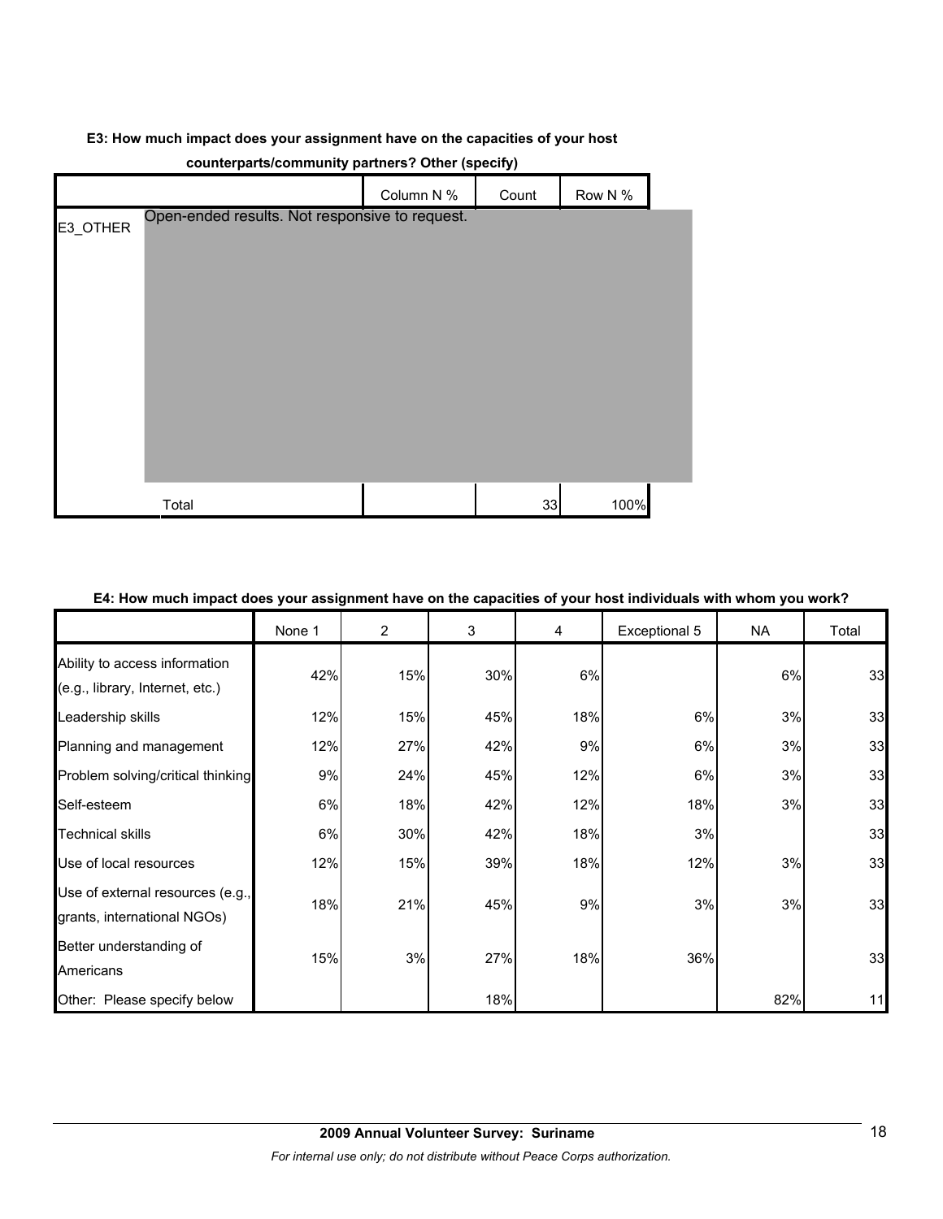**E3: How much impact does your assignment have on the capacities of your host counterparts/community partners? Other (specify)**

| | | Column N % | Count | Row N % |
|---|---|---|---|---|
| E3_OTHER | Open-ended results. Not responsive to request. | | | |
| | Total | | 33 | 100% |

**E4: How much impact does your assignment have on the capacities of your host individuals with whom you work?**

| | None 1 | 2 | 3 | 4 | Exceptional 5 | NA | Total |
|---|---|---|---|---|---|---|---|
| Ability to access information (e.g., library, Internet, etc.) | 42% | 15% | 30% | 6% | | 6% | 33 |
| Leadership skills | 12% | 15% | 45% | 18% | 6% | 3% | 33 |
| Planning and management | 12% | 27% | 42% | 9% | 6% | 3% | 33 |
| Problem solving/critical thinking | 9% | 24% | 45% | 12% | 6% | 3% | 33 |
| Self-esteem | 6% | 18% | 42% | 12% | 18% | 3% | 33 |
| Technical skills | 6% | 30% | 42% | 18% | 3% | | 33 |
| Use of local resources | 12% | 15% | 39% | 18% | 12% | 3% | 33 |
| Use of external resources (e.g., grants, international NGOs) | 18% | 21% | 45% | 9% | 3% | 3% | 33 |
| Better understanding of Americans | 15% | 3% | 27% | 18% | 36% | | 33 |
| Other: Please specify below | | | 18% | | | 82% | 11 |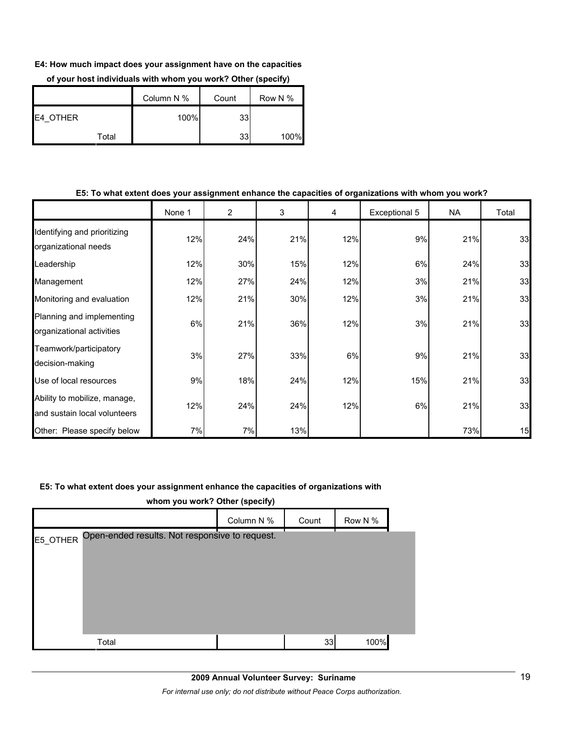**E4: How much impact does your assignment have on the capacities of your host individuals with whom you work? Other (specify)**

| | | Column N % | Count | Row N % |
|---|---|---|---|---|
| E4_OTHER | | 100% | 33 | |
| | Total | | 33 | 100% |

**E5: To what extent does your assignment enhance the capacities of organizations with whom you work?**

| | None 1 | 2 | 3 | 4 | Exceptional 5 | NA | Total |
|---|---|---|---|---|---|---|---|
| Identifying and prioritizing organizational needs | 12% | 24% | 21% | 12% | 9% | 21% | 33 |
| Leadership | 12% | 30% | 15% | 12% | 6% | 24% | 33 |
| Management | 12% | 27% | 24% | 12% | 3% | 21% | 33 |
| Monitoring and evaluation | 12% | 21% | 30% | 12% | 3% | 21% | 33 |
| Planning and implementing organizational activities | 6% | 21% | 36% | 12% | 3% | 21% | 33 |
| Teamwork/participatory decision-making | 3% | 27% | 33% | 6% | 9% | 21% | 33 |
| Use of local resources | 9% | 18% | 24% | 12% | 15% | 21% | 33 |
| Ability to mobilize, manage, and sustain local volunteers | 12% | 24% | 24% | 12% | 6% | 21% | 33 |
| Other: Please specify below | 7% | 7% | 13% | | | 73% | 15 |

**E5: To what extent does your assignment enhance the capacities of organizations with whom you work? Other (specify)**

| | | Column N % | Count | Row N % |
|---|---|---|---|---|
| E5_OTHER | Open-ended results. Not responsive to request. | | | |
| | Total | | 33 | 100% |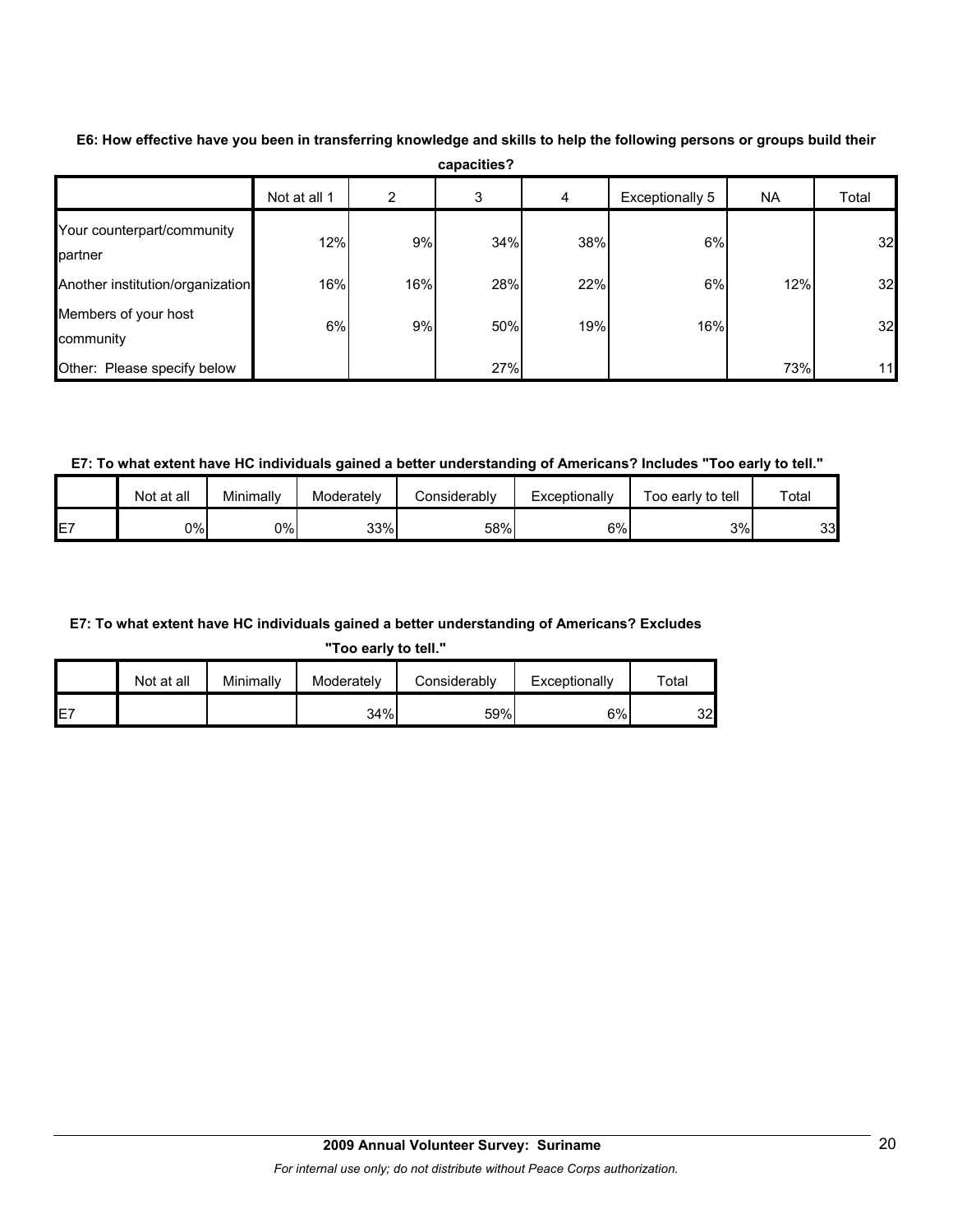**E6: How effective have you been in transferring knowledge and skills to help the following persons or groups build their capacities?**

| | Not at all 1 | 2 | 3 | 4 | Exceptionally 5 | NA | Total |
|---|---|---|---|---|---|---|---|
| Your counterpart/community partner | 12% | 9% | 34% | 38% | 6% | | 32 |
| Another institution/organization | 16% | 16% | 28% | 22% | 6% | 12% | 32 |
| Members of your host community | 6% | 9% | 50% | 19% | 16% | | 32 |
| Other: Please specify below | | | 27% | | | 73% | 11 |

**E7: To what extent have HC individuals gained a better understanding of Americans? Includes "Too early to tell."**

| | Not at all | Minimally | Moderately | Considerably | Exceptionally | Too early to tell | Total |
|---|---|---|---|---|---|---|---|
| E7 | 0% | 0% | 33% | 58% | 6% | 3% | 33 |

**E7: To what extent have HC individuals gained a better understanding of Americans? Excludes "Too early to tell."**

| | Not at all | Minimally | Moderately | Considerably | Exceptionally | Total |
|---|---|---|---|---|---|---|
| E7 | | | 34% | 59% | 6% | 32 |

**2009 Annual Volunteer Survey: Suriname**

*For internal use only; do not distribute without Peace Corps authorization.*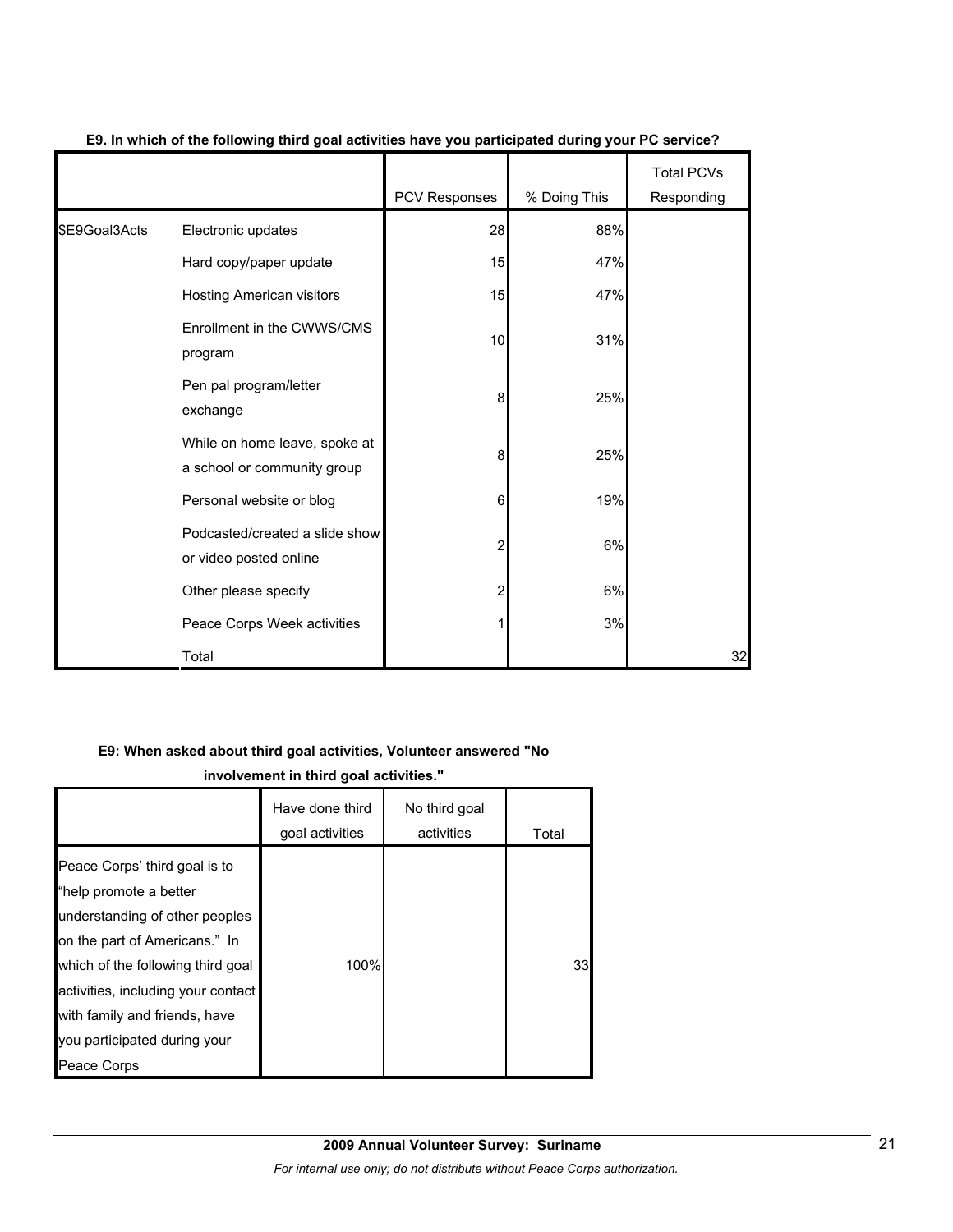**E9. In which of the following third goal activities have you participated during your PC service?**

| | | PCV Responses | % Doing This | Total PCVs Responding |
|---|---|---|---|---|
| $E9Goal3Acts | Electronic updates | 28 | 88% | |
| | Hard copy/paper update | 15 | 47% | |
| | Hosting American visitors | 15 | 47% | |
| | Enrollment in the CWWS/CMS program | 10 | 31% | |
| | Pen pal program/letter exchange | 8 | 25% | |
| | While on home leave, spoke at a school or community group | 8 | 25% | |
| | Personal website or blog | 6 | 19% | |
| | Podcasted/created a slide show or video posted online | 2 | 6% | |
| | Other please specify | 2 | 6% | |
| | Peace Corps Week activities | 1 | 3% | |
| | Total | | | 32 |

**E9: When asked about third goal activities, Volunteer answered "No involvement in third goal activities."**

| | Have done third goal activities | No third goal activities | Total |
|---|---|---|---|
| Peace Corps' third goal is to "help promote a better understanding of other peoples on the part of Americans." In which of the following third goal activities, including your contact with family and friends, have you participated during your Peace Corps | 100% | | 33 |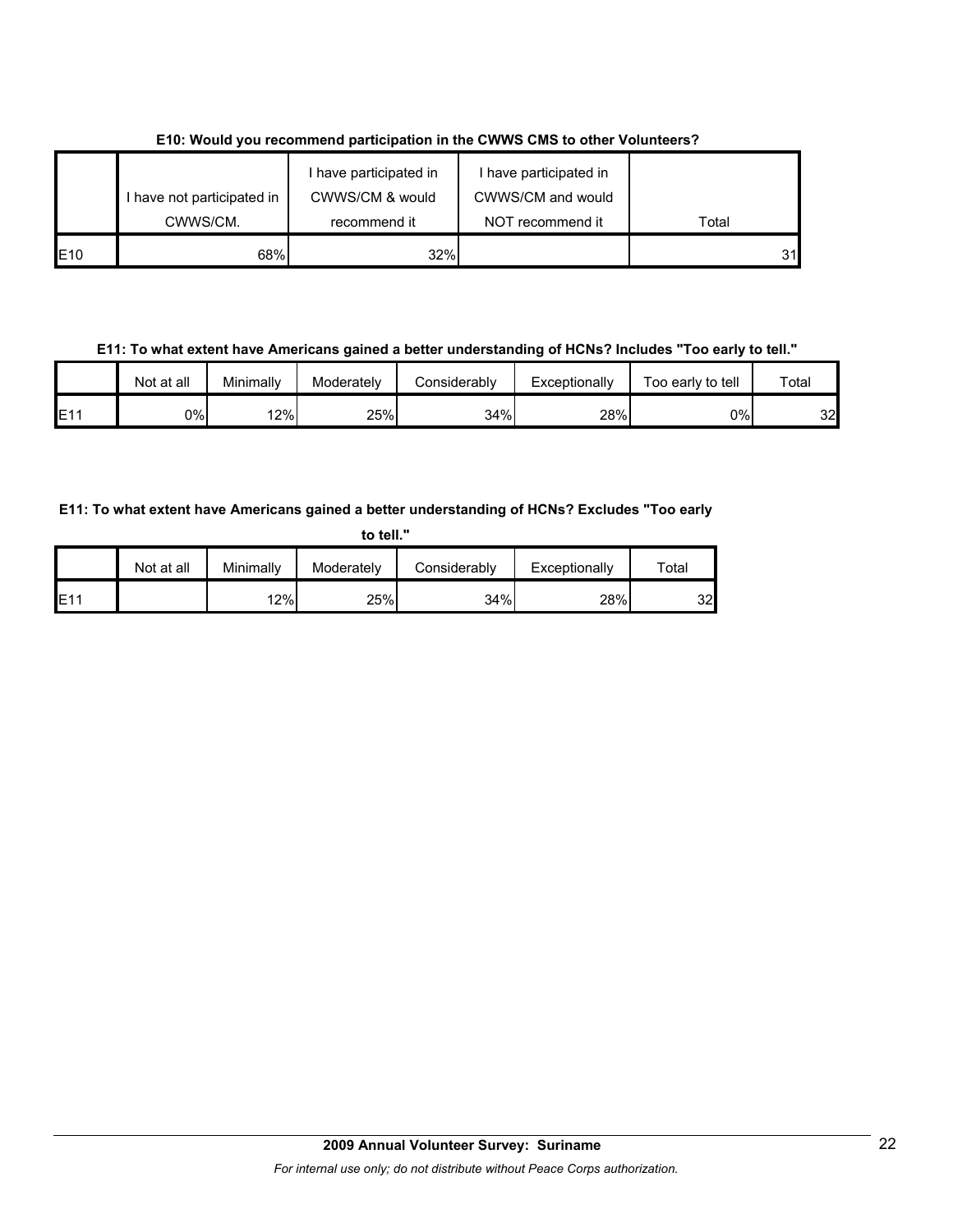**E10: Would you recommend participation in the CWWS CMS to other Volunteers?**

| | I have not participated in CWWS/CM. | I have participated in CWWS/CM & would recommend it | I have participated in CWWS/CM and would NOT recommend it | Total |
|---|---|---|---|---|
| E10 | 68% | 32% | | 31 |

**E11: To what extent have Americans gained a better understanding of HCNs? Includes "Too early to tell."**

| | Not at all | Minimally | Moderately | Considerably | Exceptionally | Too early to tell | Total |
|---|---|---|---|---|---|---|---|
| E11 | 0% | 12% | 25% | 34% | 28% | 0% | 32 |

**E11: To what extent have Americans gained a better understanding of HCNs? Excludes "Too early to tell."**

| | Not at all | Minimally | Moderately | Considerably | Exceptionally | Total |
|---|---|---|---|---|---|---|
| E11 | | 12% | 25% | 34% | 28% | 32 |

**2009 Annual Volunteer Survey: Suriname**

*For internal use only; do not distribute without Peace Corps authorization.*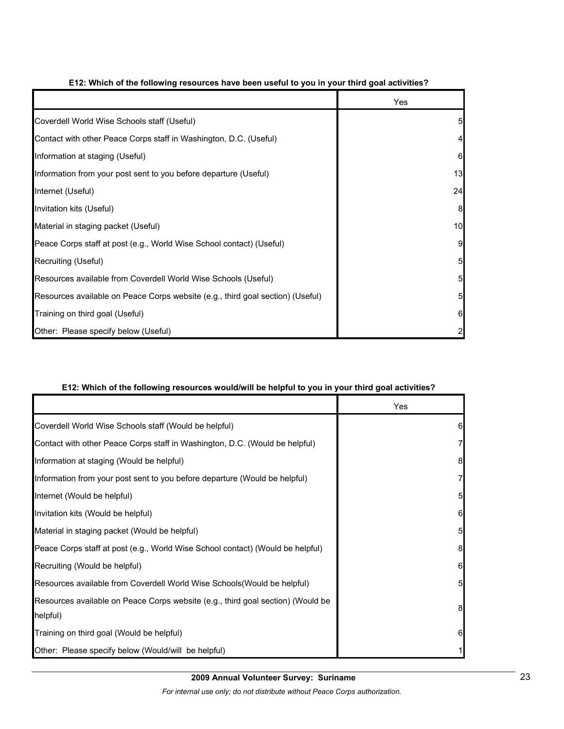**E12: Which of the following resources have been useful to you in your third goal activities?**

| | Yes |
|---|---|
| Coverdell World Wise Schools staff (Useful) | 5 |
| Contact with other Peace Corps staff in Washington, D.C. (Useful) | 4 |
| Information at staging (Useful) | 6 |
| Information from your post sent to you before departure (Useful) | 13 |
| Internet (Useful) | 24 |
| Invitation kits (Useful) | 8 |
| Material in staging packet (Useful) | 10 |
| Peace Corps staff at post (e.g., World Wise School contact) (Useful) | 9 |
| Recruiting (Useful) | 5 |
| Resources available from Coverdell World Wise Schools (Useful) | 5 |
| Resources available on Peace Corps website (e.g., third goal section) (Useful) | 5 |
| Training on third goal (Useful) | 6 |
| Other: Please specify below (Useful) | 2 |

**E12: Which of the following resources would/will be helpful to you in your third goal activities?**

| | Yes |
|---|---|
| Coverdell World Wise Schools staff (Would be helpful) | 6 |
| Contact with other Peace Corps staff in Washington, D.C. (Would be helpful) | 7 |
| Information at staging (Would be helpful) | 8 |
| Information from your post sent to you before departure (Would be helpful) | 7 |
| Internet (Would be helpful) | 5 |
| Invitation kits (Would be helpful) | 6 |
| Material in staging packet (Would be helpful) | 5 |
| Peace Corps staff at post (e.g., World Wise School contact) (Would be helpful) | 8 |
| Recruiting (Would be helpful) | 6 |
| Resources available from Coverdell World Wise Schools(Would be helpful) | 5 |
| Resources available on Peace Corps website (e.g., third goal section) (Would be helpful) | 8 |
| Training on third goal (Would be helpful) | 6 |
| Other: Please specify below (Would/will be helpful) | 1 |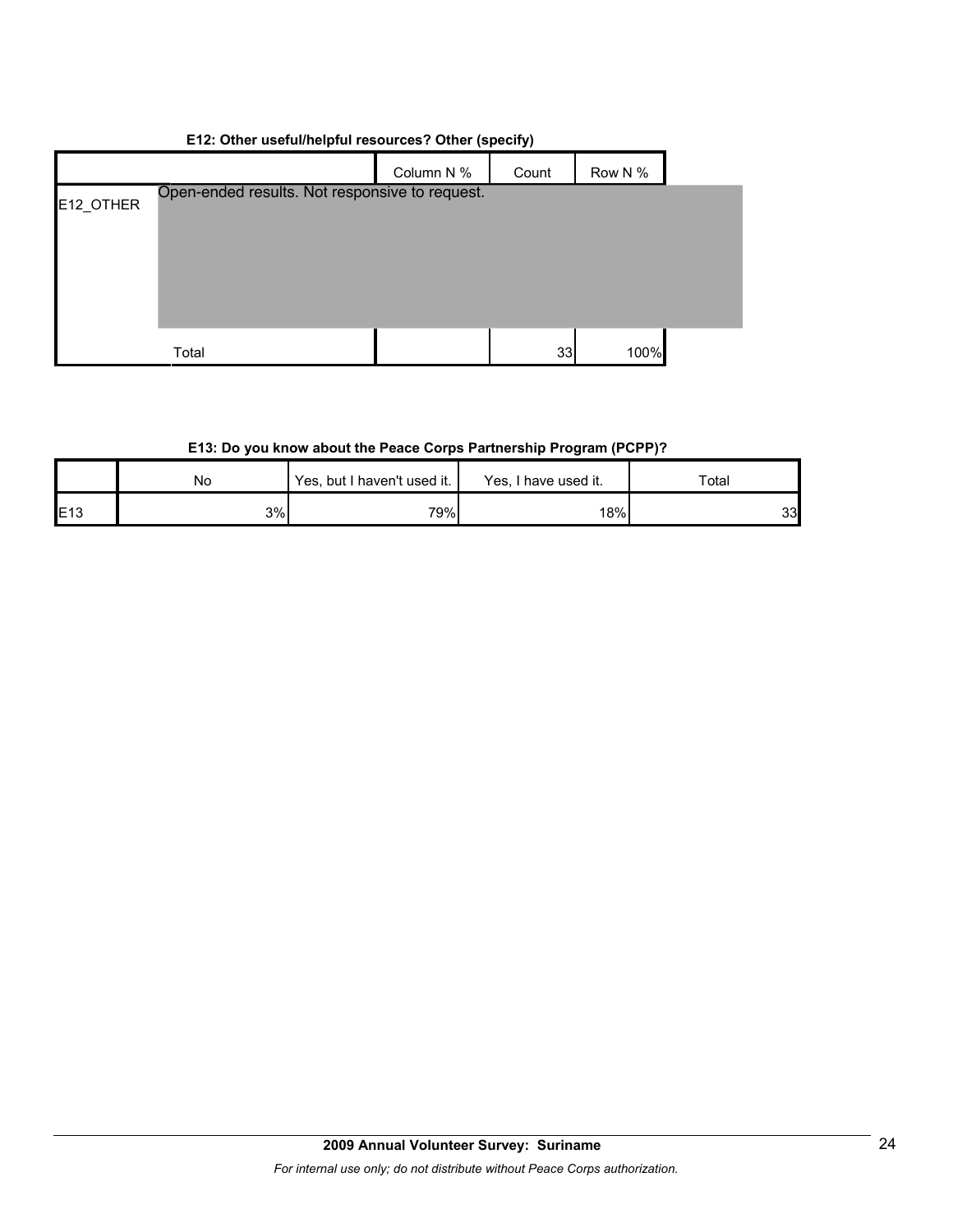**E12: Other useful/helpful resources? Other (specify)**

| | | Column N % | Count | Row N % |
|---|---|---|---|---|
| E12_OTHER | Open-ended results. Not responsive to request. | | | |
| | Total | | 33 | 100% |

**E13: Do you know about the Peace Corps Partnership Program (PCPP)?**

| | No | Yes, but I haven't used it. | Yes, I have used it. | Total |
|---|---|---|---|---|
| E13 | 3% | 79% | 18% | 33 |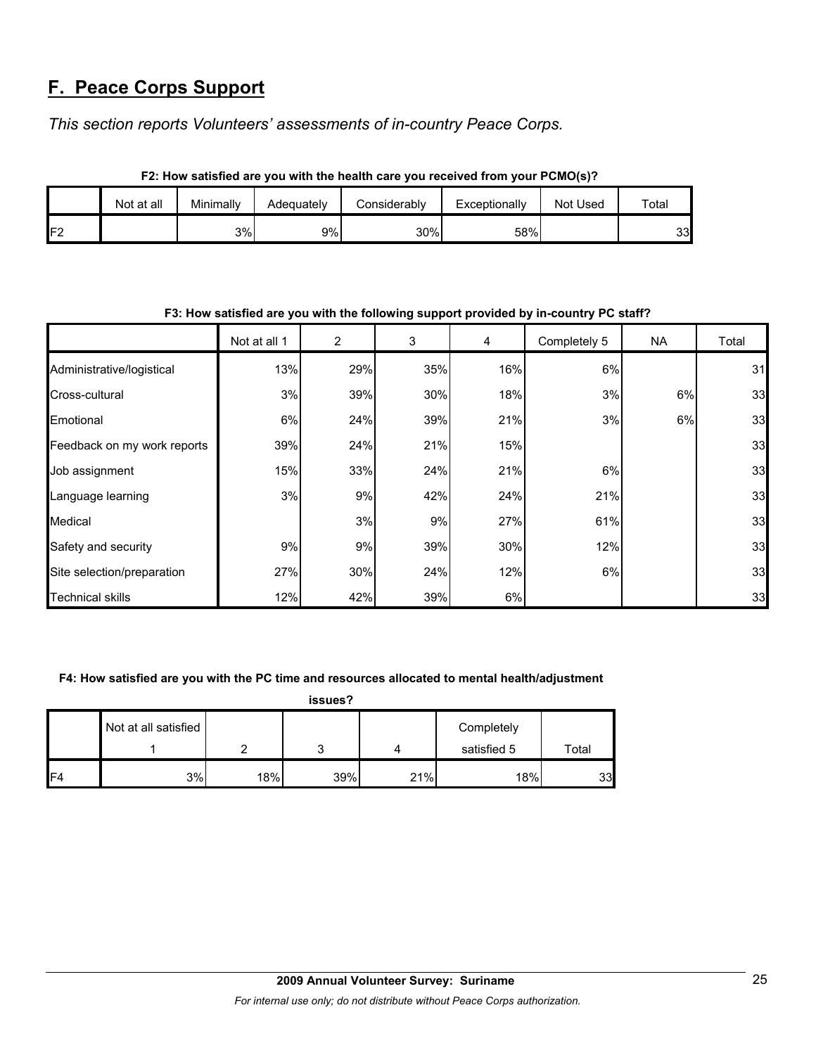## F. Peace Corps Support

*This section reports Volunteers' assessments of in-country Peace Corps.*

**F2: How satisfied are you with the health care you received from your PCMO(s)?**

| | Not at all | Minimally | Adequately | Considerably | Exceptionally | Not Used | Total |
|---|---|---|---|---|---|---|---|
| F2 | | 3% | 9% | 30% | 58% | | 33 |

**F3: How satisfied are you with the following support provided by in-country PC staff?**

| | Not at all 1 | 2 | 3 | 4 | Completely 5 | NA | Total |
|---|---|---|---|---|---|---|---|
| Administrative/logistical | 13% | 29% | 35% | 16% | 6% | | 31 |
| Cross-cultural | 3% | 39% | 30% | 18% | 3% | 6% | 33 |
| Emotional | 6% | 24% | 39% | 21% | 3% | 6% | 33 |
| Feedback on my work reports | 39% | 24% | 21% | 15% | | | 33 |
| Job assignment | 15% | 33% | 24% | 21% | 6% | | 33 |
| Language learning | 3% | 9% | 42% | 24% | 21% | | 33 |
| Medical | | 3% | 9% | 27% | 61% | | 33 |
| Safety and security | 9% | 9% | 39% | 30% | 12% | | 33 |
| Site selection/preparation | 27% | 30% | 24% | 12% | 6% | | 33 |
| Technical skills | 12% | 42% | 39% | 6% | | | 33 |

**F4: How satisfied are you with the PC time and resources allocated to mental health/adjustment issues?**

| | Not at all satisfied 1 | 2 | 3 | 4 | Completely satisfied 5 | Total |
|---|---|---|---|---|---|---|
| F4 | 3% | 18% | 39% | 21% | 18% | 33 |

**2009 Annual Volunteer Survey: Suriname**

*For internal use only; do not distribute without Peace Corps authorization.*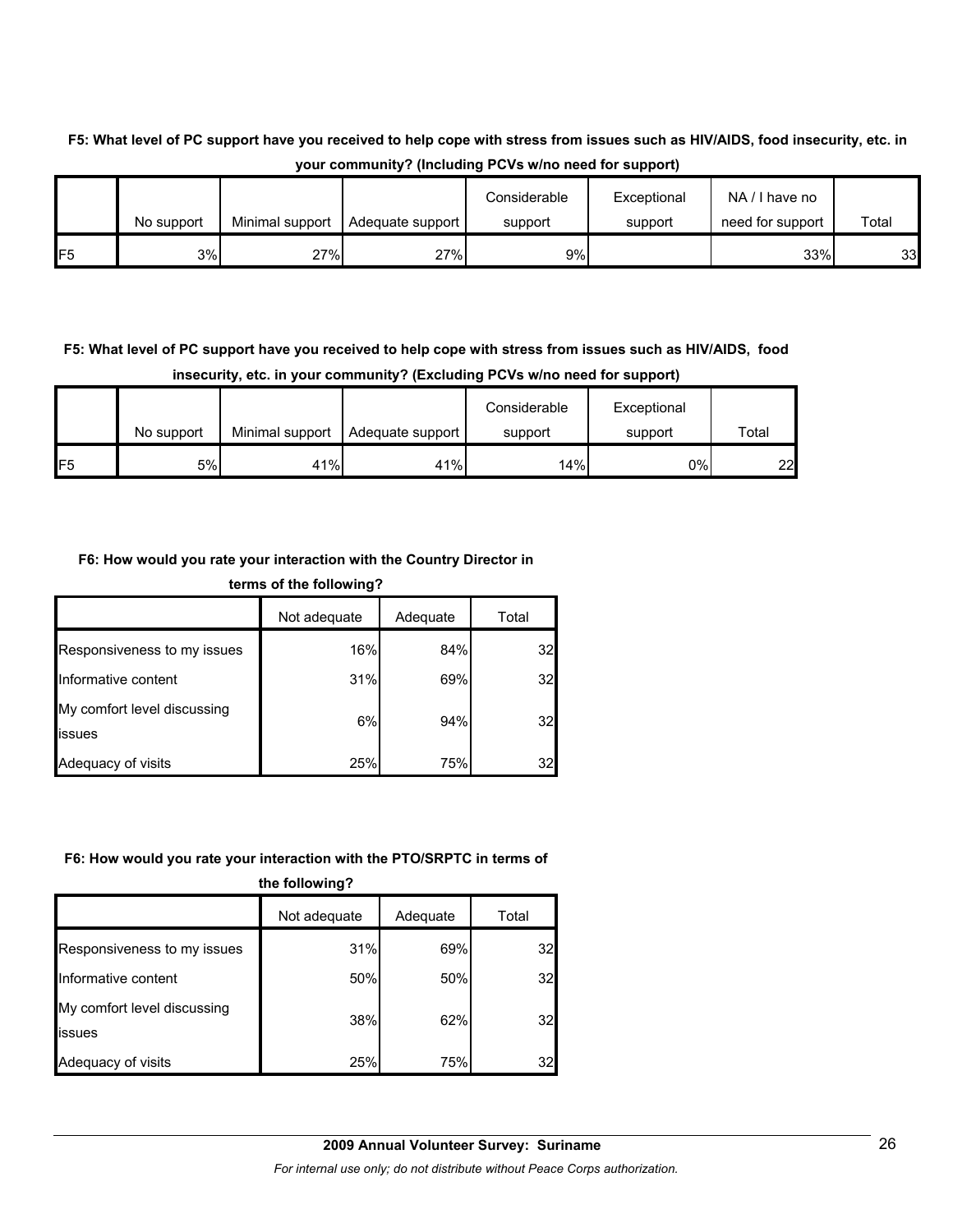**F5: What level of PC support have you received to help cope with stress from issues such as HIV/AIDS, food insecurity, etc. in your community? (Including PCVs w/no need for support)**

| | No support | Minimal support | Adequate support | Considerable support | Exceptional support | NA / I have no need for support | Total |
|---|---|---|---|---|---|---|---|
| F5 | 3% | 27% | 27% | 9% | | 33% | 33 |

**F5: What level of PC support have you received to help cope with stress from issues such as HIV/AIDS, food insecurity, etc. in your community? (Excluding PCVs w/no need for support)**

| | No support | Minimal support | Adequate support | Considerable support | Exceptional support | Total |
|---|---|---|---|---|---|---|
| F5 | 5% | 41% | 41% | 14% | 0% | 22 |

**F6: How would you rate your interaction with the Country Director in terms of the following?**

| | Not adequate | Adequate | Total |
|---|---|---|---|
| Responsiveness to my issues | 16% | 84% | 32 |
| Informative content | 31% | 69% | 32 |
| My comfort level discussing issues | 6% | 94% | 32 |
| Adequacy of visits | 25% | 75% | 32 |

**F6: How would you rate your interaction with the PTO/SRPTC in terms of the following?**

| | Not adequate | Adequate | Total |
|---|---|---|---|
| Responsiveness to my issues | 31% | 69% | 32 |
| Informative content | 50% | 50% | 32 |
| My comfort level discussing issues | 38% | 62% | 32 |
| Adequacy of visits | 25% | 75% | 32 |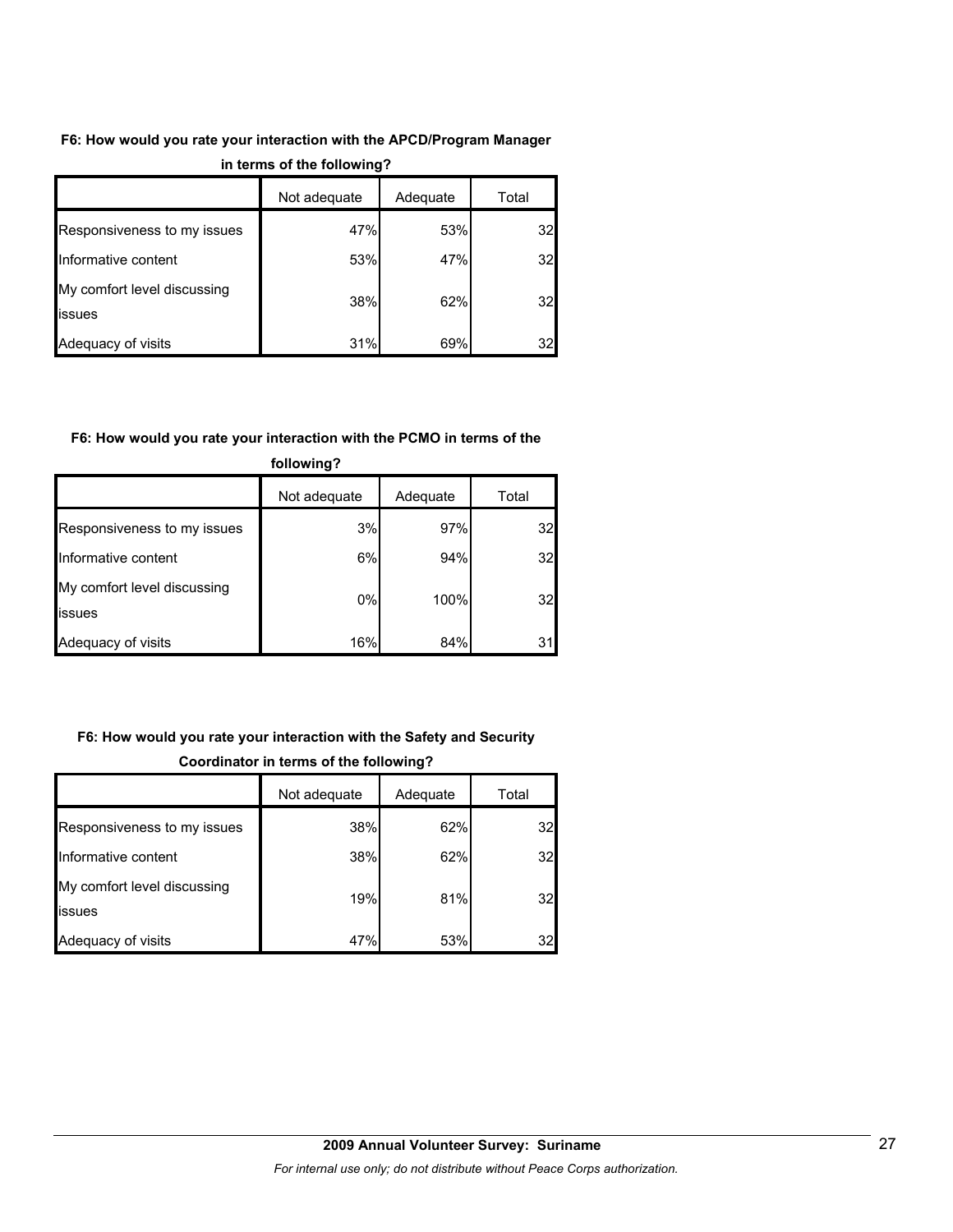**F6: How would you rate your interaction with the APCD/Program Manager in terms of the following?**

| | Not adequate | Adequate | Total |
|---|---|---|---|
| Responsiveness to my issues | 47% | 53% | 32 |
| Informative content | 53% | 47% | 32 |
| My comfort level discussing issues | 38% | 62% | 32 |
| Adequacy of visits | 31% | 69% | 32 |

**F6: How would you rate your interaction with the PCMO in terms of the following?**

| | Not adequate | Adequate | Total |
|---|---|---|---|
| Responsiveness to my issues | 3% | 97% | 32 |
| Informative content | 6% | 94% | 32 |
| My comfort level discussing issues | 0% | 100% | 32 |
| Adequacy of visits | 16% | 84% | 31 |

**F6: How would you rate your interaction with the Safety and Security Coordinator in terms of the following?**

| | Not adequate | Adequate | Total |
|---|---|---|---|
| Responsiveness to my issues | 38% | 62% | 32 |
| Informative content | 38% | 62% | 32 |
| My comfort level discussing issues | 19% | 81% | 32 |
| Adequacy of visits | 47% | 53% | 32 |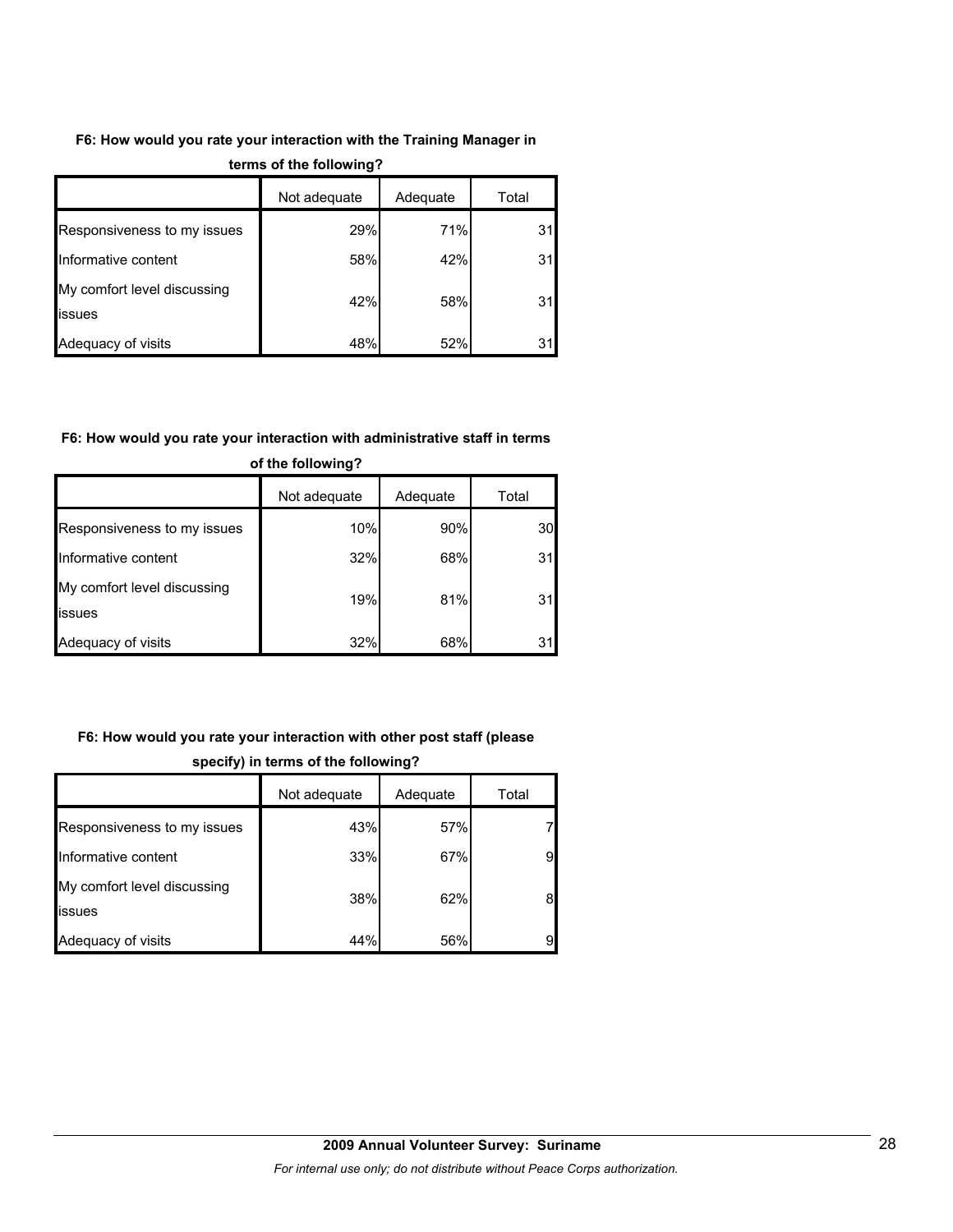**F6: How would you rate your interaction with the Training Manager in terms of the following?**

| | Not adequate | Adequate | Total |
|---|---|---|---|
| Responsiveness to my issues | 29% | 71% | 31 |
| Informative content | 58% | 42% | 31 |
| My comfort level discussing issues | 42% | 58% | 31 |
| Adequacy of visits | 48% | 52% | 31 |

**F6: How would you rate your interaction with administrative staff in terms of the following?**

| | Not adequate | Adequate | Total |
|---|---|---|---|
| Responsiveness to my issues | 10% | 90% | 30 |
| Informative content | 32% | 68% | 31 |
| My comfort level discussing issues | 19% | 81% | 31 |
| Adequacy of visits | 32% | 68% | 31 |

**F6: How would you rate your interaction with other post staff (please specify) in terms of the following?**

| | Not adequate | Adequate | Total |
|---|---|---|---|
| Responsiveness to my issues | 43% | 57% | 7 |
| Informative content | 33% | 67% | 9 |
| My comfort level discussing issues | 38% | 62% | 8 |
| Adequacy of visits | 44% | 56% | 9 |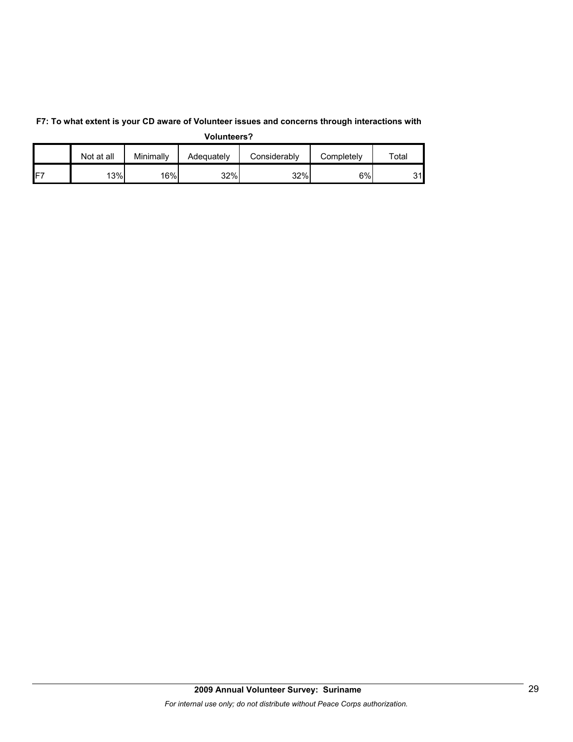**F7: To what extent is your CD aware of Volunteer issues and concerns through interactions with Volunteers?**

| | Not at all | Minimally | Adequately | Considerably | Completely | Total |
|---|---|---|---|---|---|---|
| F7 | 13% | 16% | 32% | 32% | 6% | 31 |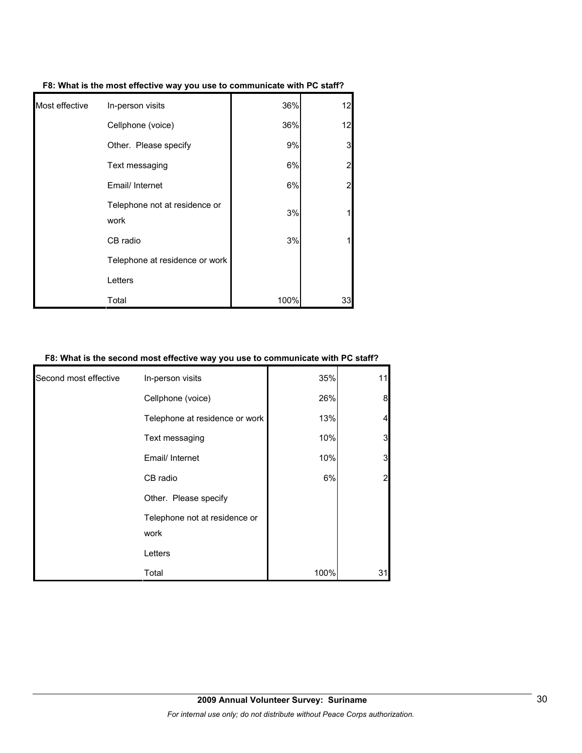**F8: What is the most effective way you use to communicate with PC staff?**

| | | | |
|---|---|---|---|
| Most effective | In-person visits | 36% | 12 |
| | Cellphone (voice) | 36% | 12 |
| | Other. Please specify | 9% | 3 |
| | Text messaging | 6% | 2 |
| | Email/ Internet | 6% | 2 |
| | Telephone not at residence or work | 3% | 1 |
| | CB radio | 3% | 1 |
| | Telephone at residence or work | | |
| | Letters | | |
| | Total | 100% | 33 |

**F8: What is the second most effective way you use to communicate with PC staff?**

| | | | |
|---|---|---|---|
| Second most effective | In-person visits | 35% | 11 |
| | Cellphone (voice) | 26% | 8 |
| | Telephone at residence or work | 13% | 4 |
| | Text messaging | 10% | 3 |
| | Email/ Internet | 10% | 3 |
| | CB radio | 6% | 2 |
| | Other. Please specify | | |
| | Telephone not at residence or work | | |
| | Letters | | |
| | Total | 100% | 31 |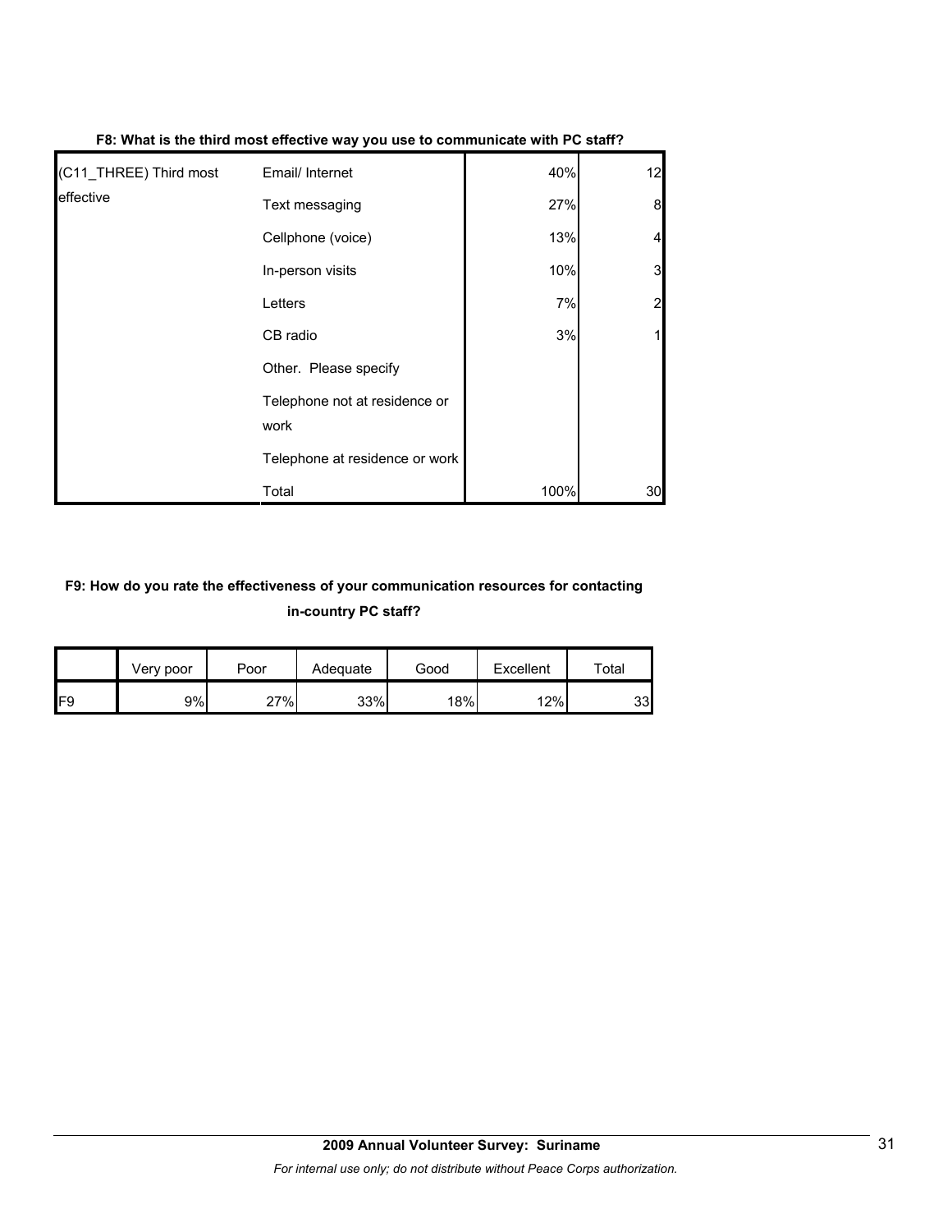**F8: What is the third most effective way you use to communicate with PC staff?**

| | | | |
|---|---|---|---|
| (C11_THREE) Third most effective | Email/ Internet | 40% | 12 |
| | Text messaging | 27% | 8 |
| | Cellphone (voice) | 13% | 4 |
| | In-person visits | 10% | 3 |
| | Letters | 7% | 2 |
| | CB radio | 3% | 1 |
| | Other. Please specify | | |
| | Telephone not at residence or work | | |
| | Telephone at residence or work | | |
| | Total | 100% | 30 |

**F9: How do you rate the effectiveness of your communication resources for contacting in-country PC staff?**

| | Very poor | Poor | Adequate | Good | Excellent | Total |
|---|---|---|---|---|---|---|
| F9 | 9% | 27% | 33% | 18% | 12% | 33 |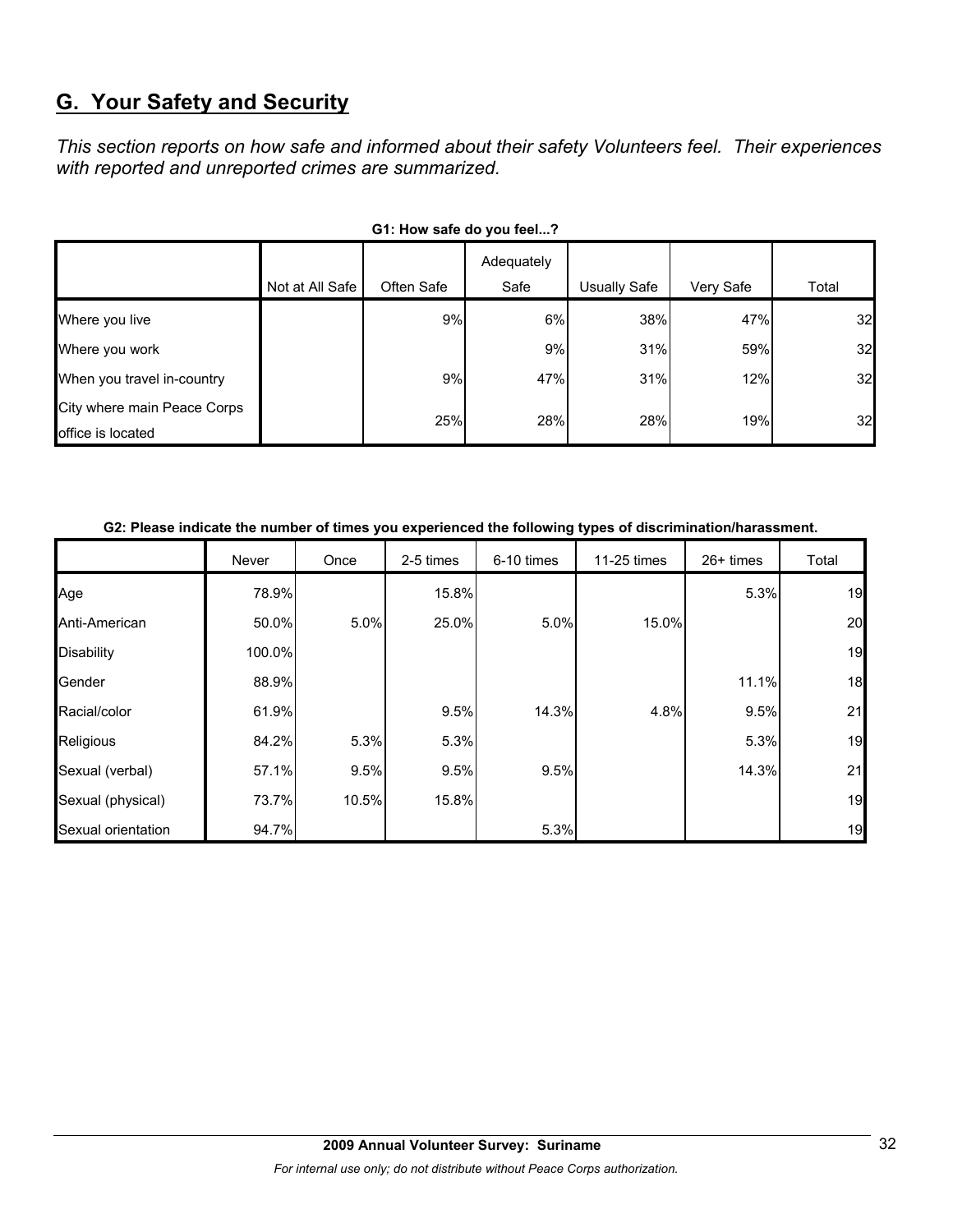## G. Your Safety and Security

*This section reports on how safe and informed about their safety Volunteers feel. Their experiences with reported and unreported crimes are summarized.*

**G1: How safe do you feel...?**

| | Not at All Safe | Often Safe | Adequately Safe | Usually Safe | Very Safe | Total |
|---|---|---|---|---|---|---|
| Where you live | | 9% | 6% | 38% | 47% | 32 |
| Where you work | | | 9% | 31% | 59% | 32 |
| When you travel in-country | | 9% | 47% | 31% | 12% | 32 |
| City where main Peace Corps office is located | | 25% | 28% | 28% | 19% | 32 |

**G2: Please indicate the number of times you experienced the following types of discrimination/harassment.**

| | Never | Once | 2-5 times | 6-10 times | 11-25 times | 26+ times | Total |
|---|---|---|---|---|---|---|---|
| Age | 78.9% | | 15.8% | | | 5.3% | 19 |
| Anti-American | 50.0% | 5.0% | 25.0% | 5.0% | 15.0% | | 20 |
| Disability | 100.0% | | | | | | 19 |
| Gender | 88.9% | | | | | 11.1% | 18 |
| Racial/color | 61.9% | | 9.5% | 14.3% | 4.8% | 9.5% | 21 |
| Religious | 84.2% | 5.3% | 5.3% | | | 5.3% | 19 |
| Sexual (verbal) | 57.1% | 9.5% | 9.5% | 9.5% | | 14.3% | 21 |
| Sexual (physical) | 73.7% | 10.5% | 15.8% | | | | 19 |
| Sexual orientation | 94.7% | | | 5.3% | | | 19 |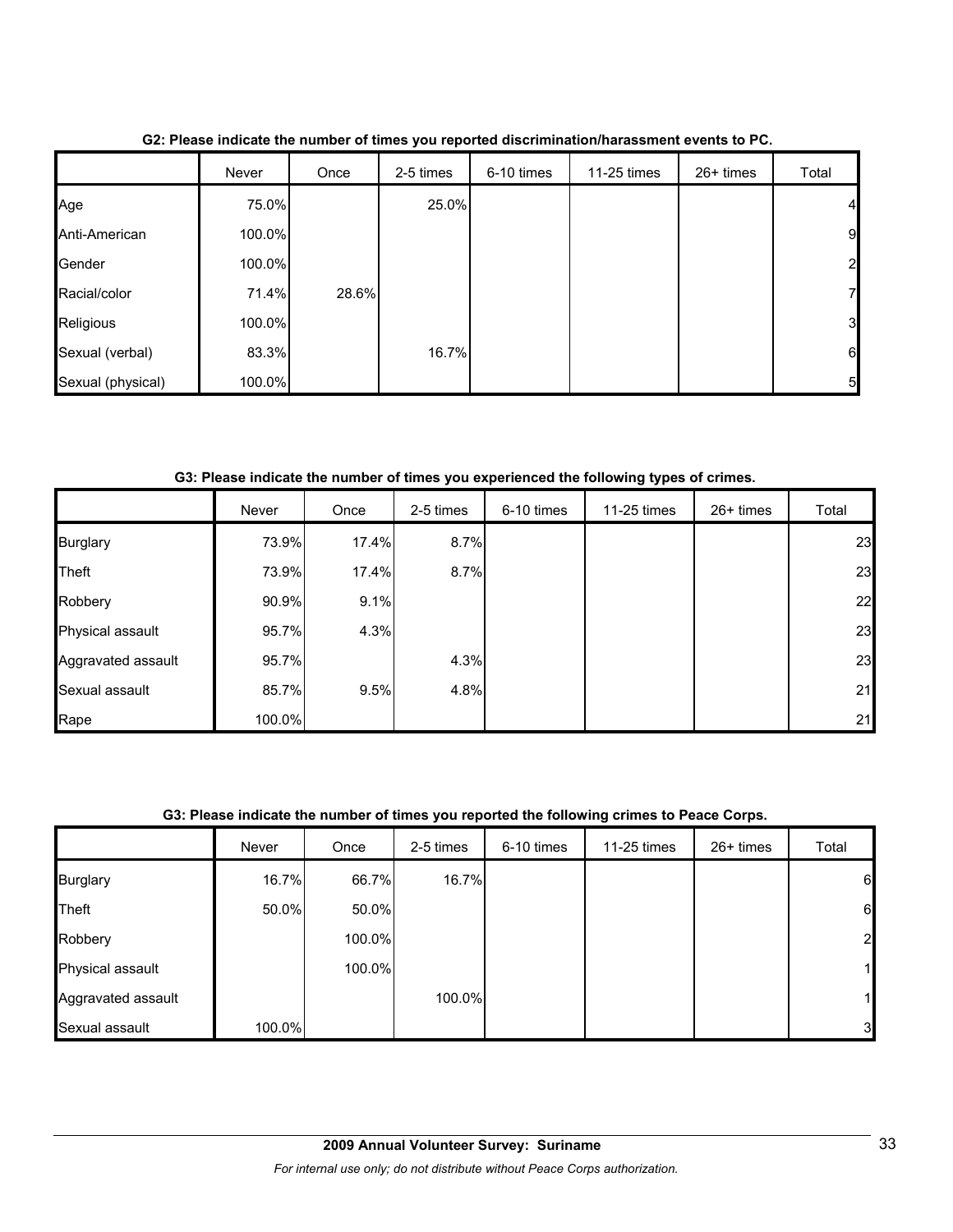**G2: Please indicate the number of times you reported discrimination/harassment events to PC.**

| | Never | Once | 2-5 times | 6-10 times | 11-25 times | 26+ times | Total |
|---|---|---|---|---|---|---|---|
| Age | 75.0% | | 25.0% | | | | 4 |
| Anti-American | 100.0% | | | | | | 9 |
| Gender | 100.0% | | | | | | 2 |
| Racial/color | 71.4% | 28.6% | | | | | 7 |
| Religious | 100.0% | | | | | | 3 |
| Sexual (verbal) | 83.3% | | 16.7% | | | | 6 |
| Sexual (physical) | 100.0% | | | | | | 5 |

**G3: Please indicate the number of times you experienced the following types of crimes.**

| | Never | Once | 2-5 times | 6-10 times | 11-25 times | 26+ times | Total |
|---|---|---|---|---|---|---|---|
| Burglary | 73.9% | 17.4% | 8.7% | | | | 23 |
| Theft | 73.9% | 17.4% | 8.7% | | | | 23 |
| Robbery | 90.9% | 9.1% | | | | | 22 |
| Physical assault | 95.7% | 4.3% | | | | | 23 |
| Aggravated assault | 95.7% | | 4.3% | | | | 23 |
| Sexual assault | 85.7% | 9.5% | 4.8% | | | | 21 |
| Rape | 100.0% | | | | | | 21 |

**G3: Please indicate the number of times you reported the following crimes to Peace Corps.**

| | Never | Once | 2-5 times | 6-10 times | 11-25 times | 26+ times | Total |
|---|---|---|---|---|---|---|---|
| Burglary | 16.7% | 66.7% | 16.7% | | | | 6 |
| Theft | 50.0% | 50.0% | | | | | 6 |
| Robbery | | 100.0% | | | | | 2 |
| Physical assault | | 100.0% | | | | | 1 |
| Aggravated assault | | | 100.0% | | | | 1 |
| Sexual assault | 100.0% | | | | | | 3 |

**2009 Annual Volunteer Survey: Suriname**

*For internal use only; do not distribute without Peace Corps authorization.*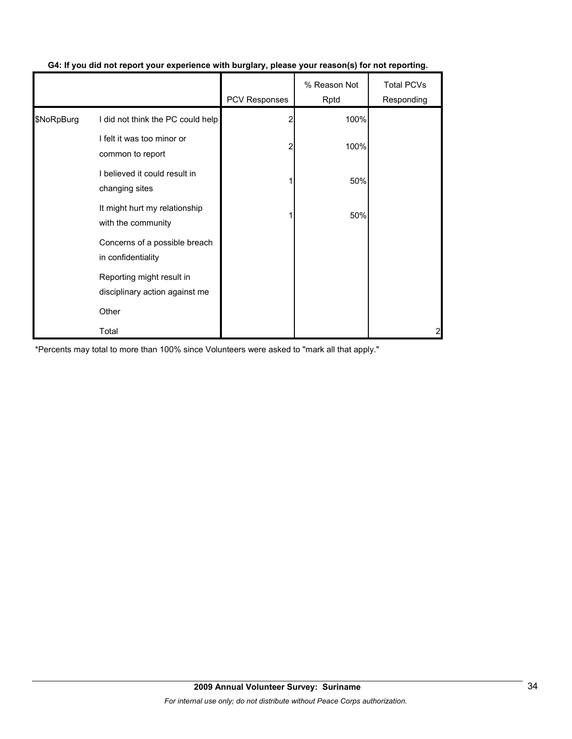**G4: If you did not report your experience with burglary, please your reason(s) for not reporting.**

| | | PCV Responses | % Reason Not Rptd | Total PCVs Responding |
|---|---|---|---|---|
| $NoRpBurg | I did not think the PC could help | 2 | 100% | |
| | I felt it was too minor or common to report | 2 | 100% | |
| | I believed it could result in changing sites | 1 | 50% | |
| | It might hurt my relationship with the community | 1 | 50% | |
| | Concerns of a possible breach in confidentiality | | | |
| | Reporting might result in disciplinary action against me | | | |
| | Other | | | |
| | Total | | | 2 |

*Percents may total to more than 100% since Volunteers were asked to "mark all that apply."

**2009 Annual Volunteer Survey: Suriname**

*For internal use only; do not distribute without Peace Corps authorization.*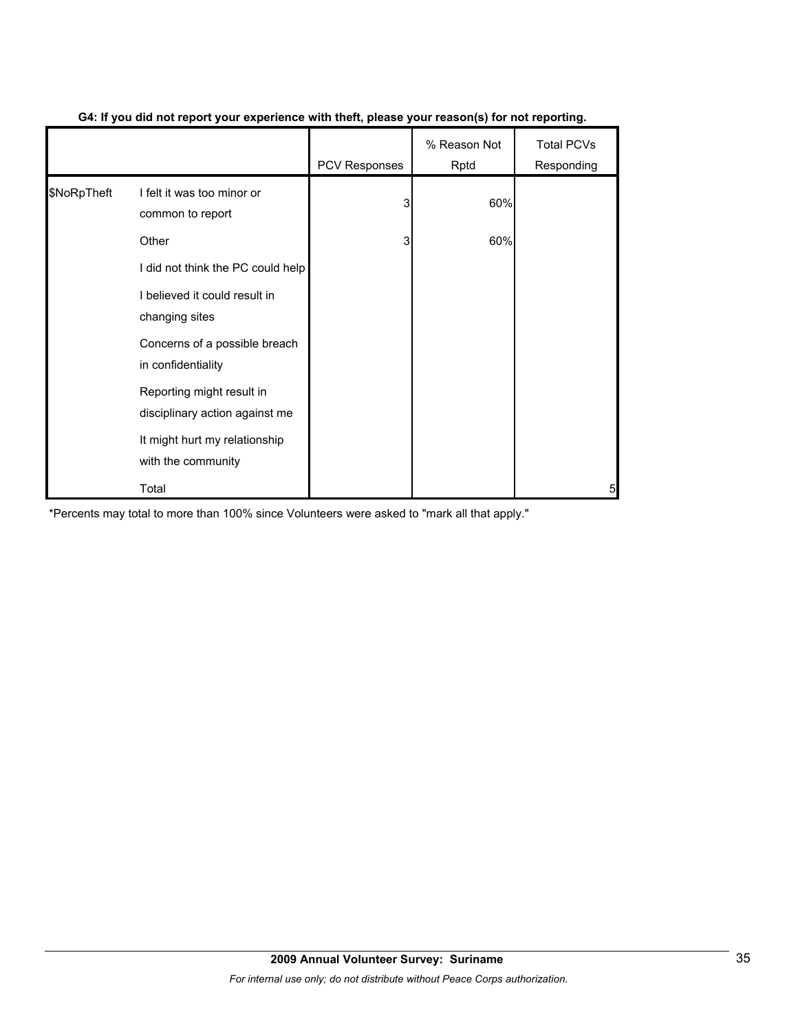**G4: If you did not report your experience with theft, please your reason(s) for not reporting.**

| | | PCV Responses | % Reason Not Rptd | Total PCVs Responding |
|---|---|---|---|---|
| $NoRpTheft | I felt it was too minor or common to report | 3 | 60% | |
| | Other | 3 | 60% | |
| | I did not think the PC could help | | | |
| | I believed it could result in changing sites | | | |
| | Concerns of a possible breach in confidentiality | | | |
| | Reporting might result in disciplinary action against me | | | |
| | It might hurt my relationship with the community | | | |
| | Total | | | 5 |

*Percents may total to more than 100% since Volunteers were asked to "mark all that apply."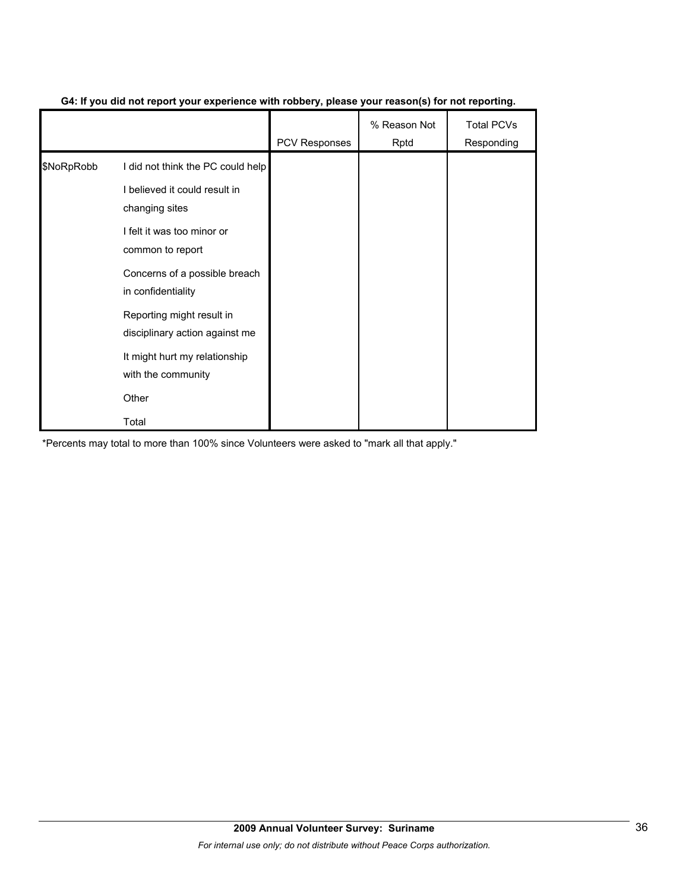**G4: If you did not report your experience with robbery, please your reason(s) for not reporting.**

| | | PCV Responses | % Reason Not Rptd | Total PCVs Responding |
|---|---|---|---|---|
| $NoRpRobb | I did not think the PC could help | | | |
| | I believed it could result in changing sites | | | |
| | I felt it was too minor or common to report | | | |
| | Concerns of a possible breach in confidentiality | | | |
| | Reporting might result in disciplinary action against me | | | |
| | It might hurt my relationship with the community | | | |
| | Other | | | |
| | Total | | | |

*Percents may total to more than 100% since Volunteers were asked to "mark all that apply."

**2009 Annual Volunteer Survey: Suriname**

*For internal use only; do not distribute without Peace Corps authorization.*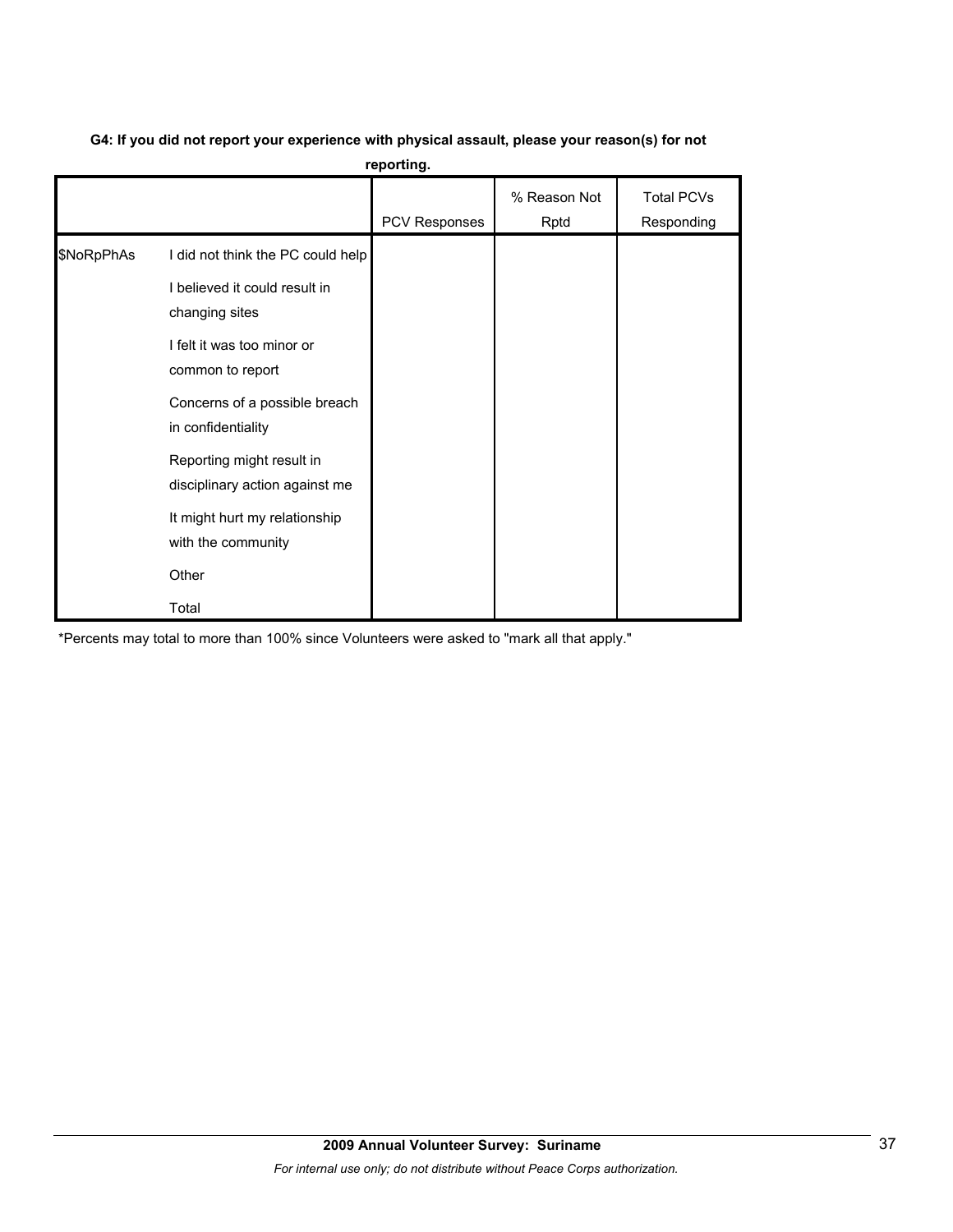**G4: If you did not report your experience with physical assault, please your reason(s) for not reporting.**

| | | PCV Responses | % Reason Not Rptd | Total PCVs Responding |
|---|---|---|---|---|
| $NoRpPhAs | I did not think the PC could help | | | |
| | I believed it could result in changing sites | | | |
| | I felt it was too minor or common to report | | | |
| | Concerns of a possible breach in confidentiality | | | |
| | Reporting might result in disciplinary action against me | | | |
| | It might hurt my relationship with the community | | | |
| | Other | | | |
| | Total | | | |

*Percents may total to more than 100% since Volunteers were asked to "mark all that apply."

**2009 Annual Volunteer Survey: Suriname**

*For internal use only; do not distribute without Peace Corps authorization.*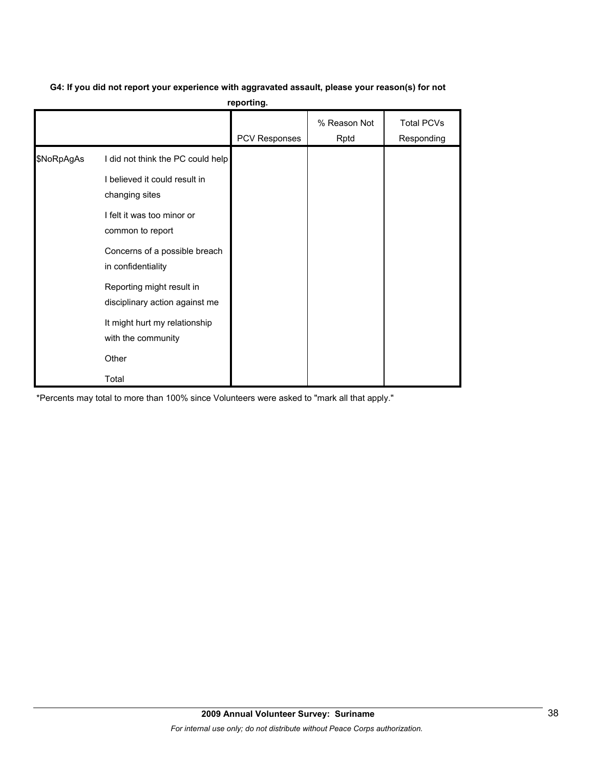**G4: If you did not report your experience with aggravated assault, please your reason(s) for not reporting.**

| | | PCV Responses | % Reason Not Rptd | Total PCVs Responding |
|---|---|---|---|---|
| $NoRpAgAs | I did not think the PC could help | | | |
| | I believed it could result in changing sites | | | |
| | I felt it was too minor or common to report | | | |
| | Concerns of a possible breach in confidentiality | | | |
| | Reporting might result in disciplinary action against me | | | |
| | It might hurt my relationship with the community | | | |
| | Other | | | |
| | Total | | | |

*Percents may total to more than 100% since Volunteers were asked to "mark all that apply."

**2009 Annual Volunteer Survey: Suriname**

*For internal use only; do not distribute without Peace Corps authorization.*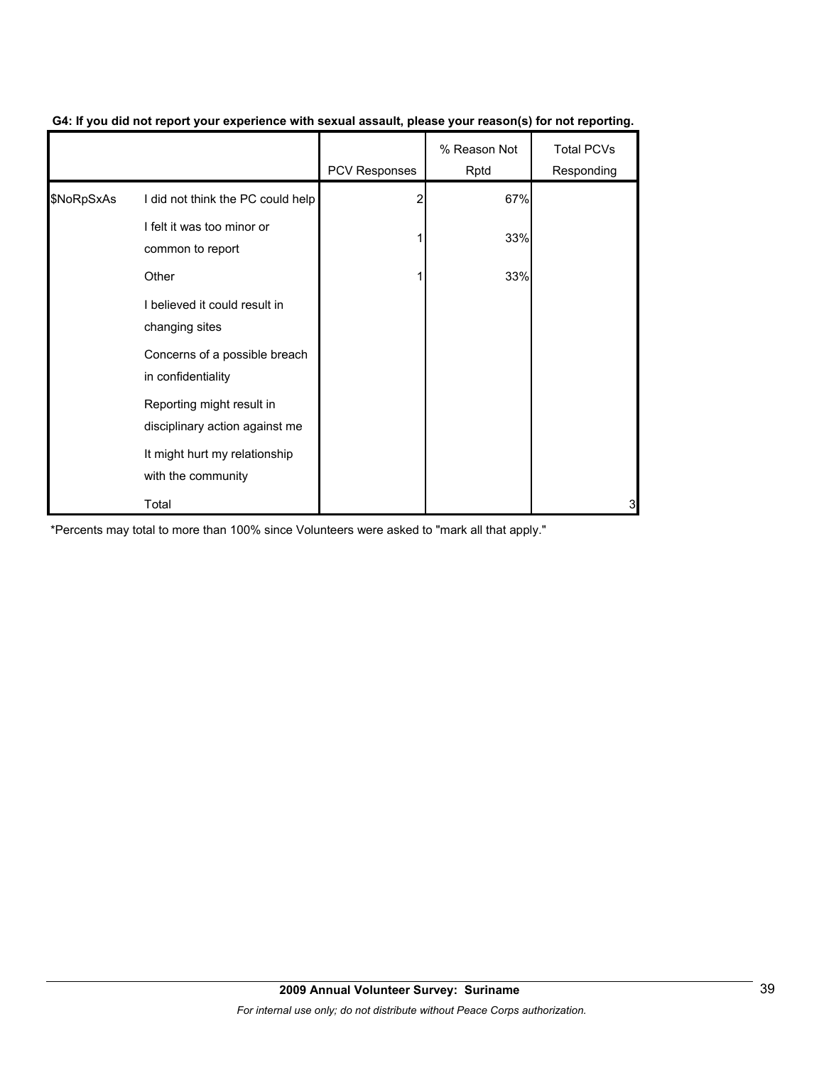**G4: If you did not report your experience with sexual assault, please your reason(s) for not reporting.**

| | | PCV Responses | % Reason Not Rptd | Total PCVs Responding |
|---|---|---|---|---|
| $NoRpSxAs | I did not think the PC could help | 2 | 67% | |
| | I felt it was too minor or common to report | 1 | 33% | |
| | Other | 1 | 33% | |
| | I believed it could result in changing sites | | | |
| | Concerns of a possible breach in confidentiality | | | |
| | Reporting might result in disciplinary action against me | | | |
| | It might hurt my relationship with the community | | | |
| | Total | | | 3 |

*Percents may total to more than 100% since Volunteers were asked to "mark all that apply."

**2009 Annual Volunteer Survey: Suriname**

*For internal use only; do not distribute without Peace Corps authorization.*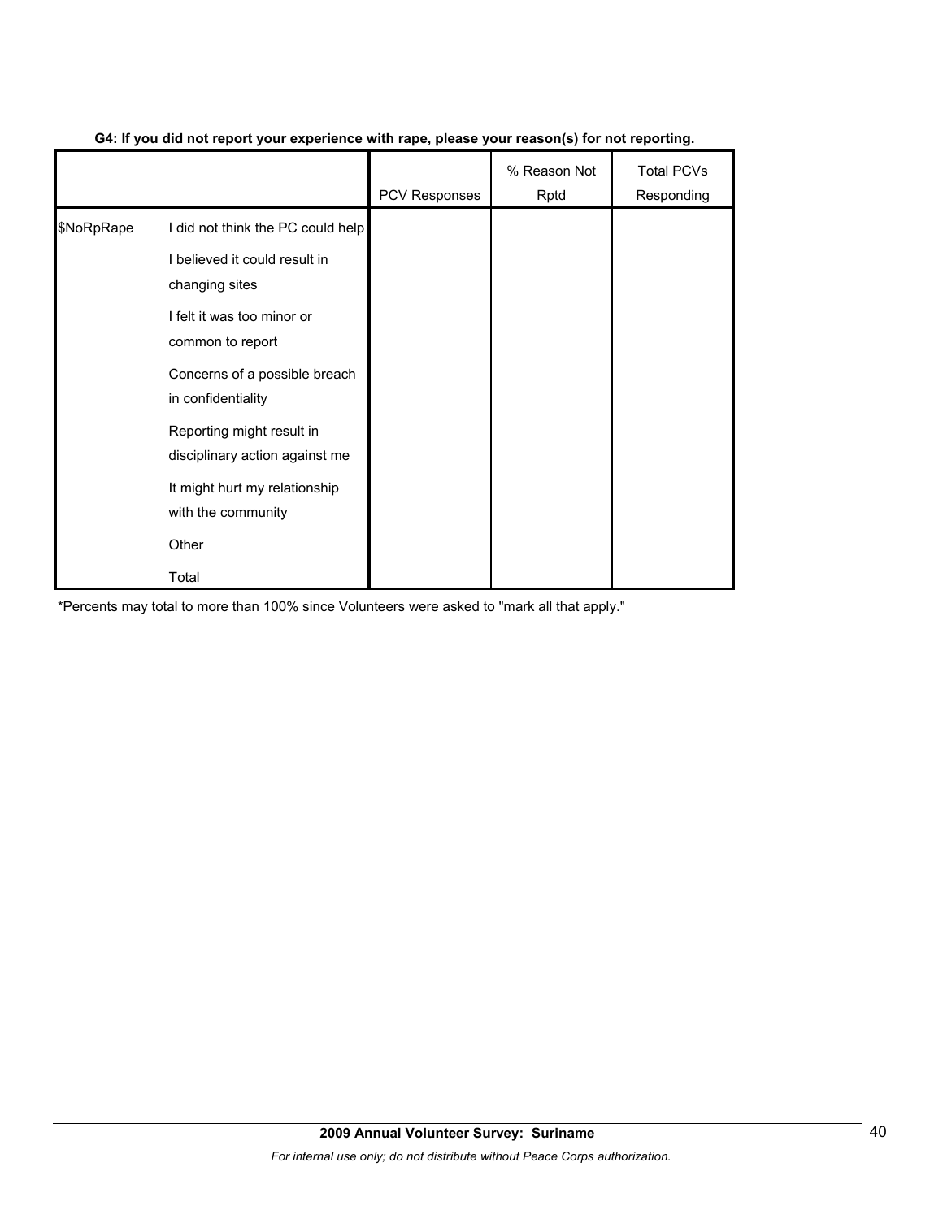**G4: If you did not report your experience with rape, please your reason(s) for not reporting.**

| | | PCV Responses | % Reason Not Rptd | Total PCVs Responding |
|---|---|---|---|---|
| $NoRpRape | I did not think the PC could help | | | |
| | I believed it could result in changing sites | | | |
| | I felt it was too minor or common to report | | | |
| | Concerns of a possible breach in confidentiality | | | |
| | Reporting might result in disciplinary action against me | | | |
| | It might hurt my relationship with the community | | | |
| | Other | | | |
| | Total | | | |

*Percents may total to more than 100% since Volunteers were asked to "mark all that apply."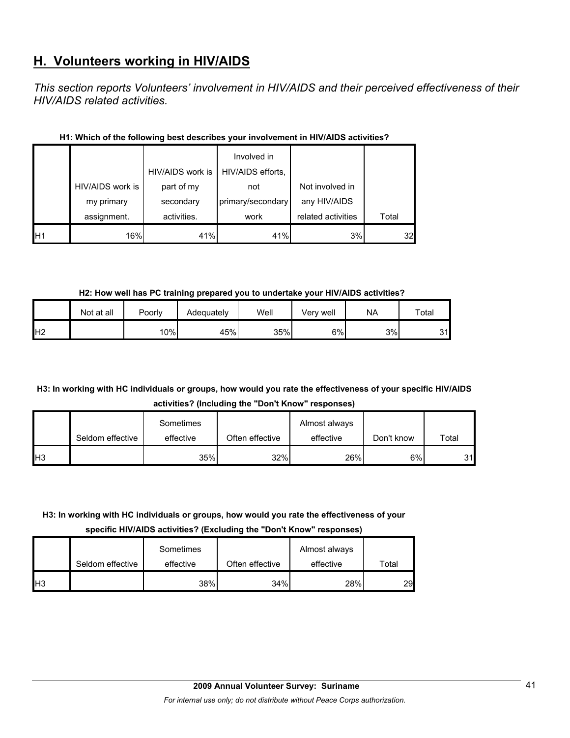## H. Volunteers working in HIV/AIDS

*This section reports Volunteers' involvement in HIV/AIDS and their perceived effectiveness of their HIV/AIDS related activities.*

**H1: Which of the following best describes your involvement in HIV/AIDS activities?**

| | HIV/AIDS work is my primary assignment. | HIV/AIDS work is part of my secondary activities. | Involved in HIV/AIDS efforts, not primary/secondary work | Not involved in any HIV/AIDS related activities | Total |
|---|---|---|---|---|---|
| H1 | 16% | 41% | 41% | 3% | 32 |

**H2: How well has PC training prepared you to undertake your HIV/AIDS activities?**

| | Not at all | Poorly | Adequately | Well | Very well | NA | Total |
|---|---|---|---|---|---|---|---|
| H2 | | 10% | 45% | 35% | 6% | 3% | 31 |

**H3: In working with HC individuals or groups, how would you rate the effectiveness of your specific HIV/AIDS activities? (Including the "Don't Know" responses)**

| | Seldom effective | Sometimes effective | Often effective | Almost always effective | Don't know | Total |
|---|---|---|---|---|---|---|
| H3 | | 35% | 32% | 26% | 6% | 31 |

**H3: In working with HC individuals or groups, how would you rate the effectiveness of your specific HIV/AIDS activities? (Excluding the "Don't Know" responses)**

| | Seldom effective | Sometimes effective | Often effective | Almost always effective | Total |
|---|---|---|---|---|---|
| H3 | | 38% | 34% | 28% | 29 |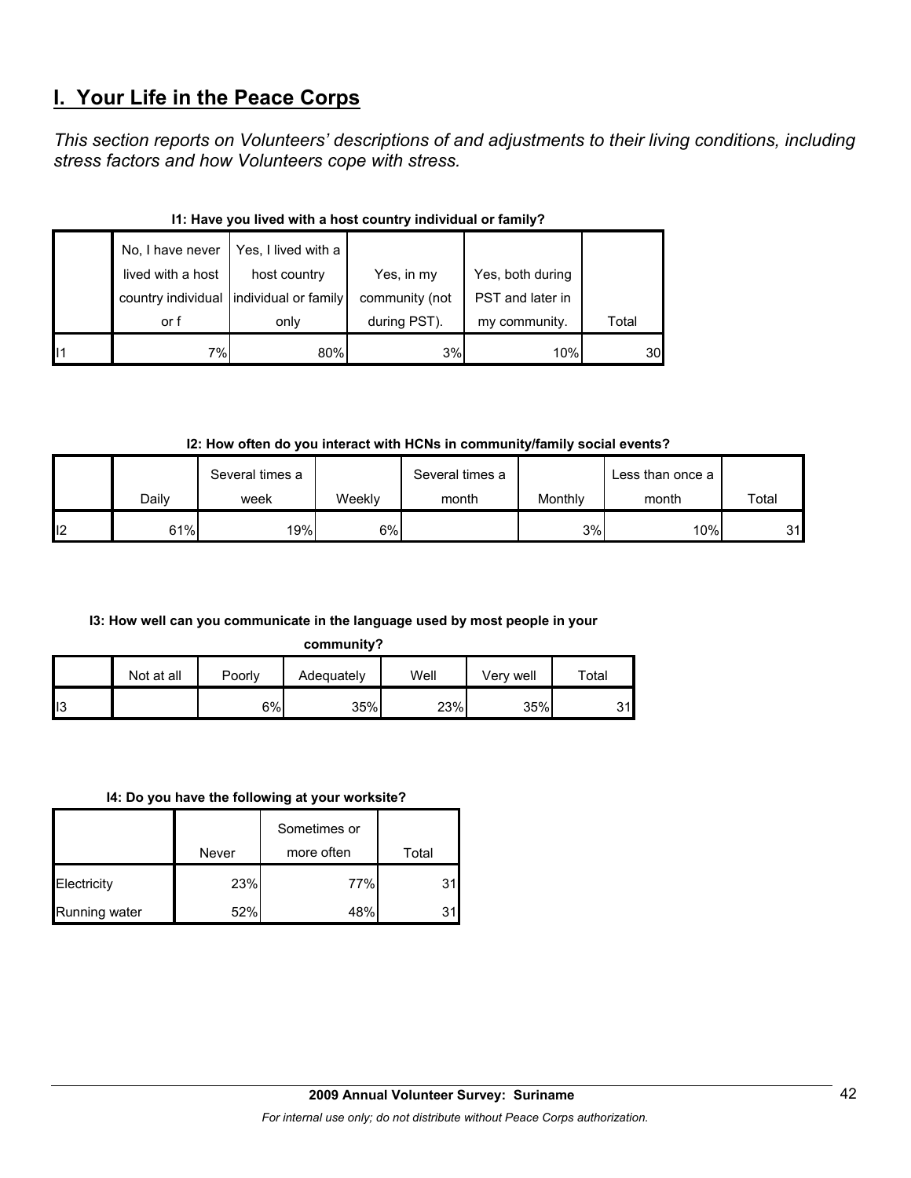# I. Your Life in the Peace Corps

*This section reports on Volunteers' descriptions of and adjustments to their living conditions, including stress factors and how Volunteers cope with stress.*

**I1: Have you lived with a host country individual or family?**

| | No, I have never lived with a host country individual or f | Yes, I lived with a host country individual or family only | Yes, in my community (not during PST). | Yes, both during PST and later in my community. | Total |
|---|---|---|---|---|---|
| I1 | 7% | 80% | 3% | 10% | 30 |

**I2: How often do you interact with HCNs in community/family social events?**

| | Daily | Several times a week | Weekly | Several times a month | Monthly | Less than once a month | Total |
|---|---|---|---|---|---|---|---|
| I2 | 61% | 19% | 6% | | 3% | 10% | 31 |

**I3: How well can you communicate in the language used by most people in your community?**

| | Not at all | Poorly | Adequately | Well | Very well | Total |
|---|---|---|---|---|---|---|
| I3 | | 6% | 35% | 23% | 35% | 31 |

**I4: Do you have the following at your worksite?**

| | Never | Sometimes or more often | Total |
|---|---|---|---|
| Electricity | 23% | 77% | 31 |
| Running water | 52% | 48% | 31 |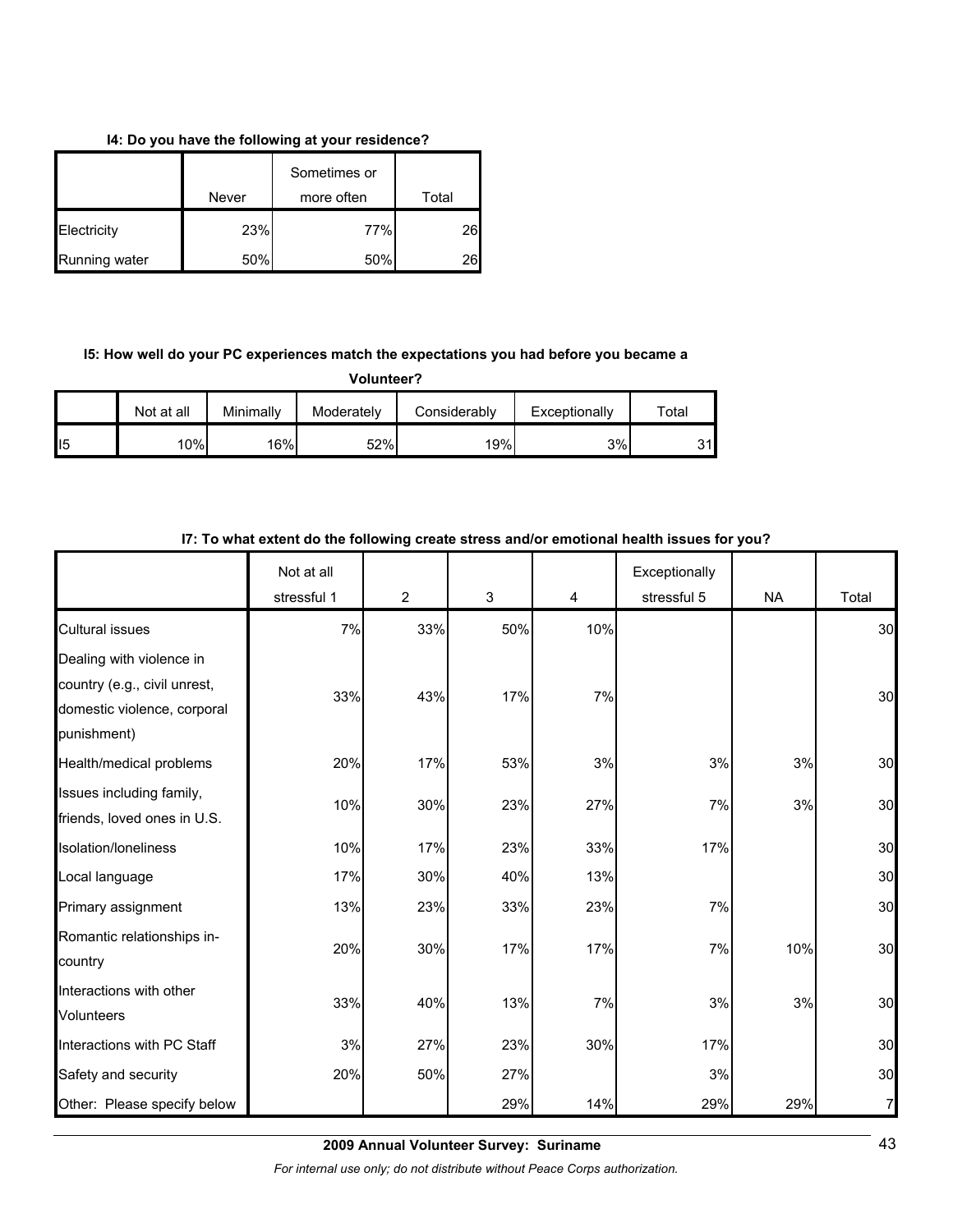**I4: Do you have the following at your residence?**

| | Never | Sometimes or more often | Total |
|---|---|---|---|
| Electricity | 23% | 77% | 26 |
| Running water | 50% | 50% | 26 |

**I5: How well do your PC experiences match the expectations you had before you became a Volunteer?**

| | Not at all | Minimally | Moderately | Considerably | Exceptionally | Total |
|---|---|---|---|---|---|---|
| I5 | 10% | 16% | 52% | 19% | 3% | 31 |

**I7: To what extent do the following create stress and/or emotional health issues for you?**

| | Not at all stressful 1 | 2 | 3 | 4 | Exceptionally stressful 5 | NA | Total |
|---|---|---|---|---|---|---|---|
| Cultural issues | 7% | 33% | 50% | 10% | | | 30 |
| Dealing with violence in country (e.g., civil unrest, domestic violence, corporal punishment) | 33% | 43% | 17% | 7% | | | 30 |
| Health/medical problems | 20% | 17% | 53% | 3% | 3% | 3% | 30 |
| Issues including family, friends, loved ones in U.S. | 10% | 30% | 23% | 27% | 7% | 3% | 30 |
| Isolation/loneliness | 10% | 17% | 23% | 33% | 17% | | 30 |
| Local language | 17% | 30% | 40% | 13% | | | 30 |
| Primary assignment | 13% | 23% | 33% | 23% | 7% | | 30 |
| Romantic relationships in-country | 20% | 30% | 17% | 17% | 7% | 10% | 30 |
| Interactions with other Volunteers | 33% | 40% | 13% | 7% | 3% | 3% | 30 |
| Interactions with PC Staff | 3% | 27% | 23% | 30% | 17% | | 30 |
| Safety and security | 20% | 50% | 27% | | 3% | | 30 |
| Other: Please specify below | | | 29% | 14% | 29% | 29% | 7 |

**2009 Annual Volunteer Survey: Suriname**

*For internal use only; do not distribute without Peace Corps authorization.*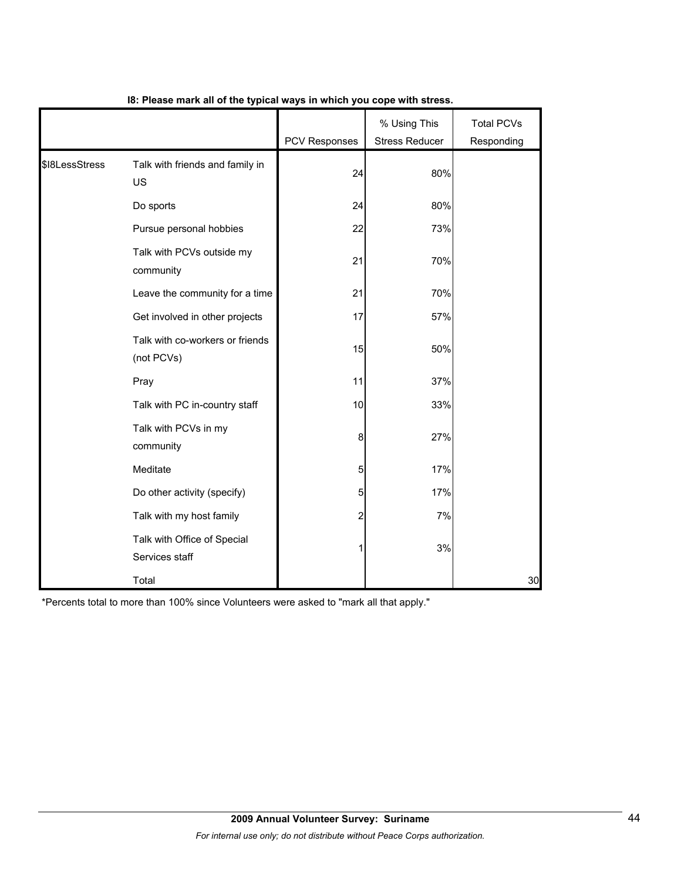**I8: Please mark all of the typical ways in which you cope with stress.**

| | | PCV Responses | % Using This Stress Reducer | Total PCVs Responding |
|---|---|---|---|---|
| $I8LessStress | Talk with friends and family in US | 24 | 80% | |
| | Do sports | 24 | 80% | |
| | Pursue personal hobbies | 22 | 73% | |
| | Talk with PCVs outside my community | 21 | 70% | |
| | Leave the community for a time | 21 | 70% | |
| | Get involved in other projects | 17 | 57% | |
| | Talk with co-workers or friends (not PCVs) | 15 | 50% | |
| | Pray | 11 | 37% | |
| | Talk with PC in-country staff | 10 | 33% | |
| | Talk with PCVs in my community | 8 | 27% | |
| | Meditate | 5 | 17% | |
| | Do other activity (specify) | 5 | 17% | |
| | Talk with my host family | 2 | 7% | |
| | Talk with Office of Special Services staff | 1 | 3% | |
| | Total | | | 30 |

*Percents total to more than 100% since Volunteers were asked to "mark all that apply."

**2009 Annual Volunteer Survey: Suriname**

*For internal use only; do not distribute without Peace Corps authorization.*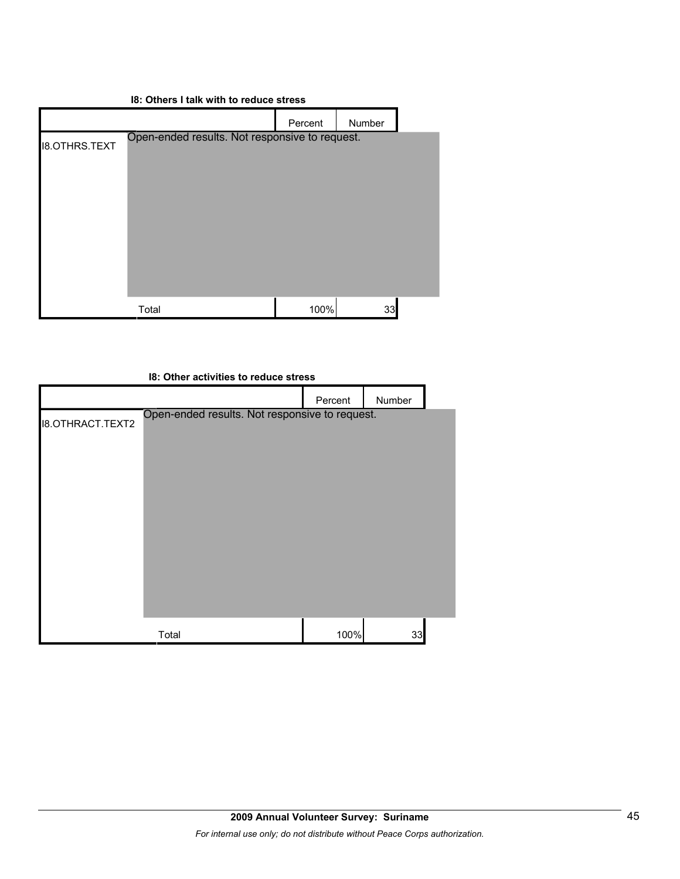**I8: Others I talk with to reduce stress**

| | | Percent | Number |
|---|---|---|---|
| I8.OTHRS.TEXT | Open-ended results. Not responsive to request. | | |
| | Total | 100% | 33 |

**I8: Other activities to reduce stress**

| | | Percent | Number |
|---|---|---|---|
| I8.OTHRACT.TEXT2 | Open-ended results. Not responsive to request. | | |
| | Total | 100% | 33 |

**2009 Annual Volunteer Survey: Suriname**

*For internal use only; do not distribute without Peace Corps authorization.*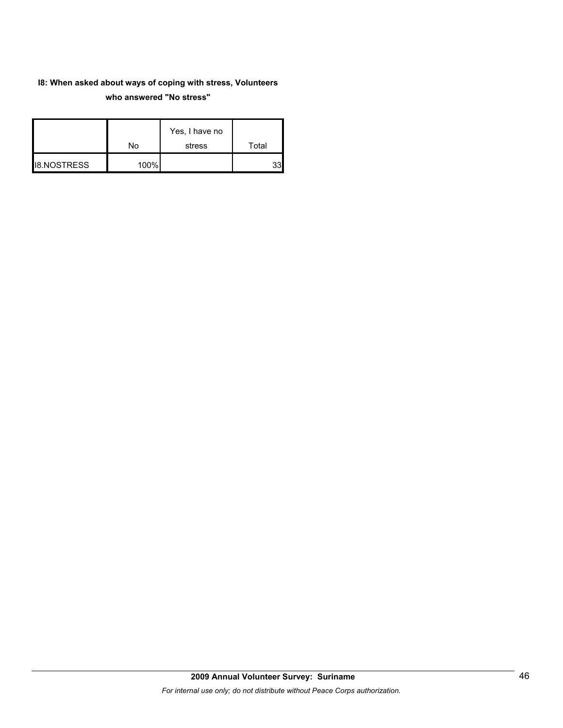**I8: When asked about ways of coping with stress, Volunteers who answered "No stress"**

| | No | Yes, I have no stress | Total |
|---|---|---|---|
| I8.NOSTRESS | 100% | | 33 |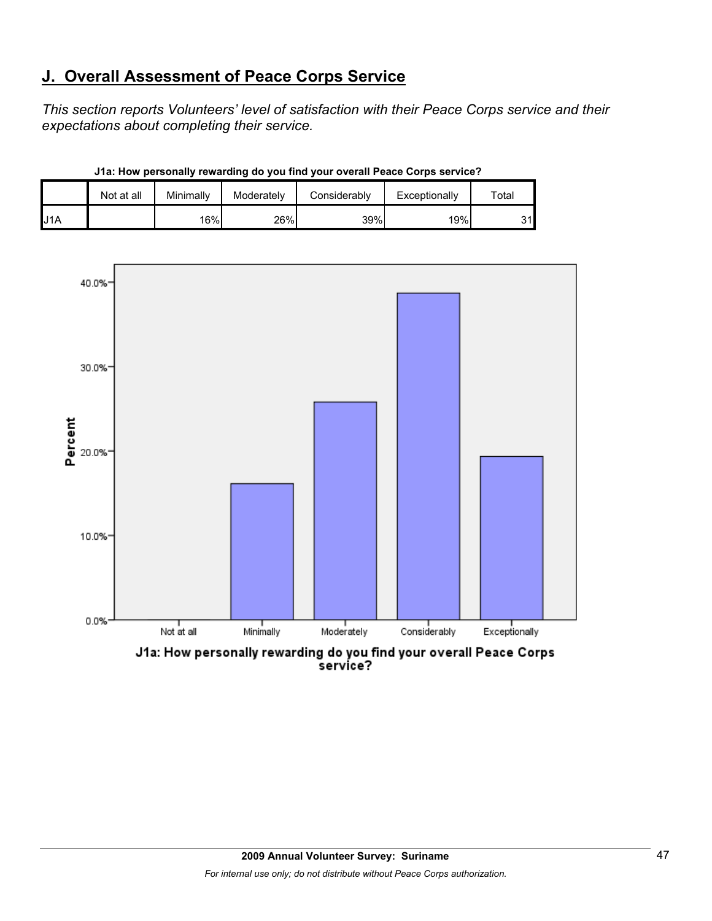## J. Overall Assessment of Peace Corps Service

*This section reports Volunteers' level of satisfaction with their Peace Corps service and their expectations about completing their service.*

**J1a: How personally rewarding do you find your overall Peace Corps service?**

| | Not at all | Minimally | Moderately | Considerably | Exceptionally | Total |
|---|---|---|---|---|---|---|
| J1A | | 16% | 26% | 39% | 19% | 31 |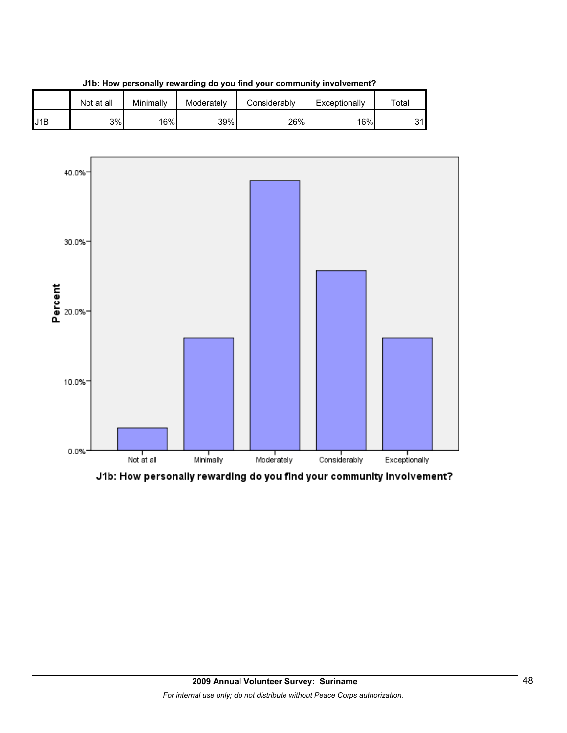**J1b: How personally rewarding do you find your community involvement?**

| | Not at all | Minimally | Moderately | Considerably | Exceptionally | Total |
|---|---|---|---|---|---|---|
| J1B | 3% | 16% | 39% | 26% | 16% | 31 |

J1b: How personally rewarding do you find your community involvement?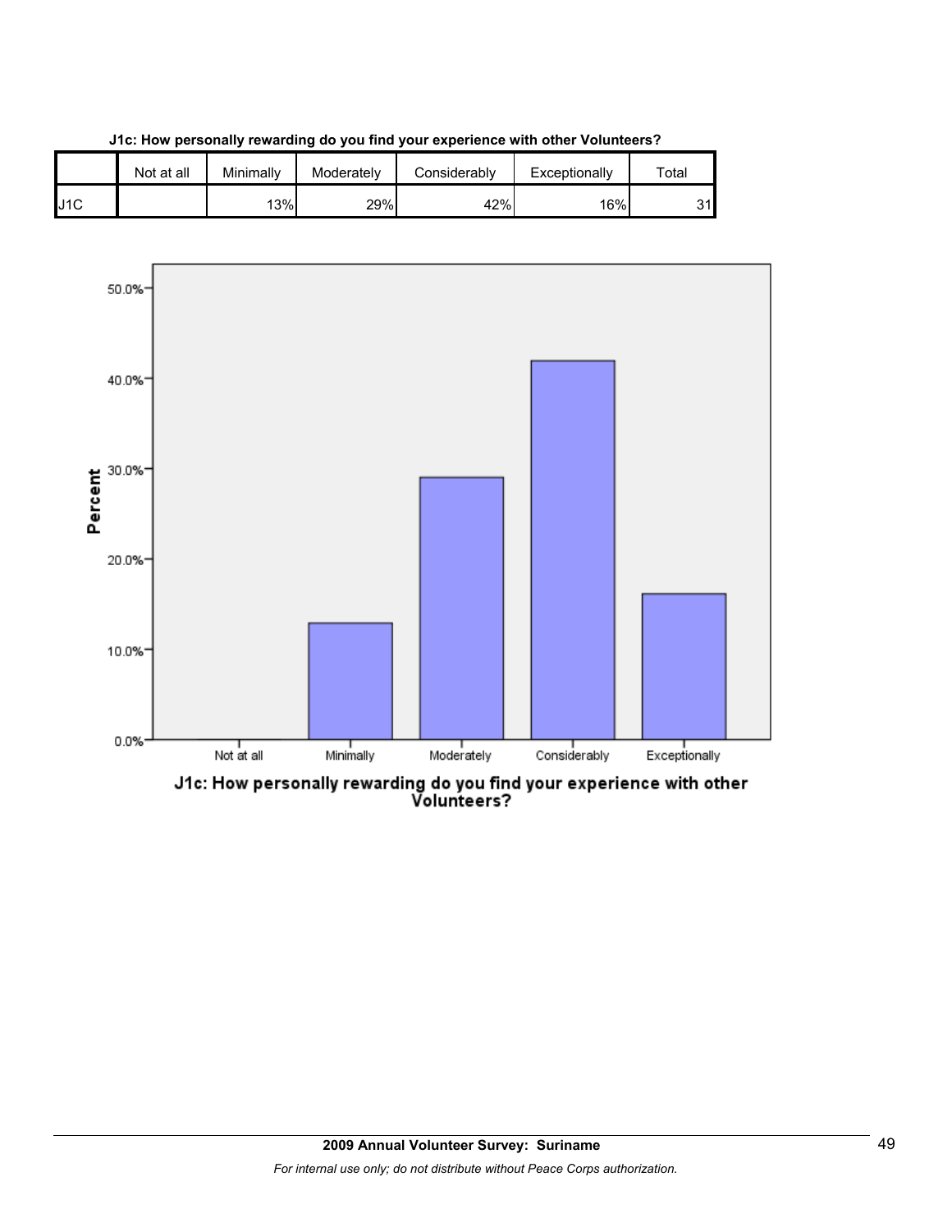**J1c: How personally rewarding do you find your experience with other Volunteers?**

| | Not at all | Minimally | Moderately | Considerably | Exceptionally | Total |
|---|---|---|---|---|---|---|
| J1C | | 13% | 29% | 42% | 16% | 31 |

J1c: How personally rewarding do you find your experience with other Volunteers?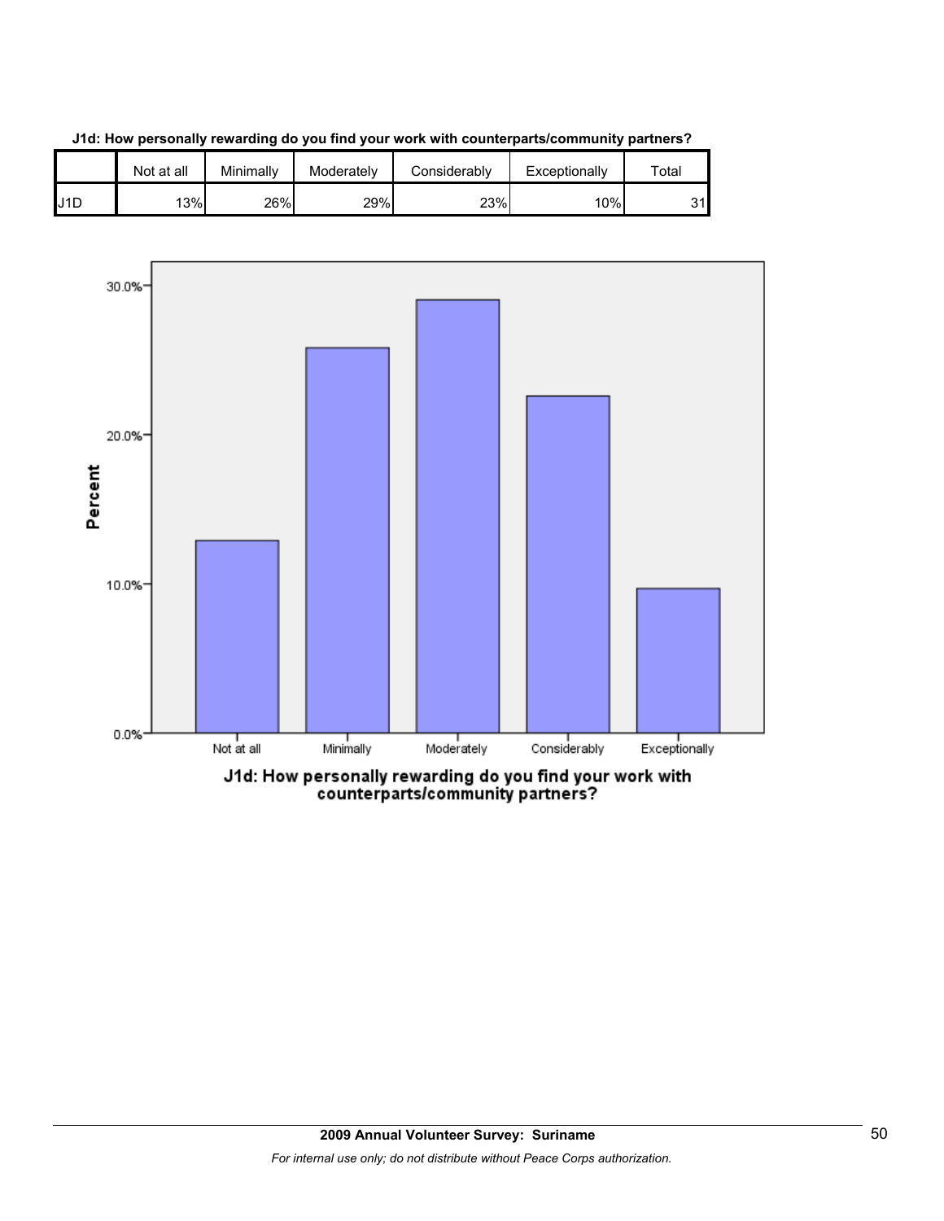**J1d: How personally rewarding do you find your work with counterparts/community partners?**

| | Not at all | Minimally | Moderately | Considerably | Exceptionally | Total |
|---|---|---|---|---|---|---|
| J1D | 13% | 26% | 29% | 23% | 10% | 31 |

J1d: How personally rewarding do you find your work with counterparts/community partners?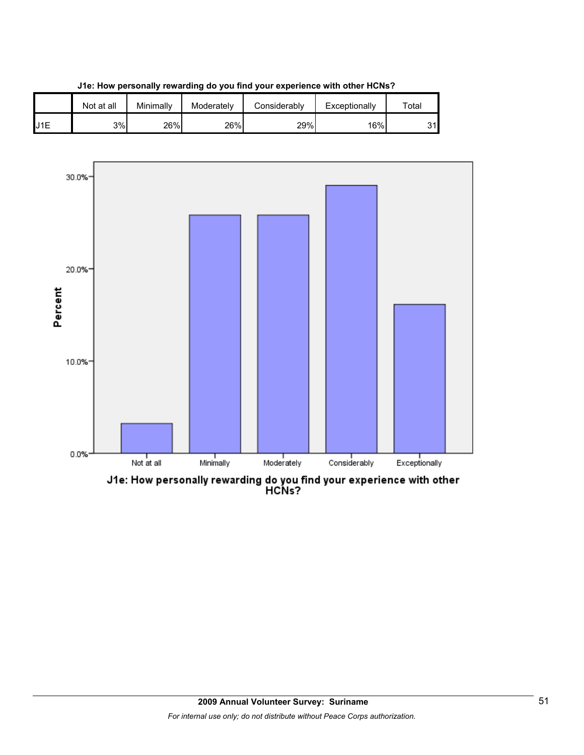**J1e: How personally rewarding do you find your experience with other HCNs?**

| | Not at all | Minimally | Moderately | Considerably | Exceptionally | Total |
|---|---|---|---|---|---|---|
| J1E | 3% | 26% | 26% | 29% | 16% | 31 |

J1e: How personally rewarding do you find your experience with other HCNs?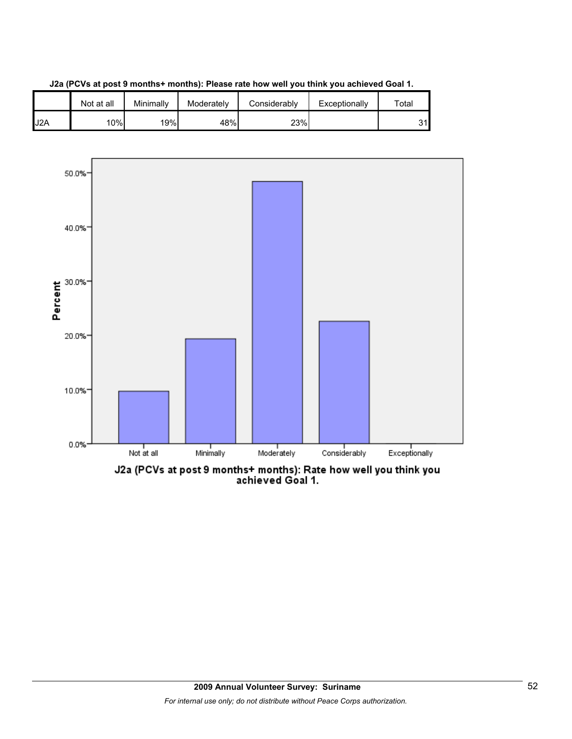**J2a (PCVs at post 9 months+ months): Please rate how well you think you achieved Goal 1.**

| | Not at all | Minimally | Moderately | Considerably | Exceptionally | Total |
|---|---|---|---|---|---|---|
| J2A | 10% | 19% | 48% | 23% | | 31 |

J2a (PCVs at post 9 months+ months): Rate how well you think you achieved Goal 1.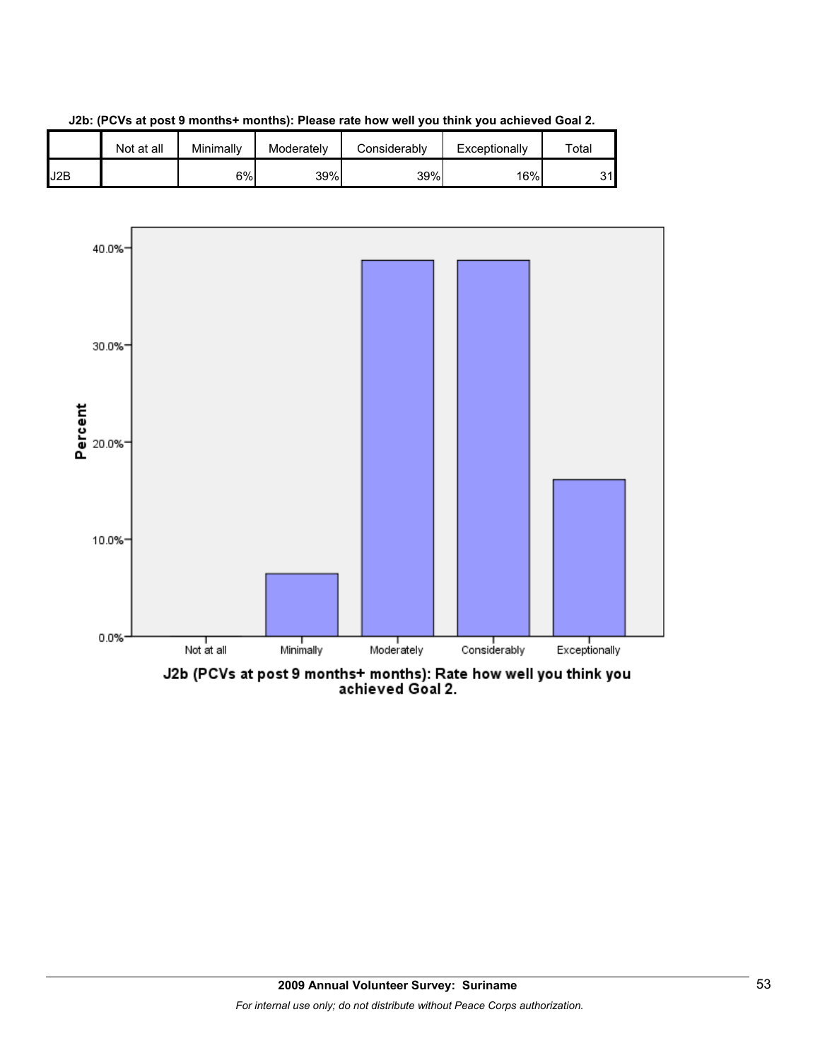**J2b: (PCVs at post 9 months+ months): Please rate how well you think you achieved Goal 2.**

| | Not at all | Minimally | Moderately | Considerably | Exceptionally | Total |
|---|---|---|---|---|---|---|
| J2B | | 6% | 39% | 39% | 16% | 31 |

J2b (PCVs at post 9 months+ months): Rate how well you think you achieved Goal 2.

**2009 Annual Volunteer Survey: Suriname**

*For internal use only; do not distribute without Peace Corps authorization.*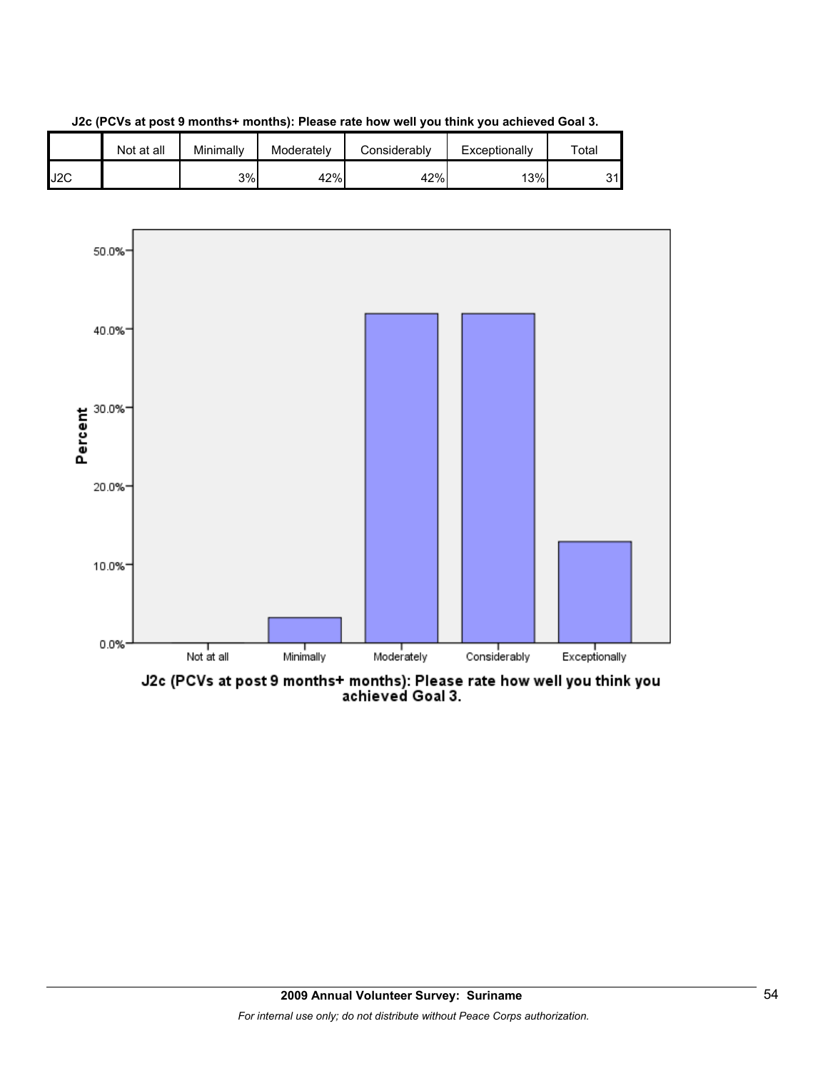**J2c (PCVs at post 9 months+ months): Please rate how well you think you achieved Goal 3.**

|  | Not at all | Minimally | Moderately | Considerably | Exceptionally | Total |
|---|---|---|---|---|---|---|
| J2C |  | 3% | 42% | 42% | 13% | 31 |

J2c (PCVs at post 9 months+ months): Please rate how well you think you achieved Goal 3.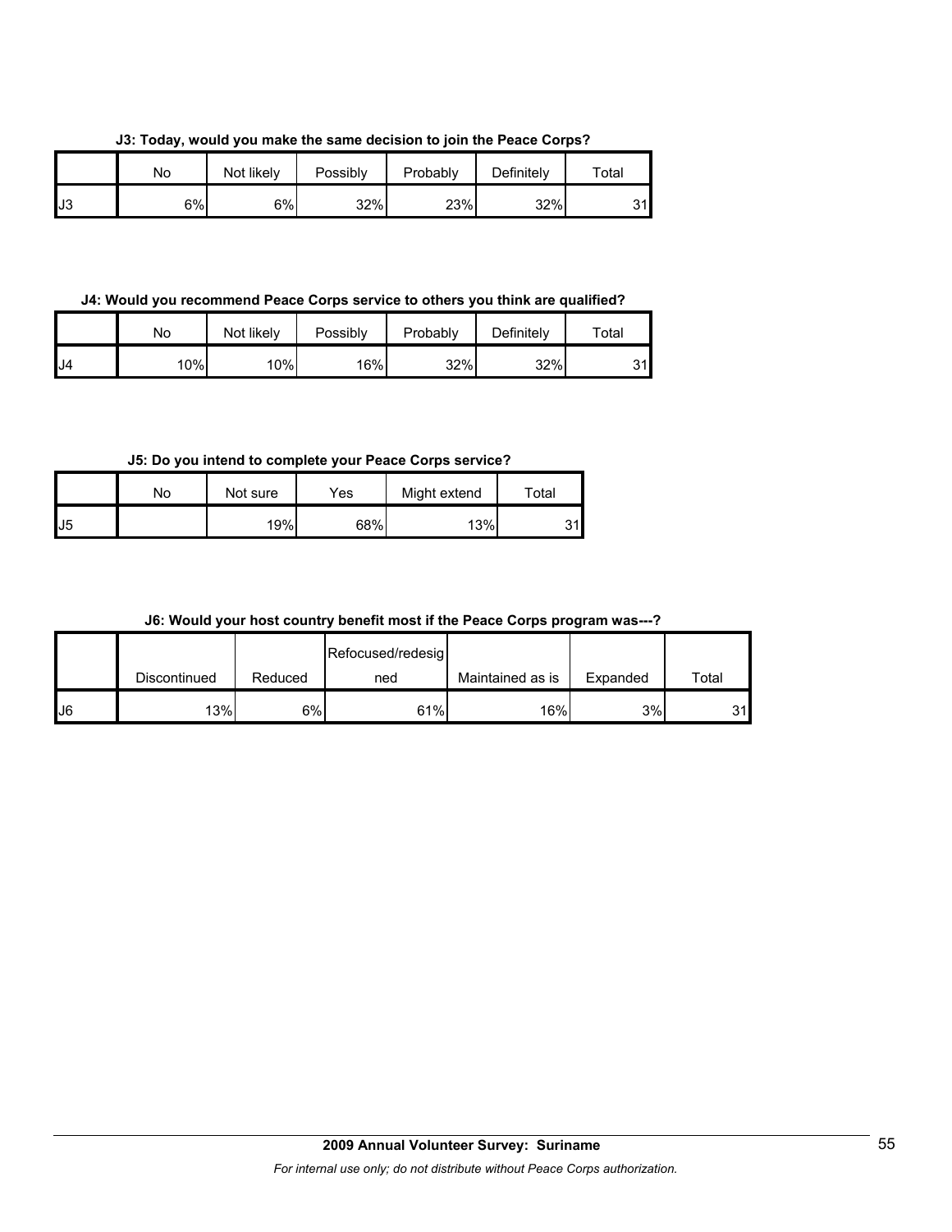**J3: Today, would you make the same decision to join the Peace Corps?**

| | No | Not likely | Possibly | Probably | Definitely | Total |
|---|---|---|---|---|---|---|
| J3 | 6% | 6% | 32% | 23% | 32% | 31 |

**J4: Would you recommend Peace Corps service to others you think are qualified?**

| | No | Not likely | Possibly | Probably | Definitely | Total |
|---|---|---|---|---|---|---|
| J4 | 10% | 10% | 16% | 32% | 32% | 31 |

**J5: Do you intend to complete your Peace Corps service?**

| | No | Not sure | Yes | Might extend | Total |
|---|---|---|---|---|---|
| J5 | | 19% | 68% | 13% | 31 |

**J6: Would your host country benefit most if the Peace Corps program was---?**

| | Discontinued | Reduced | Refocused/redesigned | Maintained as is | Expanded | Total |
|---|---|---|---|---|---|---|
| J6 | 13% | 6% | 61% | 16% | 3% | 31 |

**2009 Annual Volunteer Survey: Suriname**

*For internal use only; do not distribute without Peace Corps authorization.*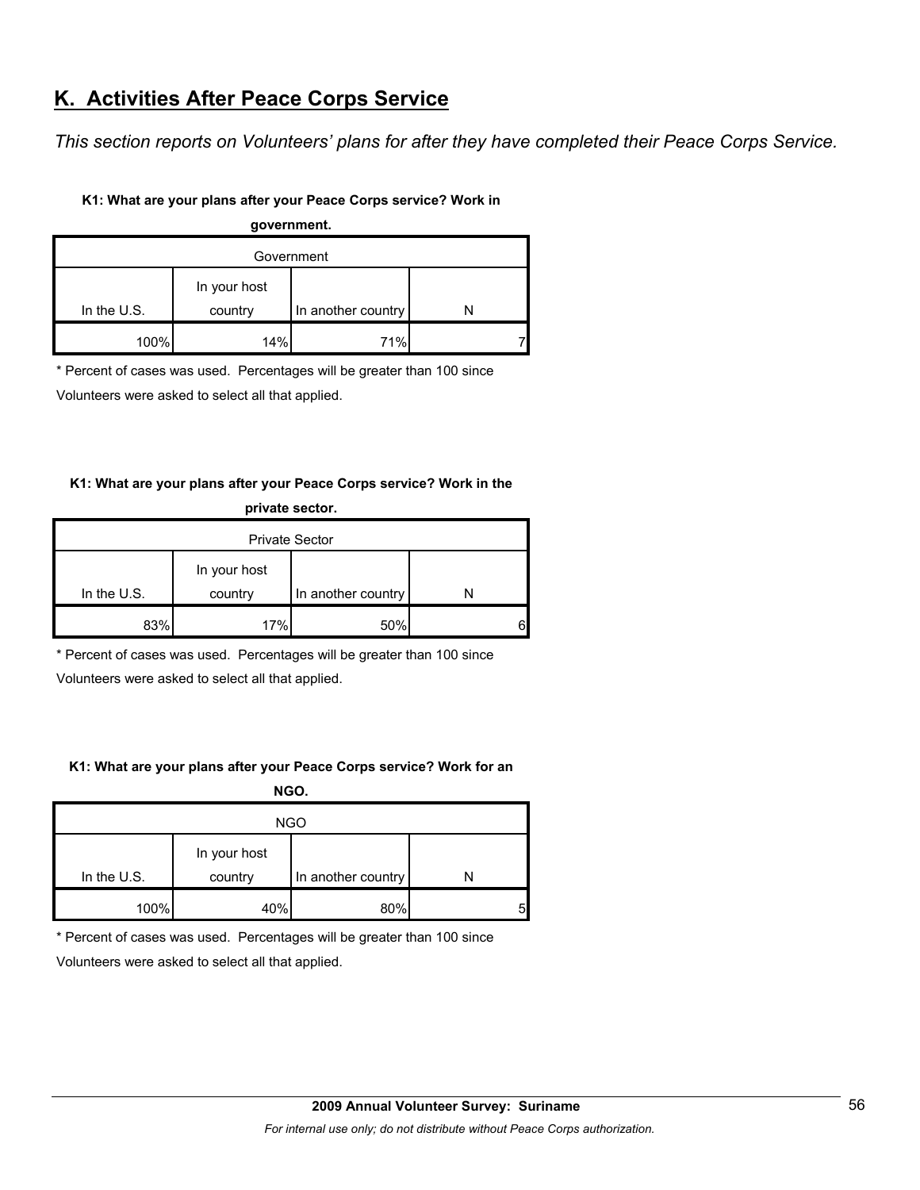## K. Activities After Peace Corps Service

*This section reports on Volunteers' plans for after they have completed their Peace Corps Service.*

**K1: What are your plans after your Peace Corps service? Work in government.**

| Government | | | |
|---|---|---|---|
| In the U.S. | In your host country | In another country | N |
| 100% | 14% | 71% | 7 |

\* Percent of cases was used. Percentages will be greater than 100 since Volunteers were asked to select all that applied.

**K1: What are your plans after your Peace Corps service? Work in the private sector.**

| Private Sector | | | |
|---|---|---|---|
| In the U.S. | In your host country | In another country | N |
| 83% | 17% | 50% | 6 |

\* Percent of cases was used. Percentages will be greater than 100 since Volunteers were asked to select all that applied.

**K1: What are your plans after your Peace Corps service? Work for an NGO.**

| NGO | | | |
|---|---|---|---|
| In the U.S. | In your host country | In another country | N |
| 100% | 40% | 80% | 5 |

\* Percent of cases was used. Percentages will be greater than 100 since Volunteers were asked to select all that applied.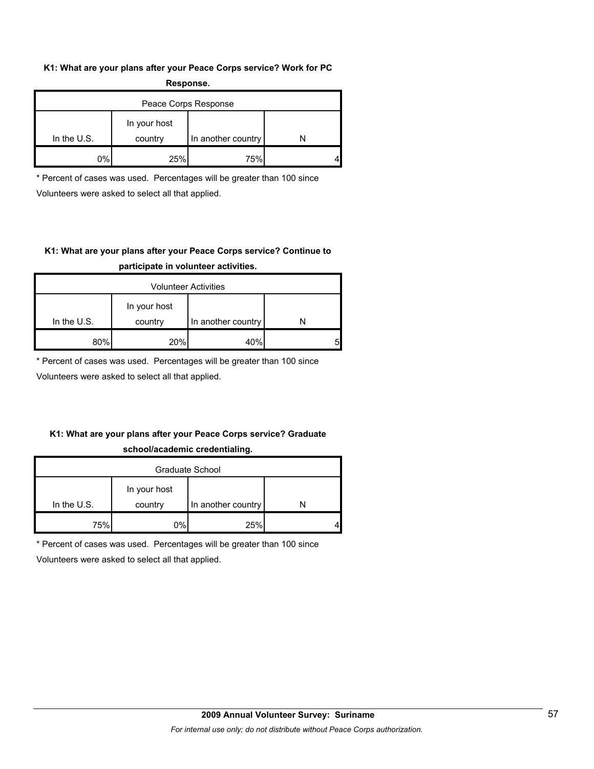**K1: What are your plans after your Peace Corps service? Work for PC Response.**

| Peace Corps Response | | | |
|---|---|---|---|
| In the U.S. | In your host country | In another country | N |
| 0% | 25% | 75% | 4 |

* Percent of cases was used. Percentages will be greater than 100 since Volunteers were asked to select all that applied.

**K1: What are your plans after your Peace Corps service? Continue to participate in volunteer activities.**

| Volunteer Activities | | | |
|---|---|---|---|
| In the U.S. | In your host country | In another country | N |
| 80% | 20% | 40% | 5 |

* Percent of cases was used. Percentages will be greater than 100 since Volunteers were asked to select all that applied.

**K1: What are your plans after your Peace Corps service? Graduate school/academic credentialing.**

| Graduate School | | | |
|---|---|---|---|
| In the U.S. | In your host country | In another country | N |
| 75% | 0% | 25% | 4 |

* Percent of cases was used. Percentages will be greater than 100 since Volunteers were asked to select all that applied.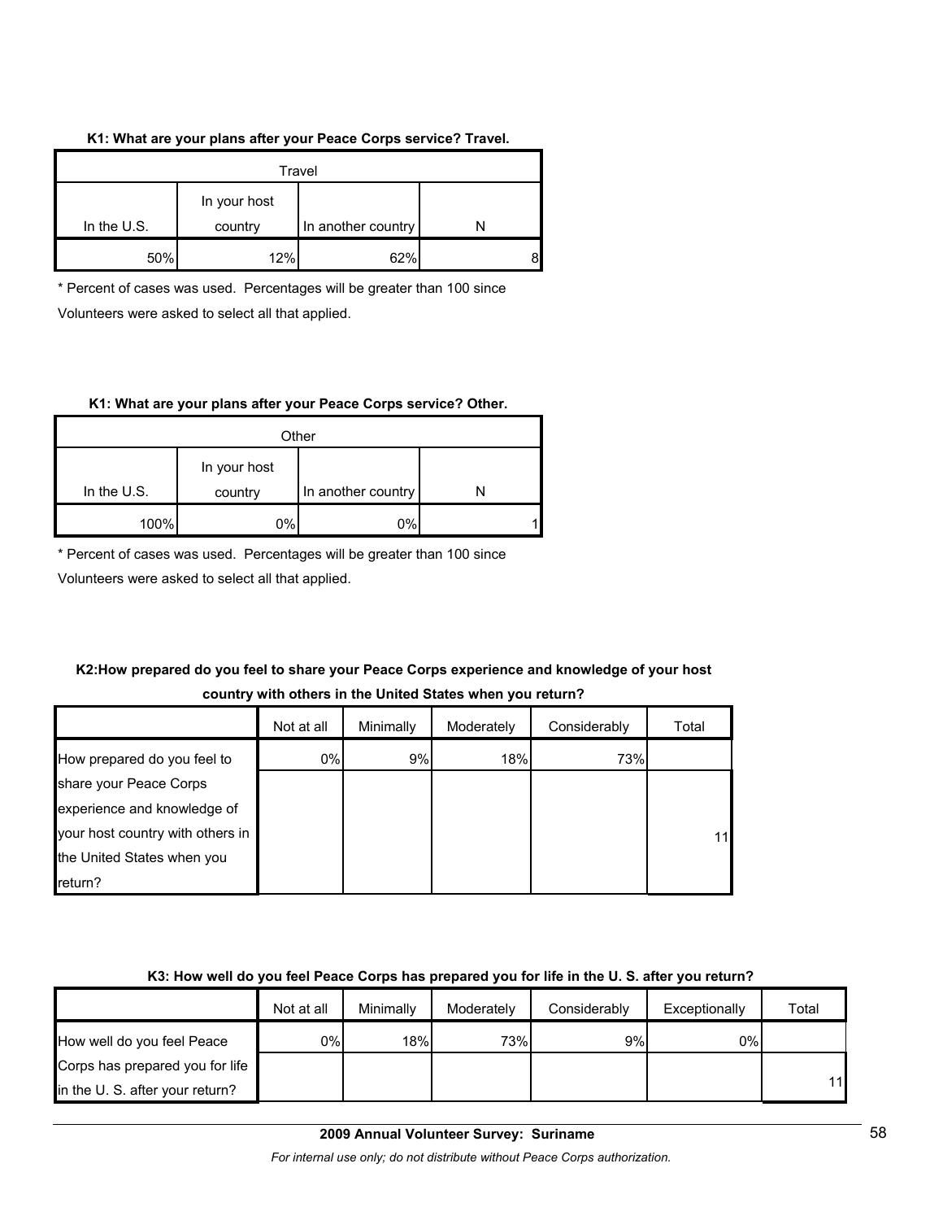**K1: What are your plans after your Peace Corps service? Travel.**

| Travel | | | |
|---|---|---|---|
| In the U.S. | In your host country | In another country | N |
| 50% | 12% | 62% | 8 |

\* Percent of cases was used. Percentages will be greater than 100 since Volunteers were asked to select all that applied.

**K1: What are your plans after your Peace Corps service? Other.**

| Other | | | |
|---|---|---|---|
| In the U.S. | In your host country | In another country | N |
| 100% | 0% | 0% | 1 |

\* Percent of cases was used. Percentages will be greater than 100 since Volunteers were asked to select all that applied.

**K2:How prepared do you feel to share your Peace Corps experience and knowledge of your host country with others in the United States when you return?**

| | Not at all | Minimally | Moderately | Considerably | Total |
|---|---|---|---|---|---|
| How prepared do you feel to share your Peace Corps experience and knowledge of your host country with others in the United States when you return? | 0% | 9% | 18% | 73% | 11 |

**K3: How well do you feel Peace Corps has prepared you for life in the U. S. after you return?**

| | Not at all | Minimally | Moderately | Considerably | Exceptionally | Total |
|---|---|---|---|---|---|---|
| How well do you feel Peace Corps has prepared you for life in the U. S. after your return? | 0% | 18% | 73% | 9% | 0% | 11 |

**2009 Annual Volunteer Survey: Suriname**

*For internal use only; do not distribute without Peace Corps authorization.*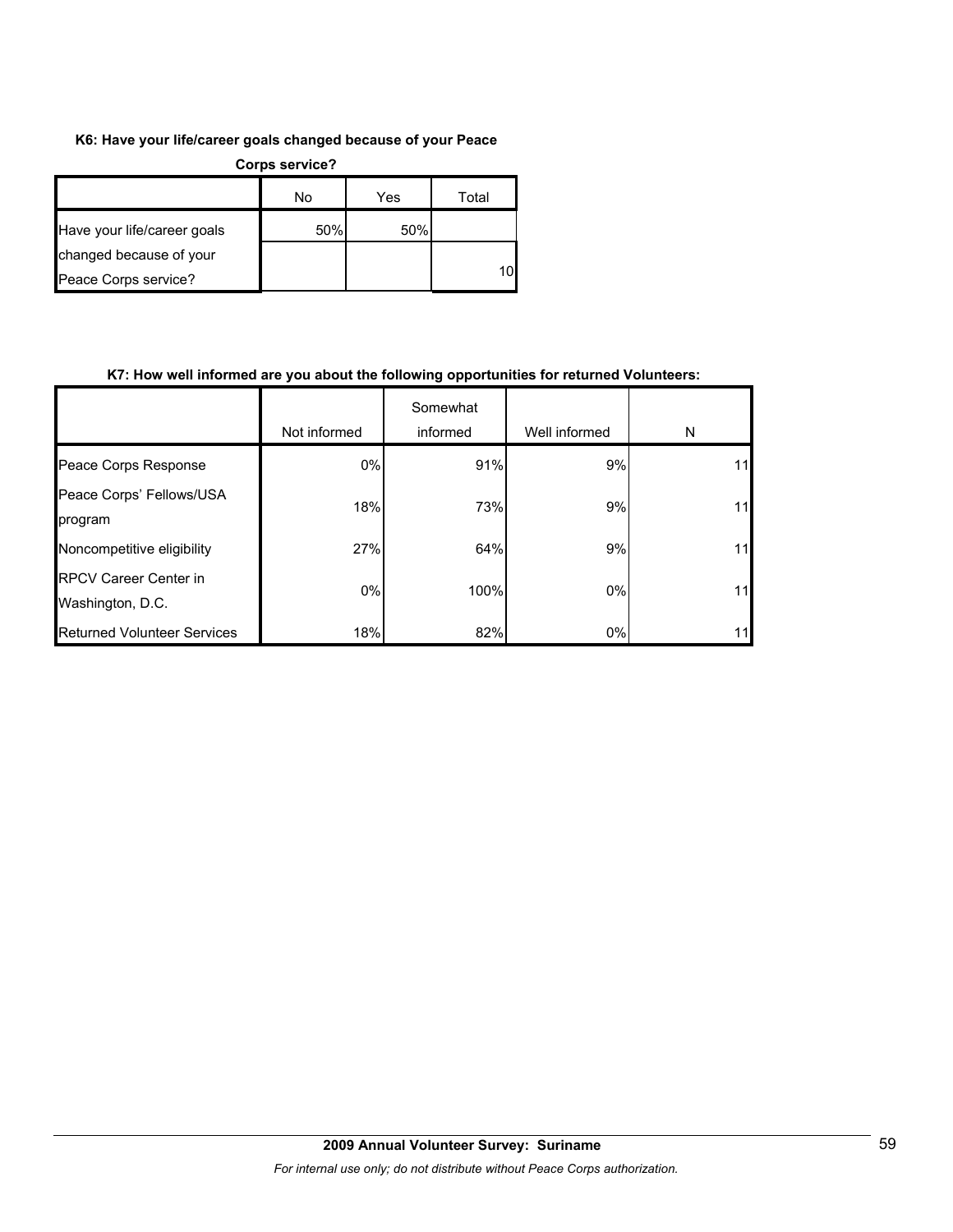**K6: Have your life/career goals changed because of your Peace Corps service?**

| | No | Yes | Total |
|---|---|---|---|
| Have your life/career goals changed because of your Peace Corps service? | 50% | 50% | 10 |

**K7: How well informed are you about the following opportunities for returned Volunteers:**

| | Not informed | Somewhat informed | Well informed | N |
|---|---|---|---|---|
| Peace Corps Response | 0% | 91% | 9% | 11 |
| Peace Corps' Fellows/USA program | 18% | 73% | 9% | 11 |
| Noncompetitive eligibility | 27% | 64% | 9% | 11 |
| RPCV Career Center in Washington, D.C. | 0% | 100% | 0% | 11 |
| Returned Volunteer Services | 18% | 82% | 0% | 11 |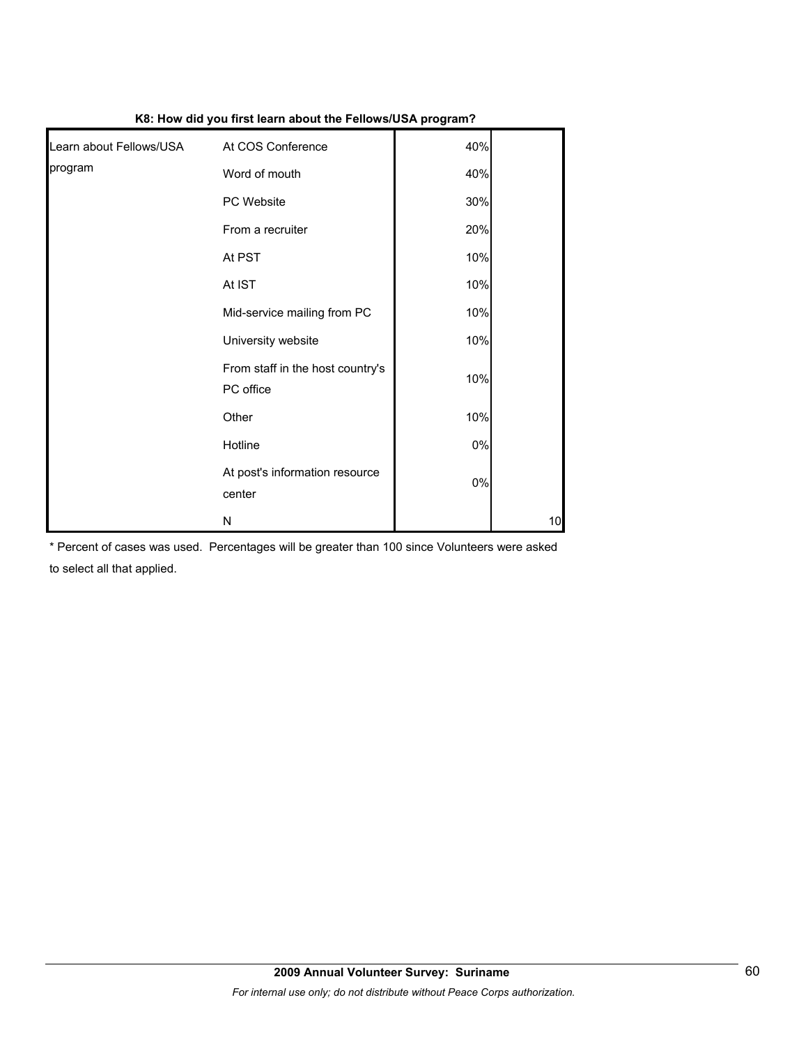**K8: How did you first learn about the Fellows/USA program?**

| | | | |
|---|---|---|---|
| Learn about Fellows/USA program | At COS Conference | 40% | |
| | Word of mouth | 40% | |
| | PC Website | 30% | |
| | From a recruiter | 20% | |
| | At PST | 10% | |
| | At IST | 10% | |
| | Mid-service mailing from PC | 10% | |
| | University website | 10% | |
| | From staff in the host country's PC office | 10% | |
| | Other | 10% | |
| | Hotline | 0% | |
| | At post's information resource center | 0% | |
| | N | | 10 |

* Percent of cases was used. Percentages will be greater than 100 since Volunteers were asked to select all that applied.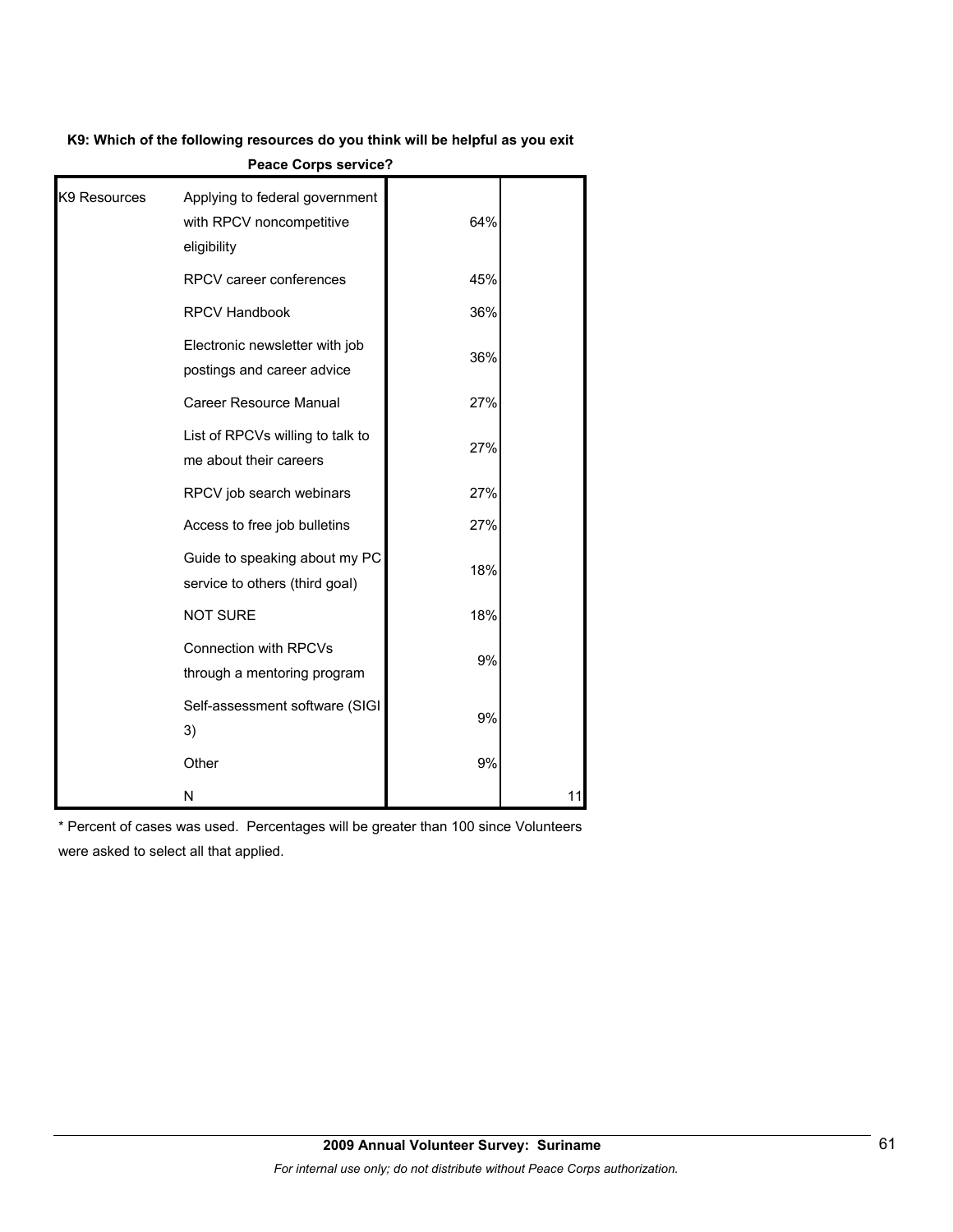**K9: Which of the following resources do you think will be helpful as you exit Peace Corps service?**

| | | | |
|---|---|---|---|
| K9 Resources | Applying to federal government with RPCV noncompetitive eligibility | 64% | |
| | RPCV career conferences | 45% | |
| | RPCV Handbook | 36% | |
| | Electronic newsletter with job postings and career advice | 36% | |
| | Career Resource Manual | 27% | |
| | List of RPCVs willing to talk to me about their careers | 27% | |
| | RPCV job search webinars | 27% | |
| | Access to free job bulletins | 27% | |
| | Guide to speaking about my PC service to others (third goal) | 18% | |
| | NOT SURE | 18% | |
| | Connection with RPCVs through a mentoring program | 9% | |
| | Self-assessment software (SIGI 3) | 9% | |
| | Other | 9% | |
| | N | | 11 |

* Percent of cases was used. Percentages will be greater than 100 since Volunteers were asked to select all that applied.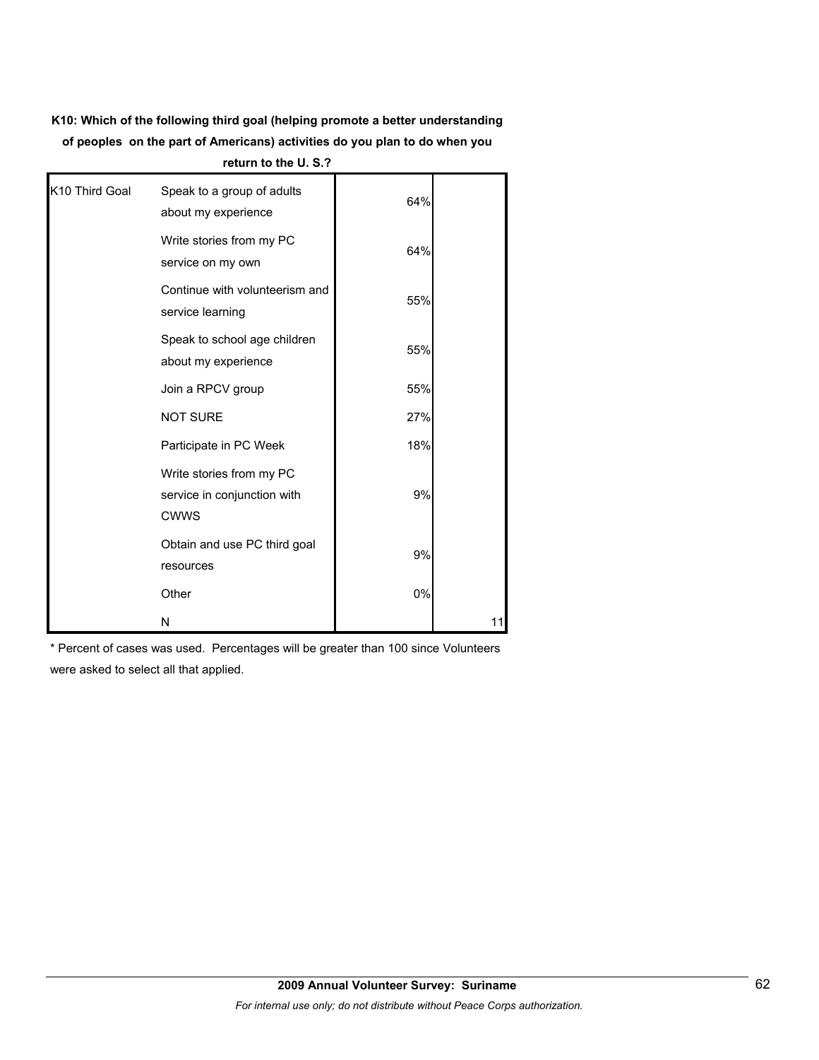**K10: Which of the following third goal (helping promote a better understanding of peoples on the part of Americans) activities do you plan to do when you return to the U. S.?**

| | | | |
|---|---|---|---|
| K10 Third Goal | Speak to a group of adults about my experience | 64% | |
| | Write stories from my PC service on my own | 64% | |
| | Continue with volunteerism and service learning | 55% | |
| | Speak to school age children about my experience | 55% | |
| | Join a RPCV group | 55% | |
| | NOT SURE | 27% | |
| | Participate in PC Week | 18% | |
| | Write stories from my PC service in conjunction with CWWS | 9% | |
| | Obtain and use PC third goal resources | 9% | |
| | Other | 0% | |
| | N | | 11 |

* Percent of cases was used. Percentages will be greater than 100 since Volunteers were asked to select all that applied.